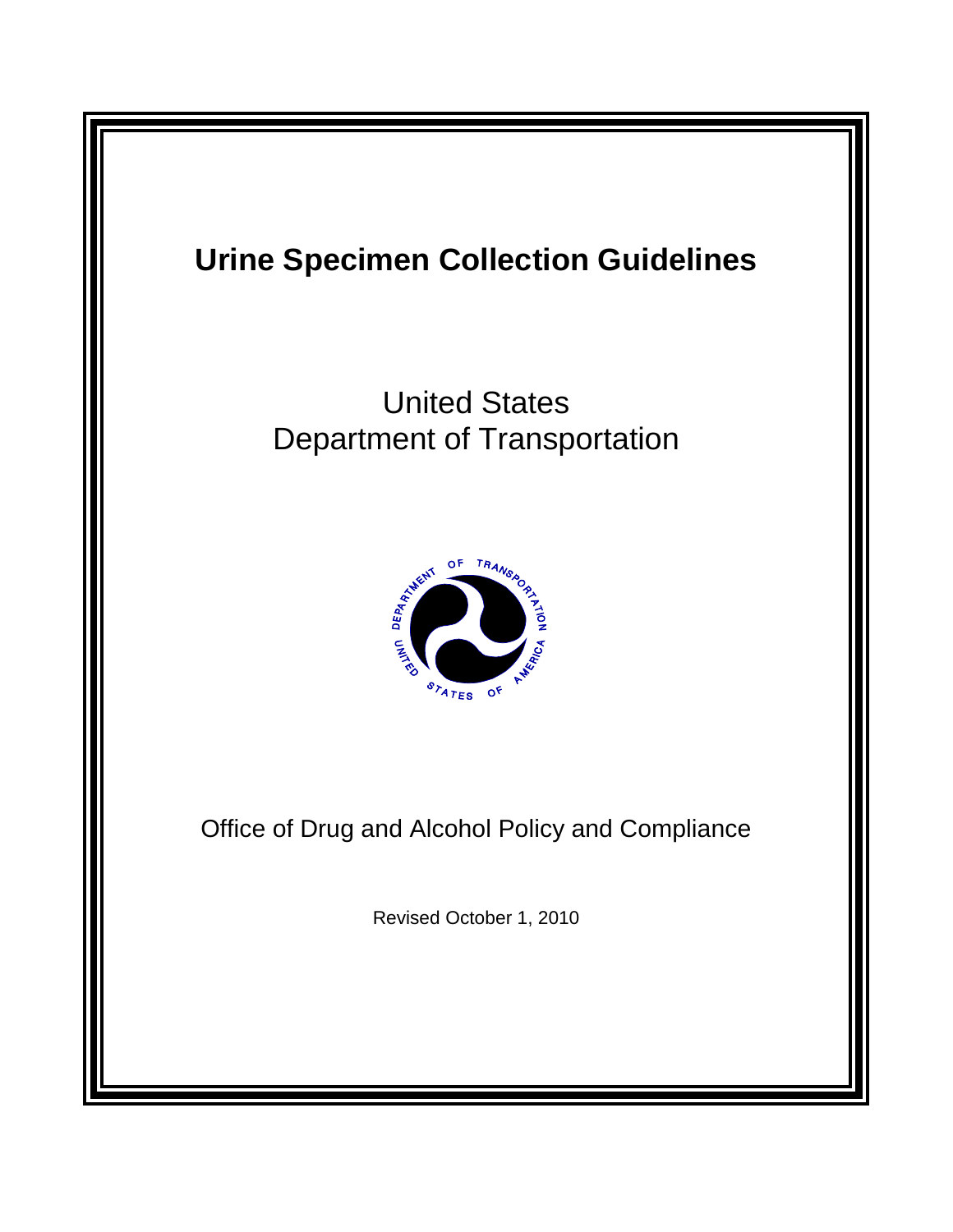# Urine Specimen Collection Guidelines

United States
Department of Transportation

Office of Drug and Alcohol Policy and Compliance

Revised October 1, 2010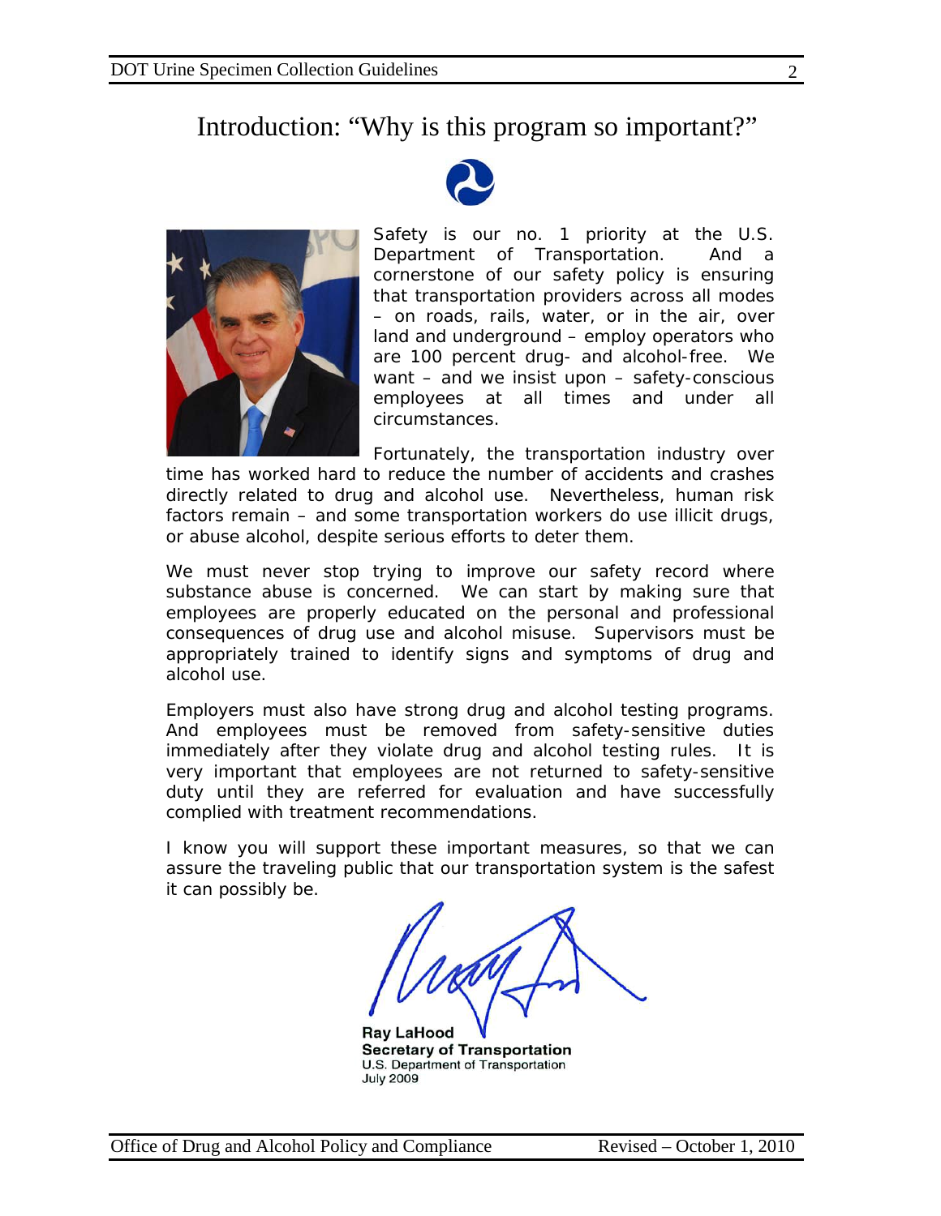# Introduction: "Why is this program so important?"

Safety is our no. 1 priority at the U.S. Department of Transportation. And a cornerstone of our safety policy is ensuring that transportation providers across all modes – on roads, rails, water, or in the air, over land and underground – employ operators who are 100 percent drug- and alcohol-free. We want – and we insist upon – safety-conscious employees at all times and under all circumstances.

Fortunately, the transportation industry over time has worked hard to reduce the number of accidents and crashes directly related to drug and alcohol use. Nevertheless, human risk factors remain – and some transportation workers do use illicit drugs, or abuse alcohol, despite serious efforts to deter them.

We must never stop trying to improve our safety record where substance abuse is concerned. We can start by making sure that employees are properly educated on the personal and professional consequences of drug use and alcohol misuse. Supervisors must be appropriately trained to identify signs and symptoms of drug and alcohol use.

Employers must also have strong drug and alcohol testing programs. And employees must be removed from safety-sensitive duties immediately after they violate drug and alcohol testing rules. It is very important that employees are not returned to safety-sensitive duty until they are referred for evaluation and have successfully complied with treatment recommendations.

I know you will support these important measures, so that we can assure the traveling public that our transportation system is the safest it can possibly be.

**Ray LaHood**
**Secretary of Transportation**
U.S. Department of Transportation
July 2009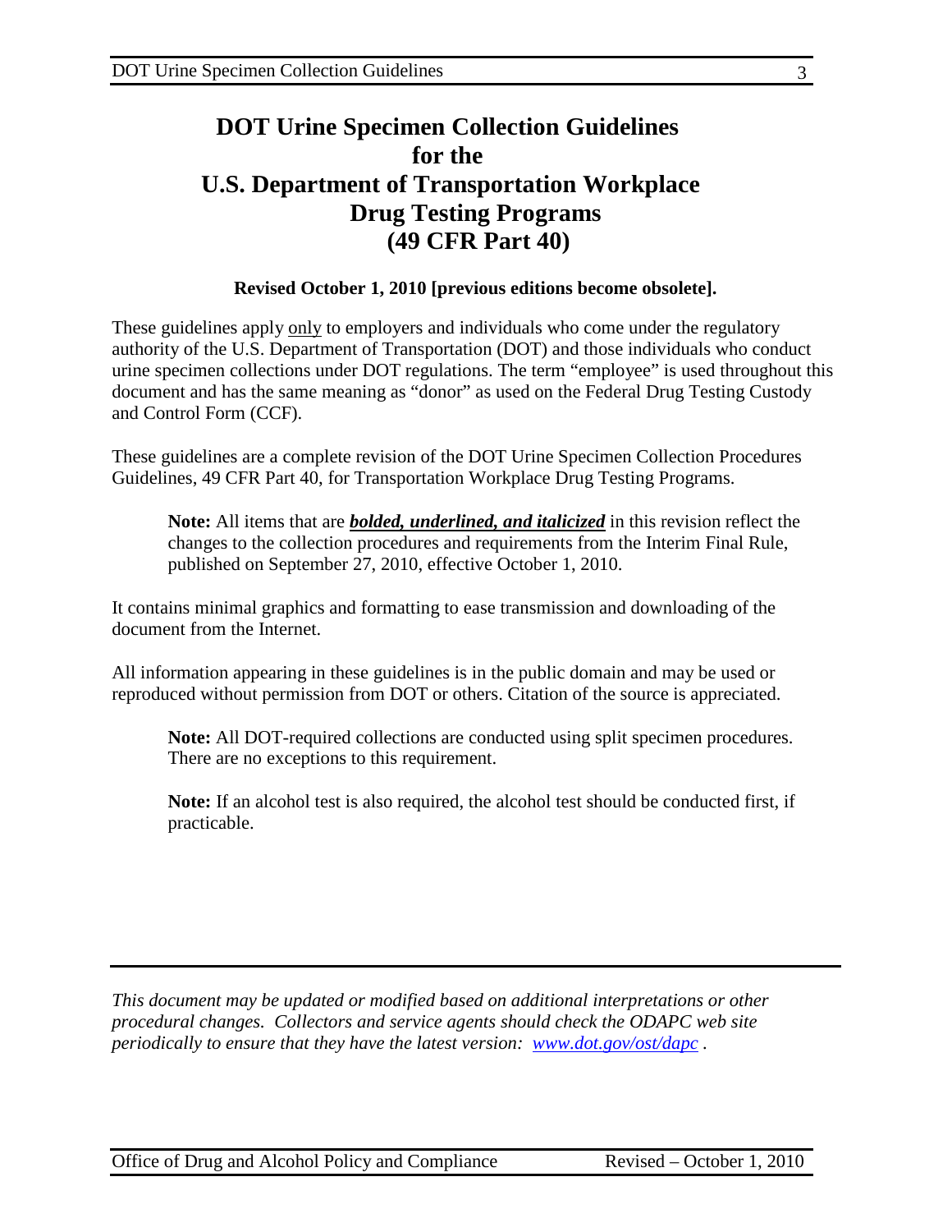# DOT Urine Specimen Collection Guidelines for the U.S. Department of Transportation Workplace Drug Testing Programs (49 CFR Part 40)

**Revised October 1, 2010 [previous editions become obsolete].**

These guidelines apply only to employers and individuals who come under the regulatory authority of the U.S. Department of Transportation (DOT) and those individuals who conduct urine specimen collections under DOT regulations. The term "employee" is used throughout this document and has the same meaning as "donor" as used on the Federal Drug Testing Custody and Control Form (CCF).

These guidelines are a complete revision of the DOT Urine Specimen Collection Procedures Guidelines, 49 CFR Part 40, for Transportation Workplace Drug Testing Programs.

> **Note:** All items that are ***bolded, underlined, and italicized*** in this revision reflect the changes to the collection procedures and requirements from the Interim Final Rule, published on September 27, 2010, effective October 1, 2010.

It contains minimal graphics and formatting to ease transmission and downloading of the document from the Internet.

All information appearing in these guidelines is in the public domain and may be used or reproduced without permission from DOT or others. Citation of the source is appreciated.

> **Note:** All DOT-required collections are conducted using split specimen procedures. There are no exceptions to this requirement.

> **Note:** If an alcohol test is also required, the alcohol test should be conducted first, if practicable.

---

*This document may be updated or modified based on additional interpretations or other procedural changes. Collectors and service agents should check the ODAPC web site periodically to ensure that they have the latest version: www.dot.gov/ost/dapc .*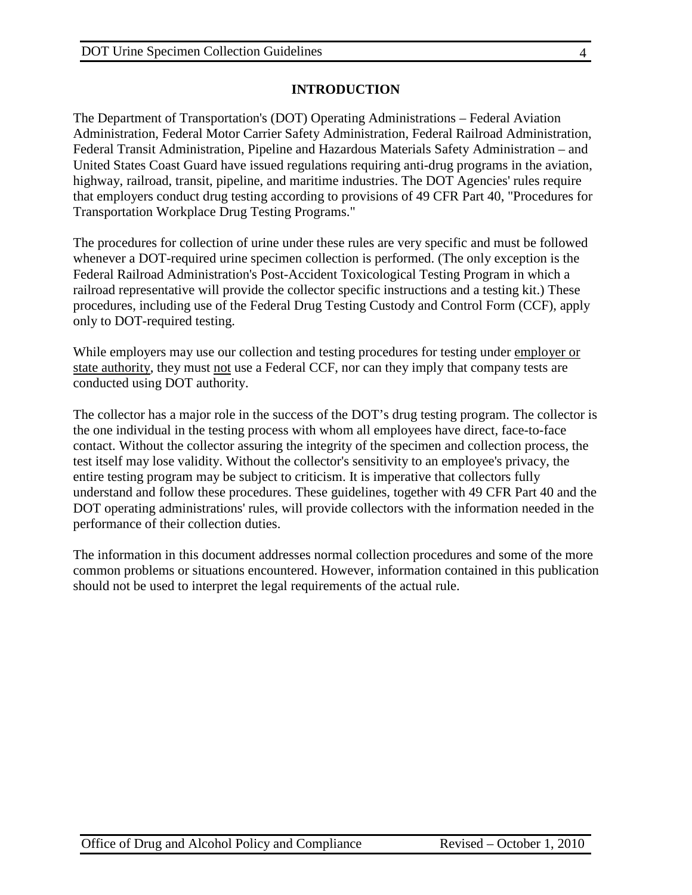# INTRODUCTION

The Department of Transportation's (DOT) Operating Administrations – Federal Aviation Administration, Federal Motor Carrier Safety Administration, Federal Railroad Administration, Federal Transit Administration, Pipeline and Hazardous Materials Safety Administration – and United States Coast Guard have issued regulations requiring anti-drug programs in the aviation, highway, railroad, transit, pipeline, and maritime industries. The DOT Agencies' rules require that employers conduct drug testing according to provisions of 49 CFR Part 40, "Procedures for Transportation Workplace Drug Testing Programs."

The procedures for collection of urine under these rules are very specific and must be followed whenever a DOT-required urine specimen collection is performed. (The only exception is the Federal Railroad Administration's Post-Accident Toxicological Testing Program in which a railroad representative will provide the collector specific instructions and a testing kit.) These procedures, including use of the Federal Drug Testing Custody and Control Form (CCF), apply only to DOT-required testing.

While employers may use our collection and testing procedures for testing under <u>employer or state authority</u>, they must <u>not</u> use a Federal CCF, nor can they imply that company tests are conducted using DOT authority.

The collector has a major role in the success of the DOT's drug testing program. The collector is the one individual in the testing process with whom all employees have direct, face-to-face contact. Without the collector assuring the integrity of the specimen and collection process, the test itself may lose validity. Without the collector's sensitivity to an employee's privacy, the entire testing program may be subject to criticism. It is imperative that collectors fully understand and follow these procedures. These guidelines, together with 49 CFR Part 40 and the DOT operating administrations' rules, will provide collectors with the information needed in the performance of their collection duties.

The information in this document addresses normal collection procedures and some of the more common problems or situations encountered. However, information contained in this publication should not be used to interpret the legal requirements of the actual rule.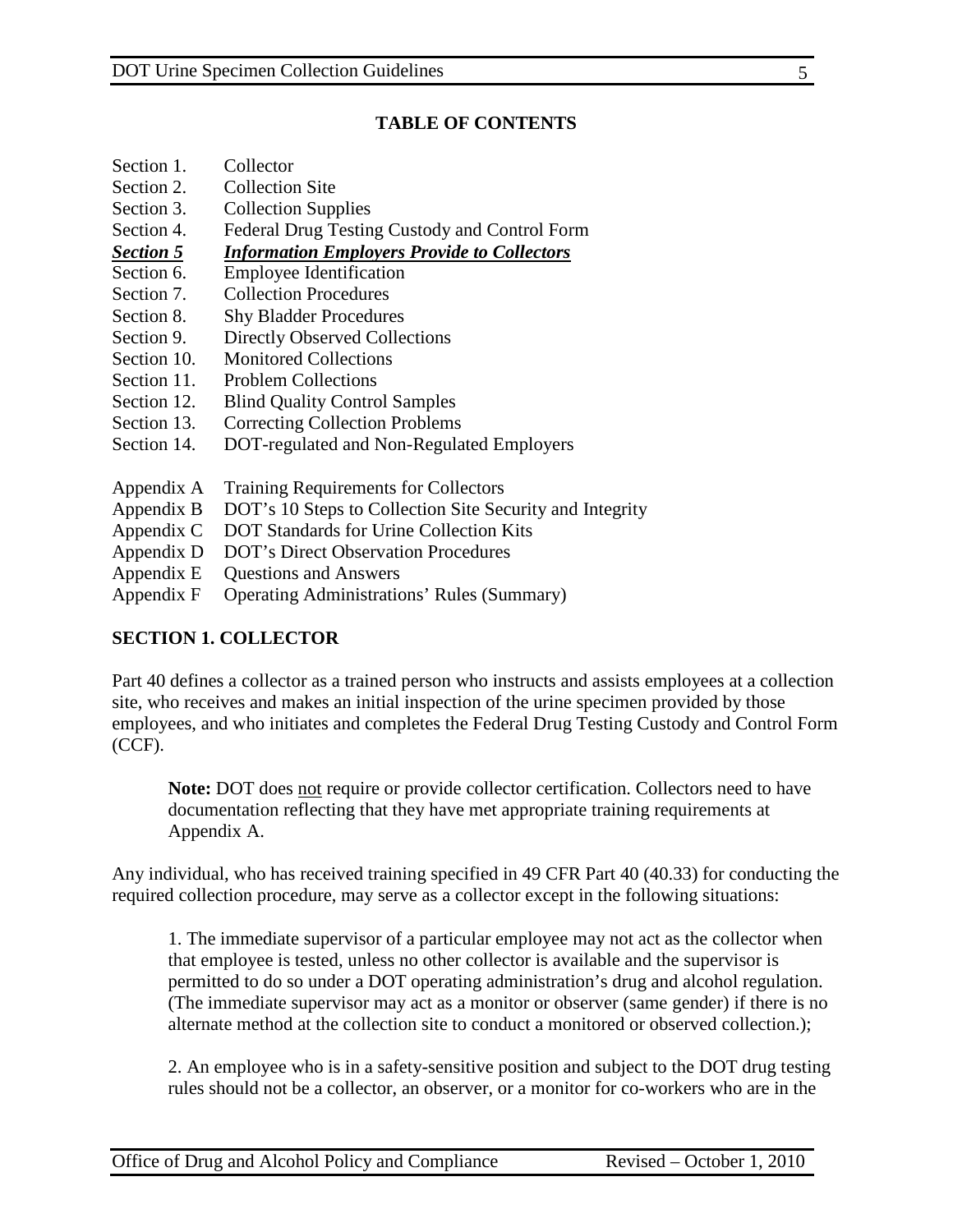**TABLE OF CONTENTS**

| | |
|---|---|
| Section 1. | Collector |
| Section 2. | Collection Site |
| Section 3. | Collection Supplies |
| Section 4. | Federal Drug Testing Custody and Control Form |
| ***Section 5*** | ***Information Employers Provide to Collectors*** |
| Section 6. | Employee Identification |
| Section 7. | Collection Procedures |
| Section 8. | Shy Bladder Procedures |
| Section 9. | Directly Observed Collections |
| Section 10. | Monitored Collections |
| Section 11. | Problem Collections |
| Section 12. | Blind Quality Control Samples |
| Section 13. | Correcting Collection Problems |
| Section 14. | DOT-regulated and Non-Regulated Employers |
| Appendix A | Training Requirements for Collectors |
| Appendix B | DOT's 10 Steps to Collection Site Security and Integrity |
| Appendix C | DOT Standards for Urine Collection Kits |
| Appendix D | DOT's Direct Observation Procedures |
| Appendix E | Questions and Answers |
| Appendix F | Operating Administrations' Rules (Summary) |

## SECTION 1. COLLECTOR

Part 40 defines a collector as a trained person who instructs and assists employees at a collection site, who receives and makes an initial inspection of the urine specimen provided by those employees, and who initiates and completes the Federal Drug Testing Custody and Control Form (CCF).

> **Note:** DOT does not require or provide collector certification. Collectors need to have documentation reflecting that they have met appropriate training requirements at Appendix A.

Any individual, who has received training specified in 49 CFR Part 40 (40.33) for conducting the required collection procedure, may serve as a collector except in the following situations:

1. The immediate supervisor of a particular employee may not act as the collector when that employee is tested, unless no other collector is available and the supervisor is permitted to do so under a DOT operating administration's drug and alcohol regulation. (The immediate supervisor may act as a monitor or observer (same gender) if there is no alternate method at the collection site to conduct a monitored or observed collection.);

2. An employee who is in a safety-sensitive position and subject to the DOT drug testing rules should not be a collector, an observer, or a monitor for co-workers who are in the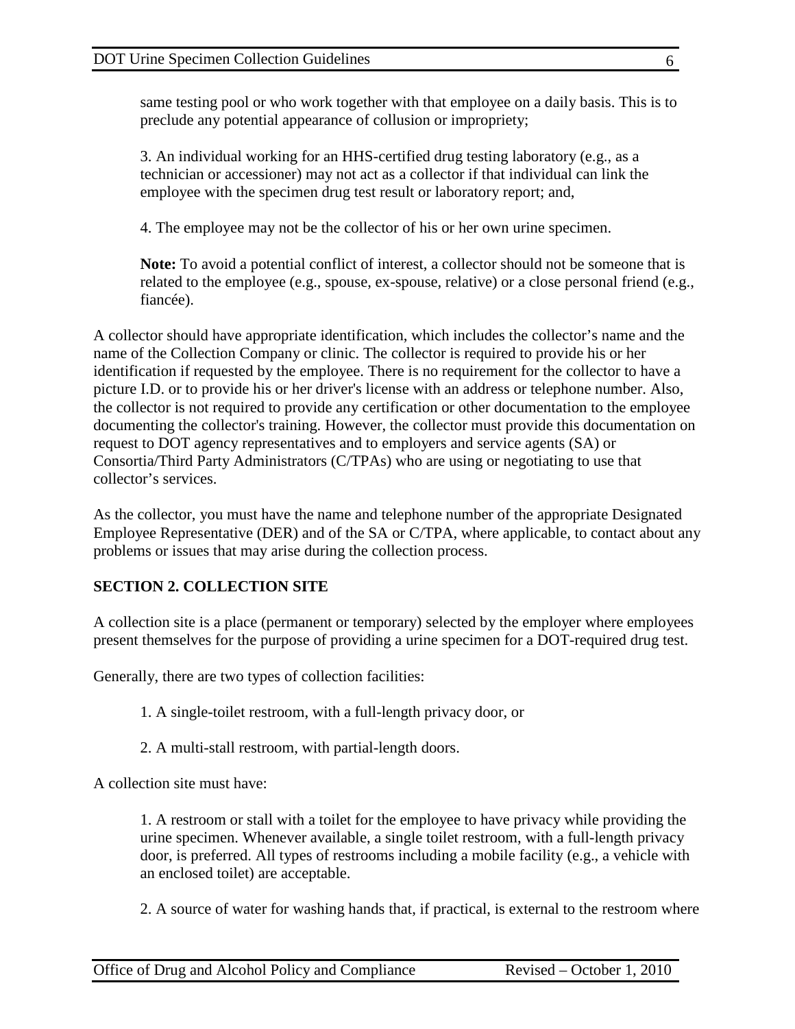same testing pool or who work together with that employee on a daily basis. This is to preclude any potential appearance of collusion or impropriety;

3. An individual working for an HHS-certified drug testing laboratory (e.g., as a technician or accessioner) may not act as a collector if that individual can link the employee with the specimen drug test result or laboratory report; and,

4. The employee may not be the collector of his or her own urine specimen.

**Note:** To avoid a potential conflict of interest, a collector should not be someone that is related to the employee (e.g., spouse, ex-spouse, relative) or a close personal friend (e.g., fiancée).

A collector should have appropriate identification, which includes the collector's name and the name of the Collection Company or clinic. The collector is required to provide his or her identification if requested by the employee. There is no requirement for the collector to have a picture I.D. or to provide his or her driver's license with an address or telephone number. Also, the collector is not required to provide any certification or other documentation to the employee documenting the collector's training. However, the collector must provide this documentation on request to DOT agency representatives and to employers and service agents (SA) or Consortia/Third Party Administrators (C/TPAs) who are using or negotiating to use that collector's services.

As the collector, you must have the name and telephone number of the appropriate Designated Employee Representative (DER) and of the SA or C/TPA, where applicable, to contact about any problems or issues that may arise during the collection process.

## SECTION 2. COLLECTION SITE

A collection site is a place (permanent or temporary) selected by the employer where employees present themselves for the purpose of providing a urine specimen for a DOT-required drug test.

Generally, there are two types of collection facilities:

1. A single-toilet restroom, with a full-length privacy door, or

2. A multi-stall restroom, with partial-length doors.

A collection site must have:

1. A restroom or stall with a toilet for the employee to have privacy while providing the urine specimen. Whenever available, a single toilet restroom, with a full-length privacy door, is preferred. All types of restrooms including a mobile facility (e.g., a vehicle with an enclosed toilet) are acceptable.

2. A source of water for washing hands that, if practical, is external to the restroom where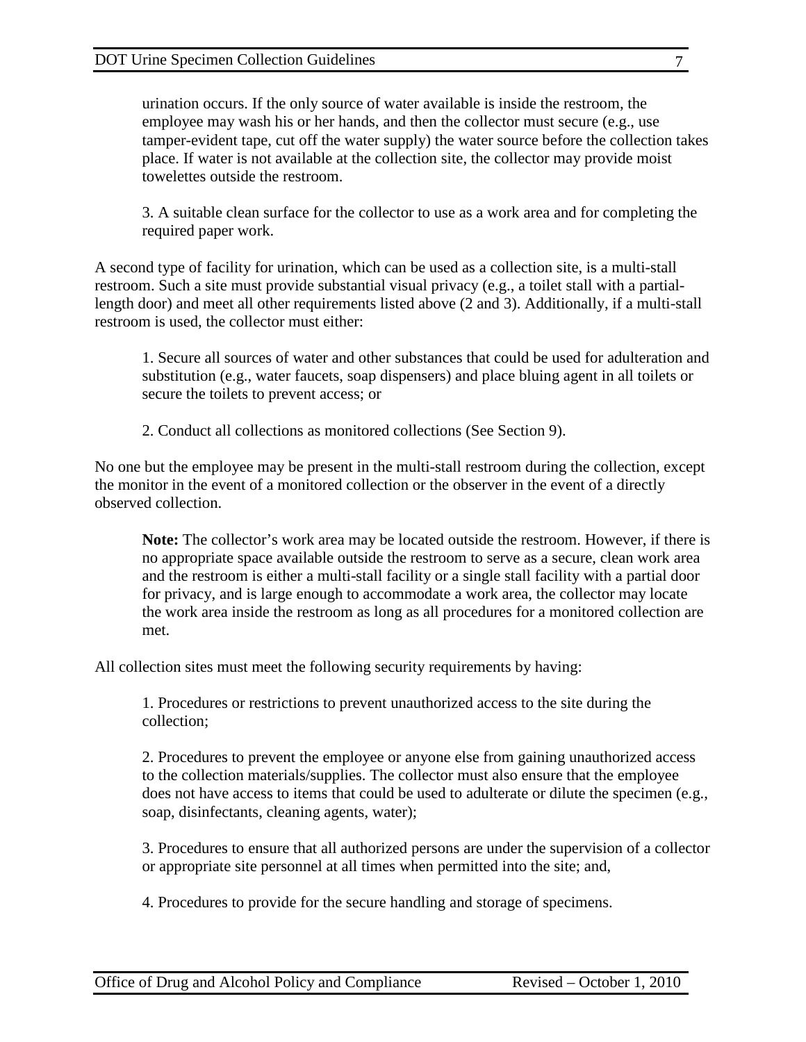urination occurs. If the only source of water available is inside the restroom, the employee may wash his or her hands, and then the collector must secure (e.g., use tamper-evident tape, cut off the water supply) the water source before the collection takes place. If water is not available at the collection site, the collector may provide moist towelettes outside the restroom.

3. A suitable clean surface for the collector to use as a work area and for completing the required paper work.

A second type of facility for urination, which can be used as a collection site, is a multi-stall restroom. Such a site must provide substantial visual privacy (e.g., a toilet stall with a partial-length door) and meet all other requirements listed above (2 and 3). Additionally, if a multi-stall restroom is used, the collector must either:

1. Secure all sources of water and other substances that could be used for adulteration and substitution (e.g., water faucets, soap dispensers) and place bluing agent in all toilets or secure the toilets to prevent access; or

2. Conduct all collections as monitored collections (See Section 9).

No one but the employee may be present in the multi-stall restroom during the collection, except the monitor in the event of a monitored collection or the observer in the event of a directly observed collection.

**Note:** The collector's work area may be located outside the restroom. However, if there is no appropriate space available outside the restroom to serve as a secure, clean work area and the restroom is either a multi-stall facility or a single stall facility with a partial door for privacy, and is large enough to accommodate a work area, the collector may locate the work area inside the restroom as long as all procedures for a monitored collection are met.

All collection sites must meet the following security requirements by having:

1. Procedures or restrictions to prevent unauthorized access to the site during the collection;

2. Procedures to prevent the employee or anyone else from gaining unauthorized access to the collection materials/supplies. The collector must also ensure that the employee does not have access to items that could be used to adulterate or dilute the specimen (e.g., soap, disinfectants, cleaning agents, water);

3. Procedures to ensure that all authorized persons are under the supervision of a collector or appropriate site personnel at all times when permitted into the site; and,

4. Procedures to provide for the secure handling and storage of specimens.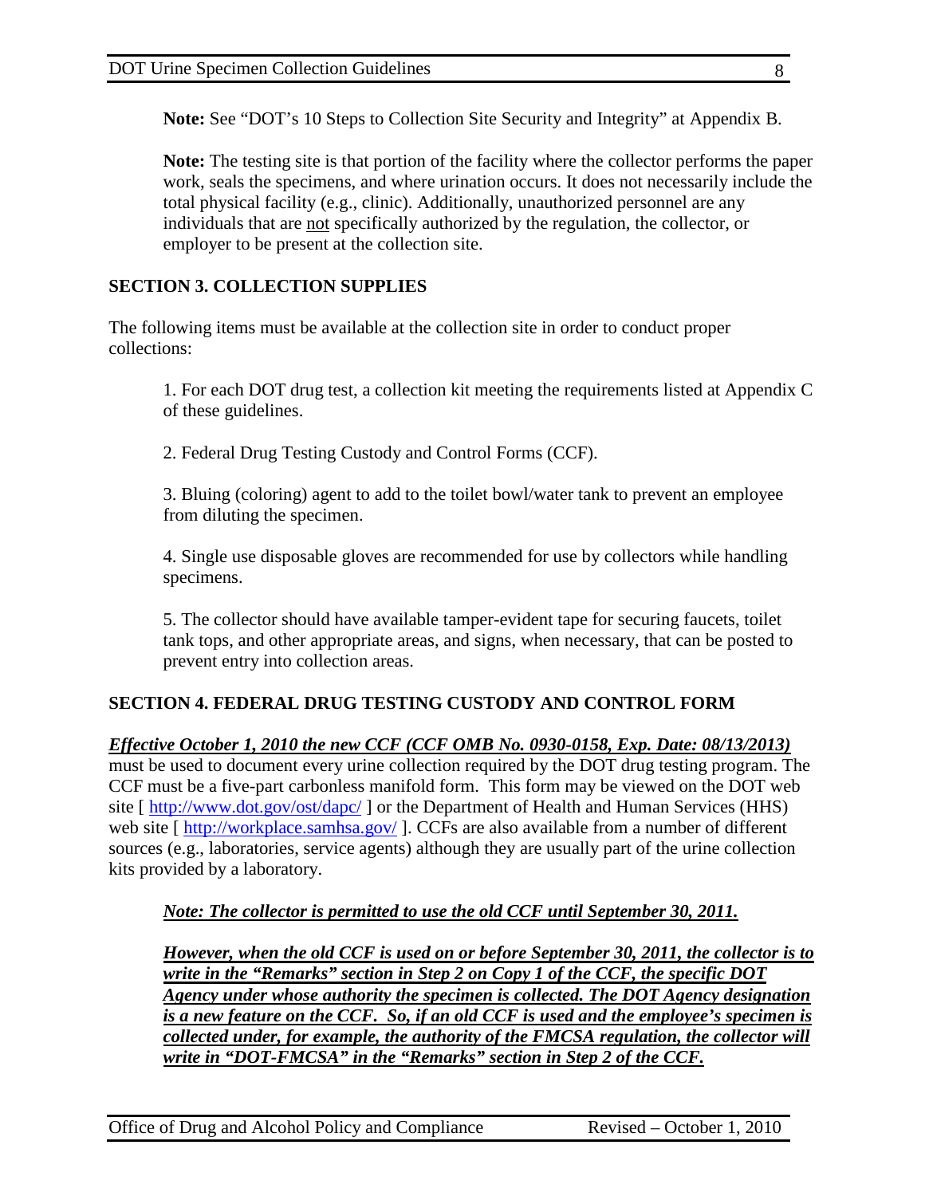**Note:** See "DOT's 10 Steps to Collection Site Security and Integrity" at Appendix B.

**Note:** The testing site is that portion of the facility where the collector performs the paper work, seals the specimens, and where urination occurs. It does not necessarily include the total physical facility (e.g., clinic). Additionally, unauthorized personnel are any individuals that are <u>not</u> specifically authorized by the regulation, the collector, or employer to be present at the collection site.

## SECTION 3. COLLECTION SUPPLIES

The following items must be available at the collection site in order to conduct proper collections:

1. For each DOT drug test, a collection kit meeting the requirements listed at Appendix C of these guidelines.

2. Federal Drug Testing Custody and Control Forms (CCF).

3. Bluing (coloring) agent to add to the toilet bowl/water tank to prevent an employee from diluting the specimen.

4. Single use disposable gloves are recommended for use by collectors while handling specimens.

5. The collector should have available tamper-evident tape for securing faucets, toilet tank tops, and other appropriate areas, and signs, when necessary, that can be posted to prevent entry into collection areas.

## SECTION 4. FEDERAL DRUG TESTING CUSTODY AND CONTROL FORM

***<u>Effective October 1, 2010 the new CCF (CCF OMB No. 0930-0158, Exp. Date: 08/13/2013)</u>*** must be used to document every urine collection required by the DOT drug testing program. The CCF must be a five-part carbonless manifold form. This form may be viewed on the DOT web site [ http://www.dot.gov/ost/dapc/ ] or the Department of Health and Human Services (HHS) web site [ http://workplace.samhsa.gov/ ]. CCFs are also available from a number of different sources (e.g., laboratories, service agents) although they are usually part of the urine collection kits provided by a laboratory.

***<u>Note: The collector is permitted to use the old CCF until September 30, 2011.</u>***

***<u>However, when the old CCF is used on or before September 30, 2011, the collector is to write in the "Remarks" section in Step 2 on Copy 1 of the CCF, the specific DOT Agency under whose authority the specimen is collected. The DOT Agency designation is a new feature on the CCF. So, if an old CCF is used and the employee's specimen is collected under, for example, the authority of the FMCSA regulation, the collector will write in "DOT-FMCSA" in the "Remarks" section in Step 2 of the CCF.</u>***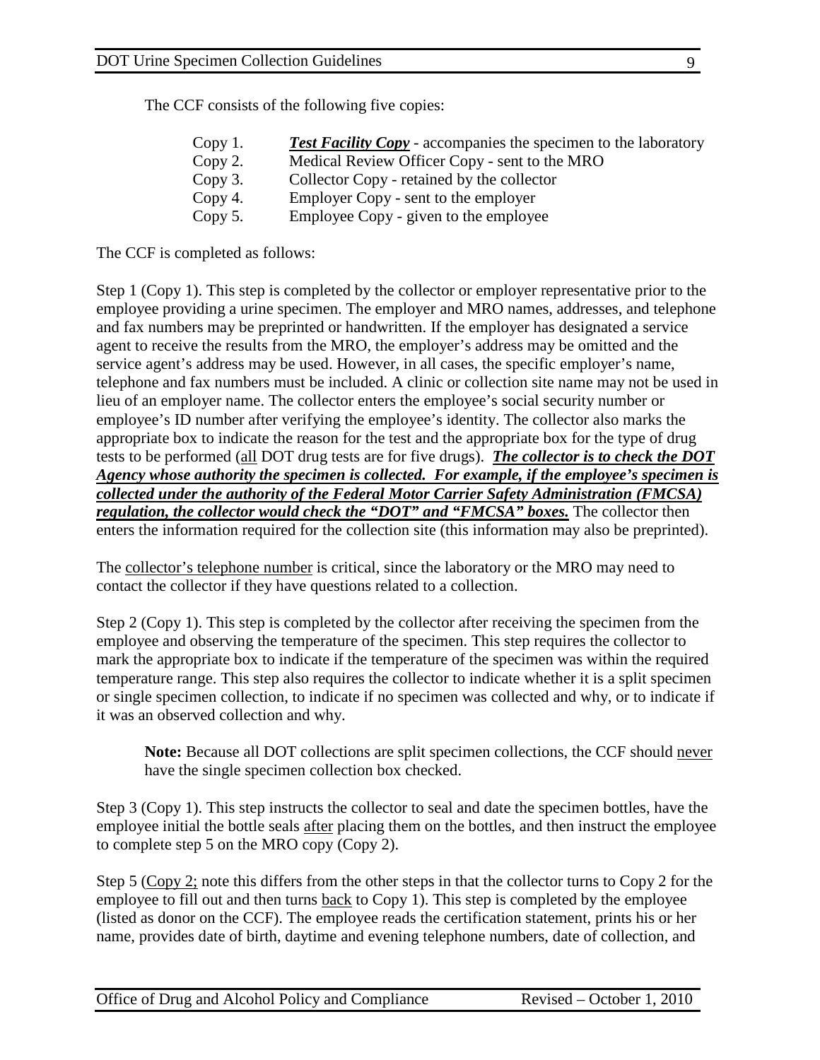The CCF consists of the following five copies:

Copy 1. ***Test Facility Copy*** - accompanies the specimen to the laboratory
Copy 2. Medical Review Officer Copy - sent to the MRO
Copy 3. Collector Copy - retained by the collector
Copy 4. Employer Copy - sent to the employer
Copy 5. Employee Copy - given to the employee

The CCF is completed as follows:

Step 1 (Copy 1). This step is completed by the collector or employer representative prior to the employee providing a urine specimen. The employer and MRO names, addresses, and telephone and fax numbers may be preprinted or handwritten. If the employer has designated a service agent to receive the results from the MRO, the employer's address may be omitted and the service agent's address may be used. However, in all cases, the specific employer's name, telephone and fax numbers must be included. A clinic or collection site name may not be used in lieu of an employer name. The collector enters the employee's social security number or employee's ID number after verifying the employee's identity. The collector also marks the appropriate box to indicate the reason for the test and the appropriate box for the type of drug tests to be performed (all DOT drug tests are for five drugs). ***The collector is to check the DOT Agency whose authority the specimen is collected. For example, if the employee's specimen is collected under the authority of the Federal Motor Carrier Safety Administration (FMCSA) regulation, the collector would check the "DOT" and "FMCSA" boxes.*** The collector then enters the information required for the collection site (this information may also be preprinted).

The collector's telephone number is critical, since the laboratory or the MRO may need to contact the collector if they have questions related to a collection.

Step 2 (Copy 1). This step is completed by the collector after receiving the specimen from the employee and observing the temperature of the specimen. This step requires the collector to mark the appropriate box to indicate if the temperature of the specimen was within the required temperature range. This step also requires the collector to indicate whether it is a split specimen or single specimen collection, to indicate if no specimen was collected and why, or to indicate if it was an observed collection and why.

> **Note:** Because all DOT collections are split specimen collections, the CCF should never have the single specimen collection box checked.

Step 3 (Copy 1). This step instructs the collector to seal and date the specimen bottles, have the employee initial the bottle seals after placing them on the bottles, and then instruct the employee to complete step 5 on the MRO copy (Copy 2).

Step 5 (Copy 2; note this differs from the other steps in that the collector turns to Copy 2 for the employee to fill out and then turns back to Copy 1). This step is completed by the employee (listed as donor on the CCF). The employee reads the certification statement, prints his or her name, provides date of birth, daytime and evening telephone numbers, date of collection, and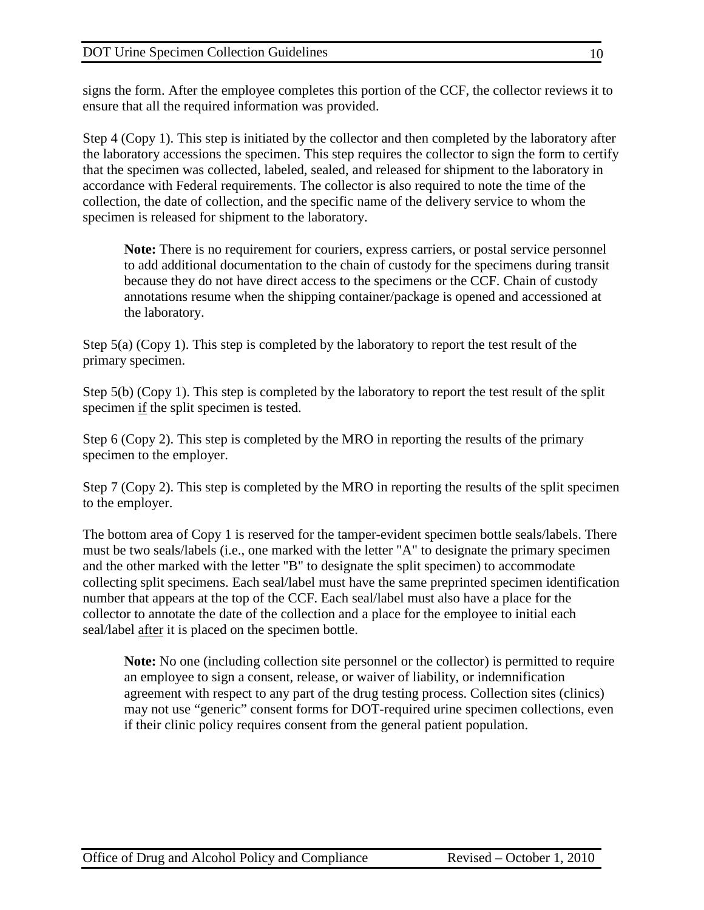signs the form. After the employee completes this portion of the CCF, the collector reviews it to ensure that all the required information was provided.

Step 4 (Copy 1). This step is initiated by the collector and then completed by the laboratory after the laboratory accessions the specimen. This step requires the collector to sign the form to certify that the specimen was collected, labeled, sealed, and released for shipment to the laboratory in accordance with Federal requirements. The collector is also required to note the time of the collection, the date of collection, and the specific name of the delivery service to whom the specimen is released for shipment to the laboratory.

> **Note:** There is no requirement for couriers, express carriers, or postal service personnel to add additional documentation to the chain of custody for the specimens during transit because they do not have direct access to the specimens or the CCF. Chain of custody annotations resume when the shipping container/package is opened and accessioned at the laboratory.

Step 5(a) (Copy 1). This step is completed by the laboratory to report the test result of the primary specimen.

Step 5(b) (Copy 1). This step is completed by the laboratory to report the test result of the split specimen <u>if</u> the split specimen is tested.

Step 6 (Copy 2). This step is completed by the MRO in reporting the results of the primary specimen to the employer.

Step 7 (Copy 2). This step is completed by the MRO in reporting the results of the split specimen to the employer.

The bottom area of Copy 1 is reserved for the tamper-evident specimen bottle seals/labels. There must be two seals/labels (i.e., one marked with the letter "A" to designate the primary specimen and the other marked with the letter "B" to designate the split specimen) to accommodate collecting split specimens. Each seal/label must have the same preprinted specimen identification number that appears at the top of the CCF. Each seal/label must also have a place for the collector to annotate the date of the collection and a place for the employee to initial each seal/label <u>after</u> it is placed on the specimen bottle.

> **Note:** No one (including collection site personnel or the collector) is permitted to require an employee to sign a consent, release, or waiver of liability, or indemnification agreement with respect to any part of the drug testing process. Collection sites (clinics) may not use "generic" consent forms for DOT-required urine specimen collections, even if their clinic policy requires consent from the general patient population.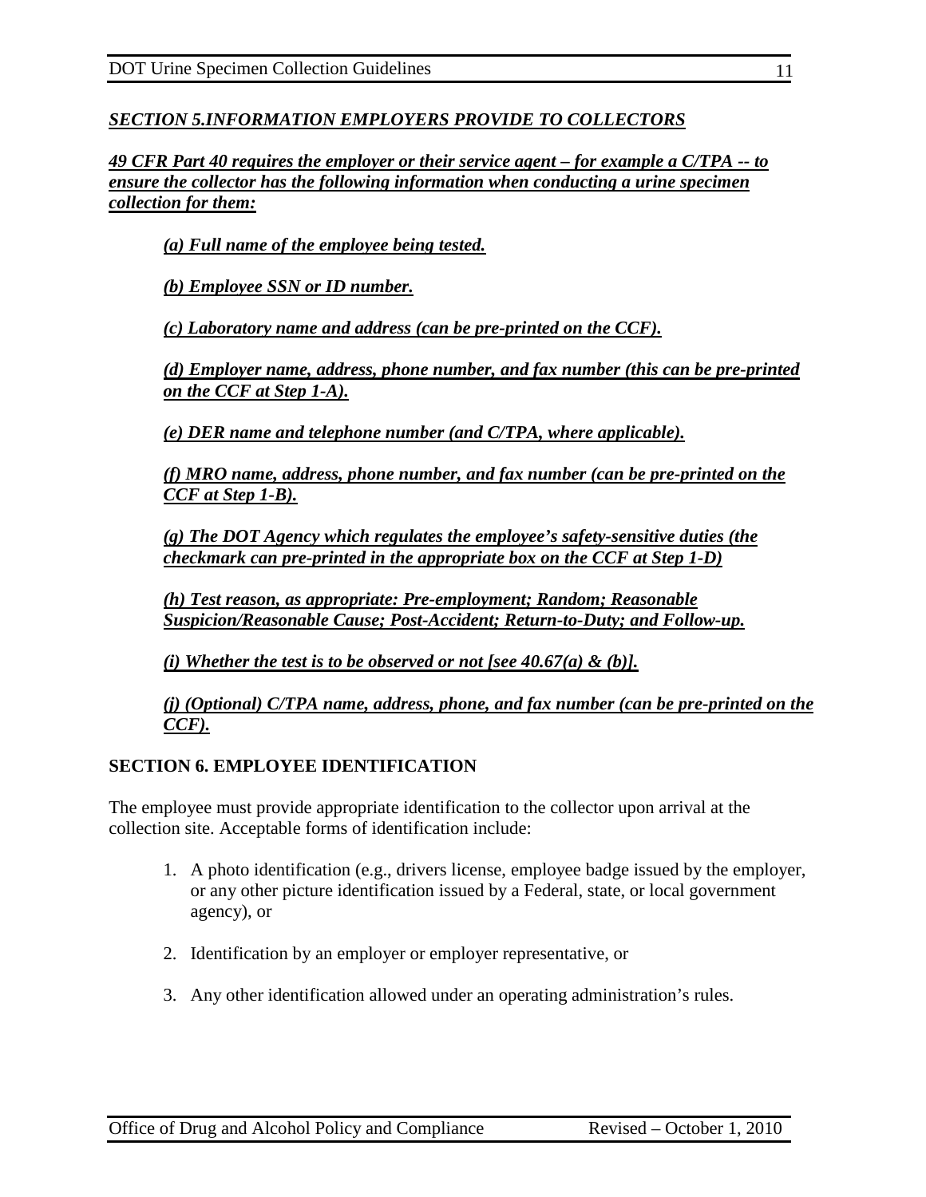## *SECTION 5.INFORMATION EMPLOYERS PROVIDE TO COLLECTORS*

***49 CFR Part 40 requires the employer or their service agent – for example a C/TPA -- to ensure the collector has the following information when conducting a urine specimen collection for them:***

> ***(a) Full name of the employee being tested.***
>
> ***(b) Employee SSN or ID number.***
>
> ***(c) Laboratory name and address (can be pre-printed on the CCF).***
>
> ***(d) Employer name, address, phone number, and fax number (this can be pre-printed on the CCF at Step 1-A).***
>
> ***(e) DER name and telephone number (and C/TPA, where applicable).***
>
> ***(f) MRO name, address, phone number, and fax number (can be pre-printed on the CCF at Step 1-B).***
>
> ***(g) The DOT Agency which regulates the employee's safety-sensitive duties (the checkmark can pre-printed in the appropriate box on the CCF at Step 1-D)***
>
> ***(h) Test reason, as appropriate: Pre-employment; Random; Reasonable Suspicion/Reasonable Cause; Post-Accident; Return-to-Duty; and Follow-up.***
>
> ***(i) Whether the test is to be observed or not [see 40.67(a) & (b)].***
>
> ***(j) (Optional) C/TPA name, address, phone, and fax number (can be pre-printed on the CCF).***

## SECTION 6. EMPLOYEE IDENTIFICATION

The employee must provide appropriate identification to the collector upon arrival at the collection site. Acceptable forms of identification include:

1. A photo identification (e.g., drivers license, employee badge issued by the employer, or any other picture identification issued by a Federal, state, or local government agency), or
2. Identification by an employer or employer representative, or
3. Any other identification allowed under an operating administration's rules.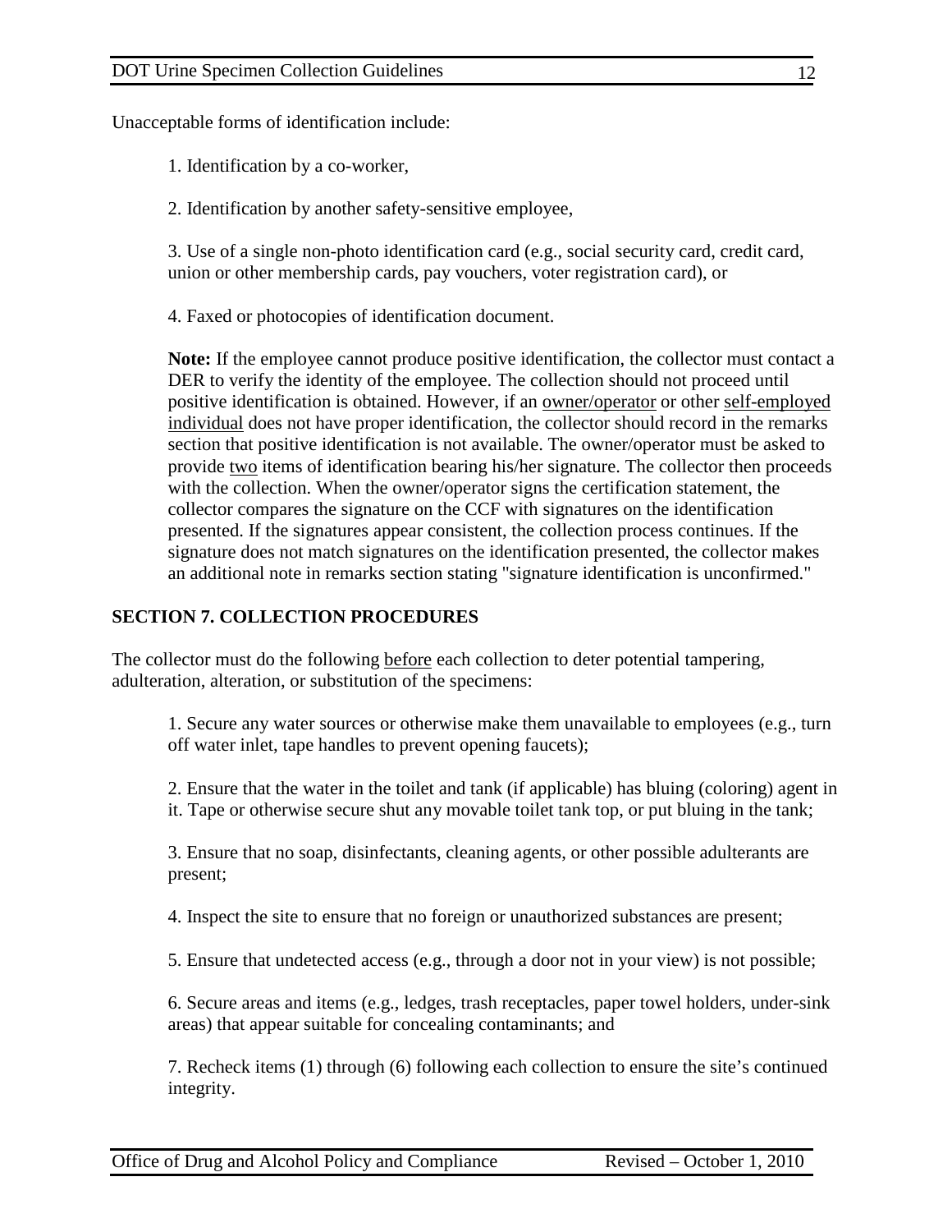Unacceptable forms of identification include:

1. Identification by a co-worker,

2. Identification by another safety-sensitive employee,

3. Use of a single non-photo identification card (e.g., social security card, credit card, union or other membership cards, pay vouchers, voter registration card), or

4. Faxed or photocopies of identification document.

**Note:** If the employee cannot produce positive identification, the collector must contact a DER to verify the identity of the employee. The collection should not proceed until positive identification is obtained. However, if an owner/operator or other self-employed individual does not have proper identification, the collector should record in the remarks section that positive identification is not available. The owner/operator must be asked to provide two items of identification bearing his/her signature. The collector then proceeds with the collection. When the owner/operator signs the certification statement, the collector compares the signature on the CCF with signatures on the identification presented. If the signatures appear consistent, the collection process continues. If the signature does not match signatures on the identification presented, the collector makes an additional note in remarks section stating "signature identification is unconfirmed."

## SECTION 7. COLLECTION PROCEDURES

The collector must do the following before each collection to deter potential tampering, adulteration, alteration, or substitution of the specimens:

1. Secure any water sources or otherwise make them unavailable to employees (e.g., turn off water inlet, tape handles to prevent opening faucets);

2. Ensure that the water in the toilet and tank (if applicable) has bluing (coloring) agent in it. Tape or otherwise secure shut any movable toilet tank top, or put bluing in the tank;

3. Ensure that no soap, disinfectants, cleaning agents, or other possible adulterants are present;

4. Inspect the site to ensure that no foreign or unauthorized substances are present;

5. Ensure that undetected access (e.g., through a door not in your view) is not possible;

6. Secure areas and items (e.g., ledges, trash receptacles, paper towel holders, under-sink areas) that appear suitable for concealing contaminants; and

7. Recheck items (1) through (6) following each collection to ensure the site's continued integrity.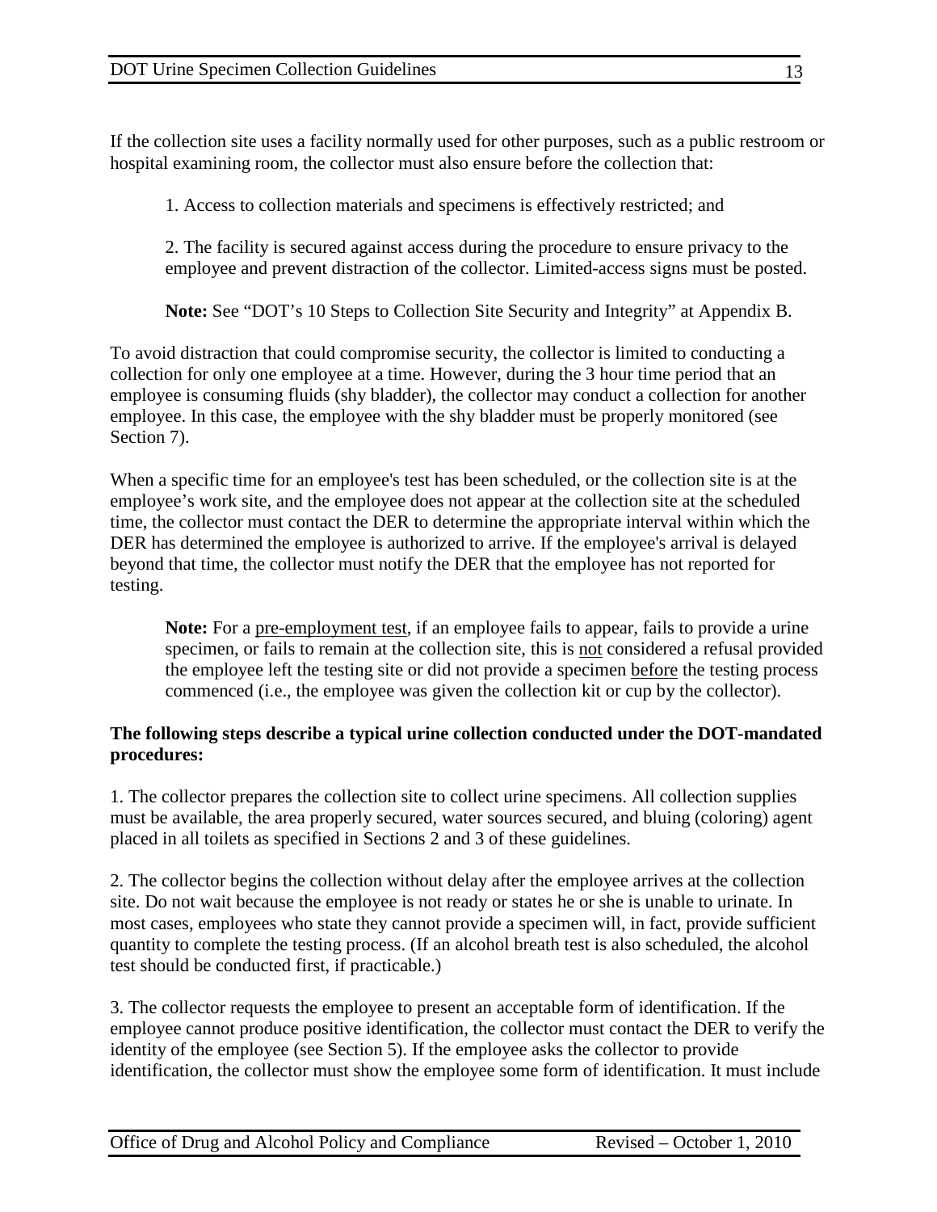If the collection site uses a facility normally used for other purposes, such as a public restroom or hospital examining room, the collector must also ensure before the collection that:

1. Access to collection materials and specimens is effectively restricted; and

2. The facility is secured against access during the procedure to ensure privacy to the employee and prevent distraction of the collector. Limited-access signs must be posted.

**Note:** See "DOT's 10 Steps to Collection Site Security and Integrity" at Appendix B.

To avoid distraction that could compromise security, the collector is limited to conducting a collection for only one employee at a time. However, during the 3 hour time period that an employee is consuming fluids (shy bladder), the collector may conduct a collection for another employee. In this case, the employee with the shy bladder must be properly monitored (see Section 7).

When a specific time for an employee's test has been scheduled, or the collection site is at the employee's work site, and the employee does not appear at the collection site at the scheduled time, the collector must contact the DER to determine the appropriate interval within which the DER has determined the employee is authorized to arrive. If the employee's arrival is delayed beyond that time, the collector must notify the DER that the employee has not reported for testing.

> **Note:** For a <u>pre-employment test</u>, if an employee fails to appear, fails to provide a urine specimen, or fails to remain at the collection site, this is <u>not</u> considered a refusal provided the employee left the testing site or did not provide a specimen <u>before</u> the testing process commenced (i.e., the employee was given the collection kit or cup by the collector).

**The following steps describe a typical urine collection conducted under the DOT-mandated procedures:**

1. The collector prepares the collection site to collect urine specimens. All collection supplies must be available, the area properly secured, water sources secured, and bluing (coloring) agent placed in all toilets as specified in Sections 2 and 3 of these guidelines.

2. The collector begins the collection without delay after the employee arrives at the collection site. Do not wait because the employee is not ready or states he or she is unable to urinate. In most cases, employees who state they cannot provide a specimen will, in fact, provide sufficient quantity to complete the testing process. (If an alcohol breath test is also scheduled, the alcohol test should be conducted first, if practicable.)

3. The collector requests the employee to present an acceptable form of identification. If the employee cannot produce positive identification, the collector must contact the DER to verify the identity of the employee (see Section 5). If the employee asks the collector to provide identification, the collector must show the employee some form of identification. It must include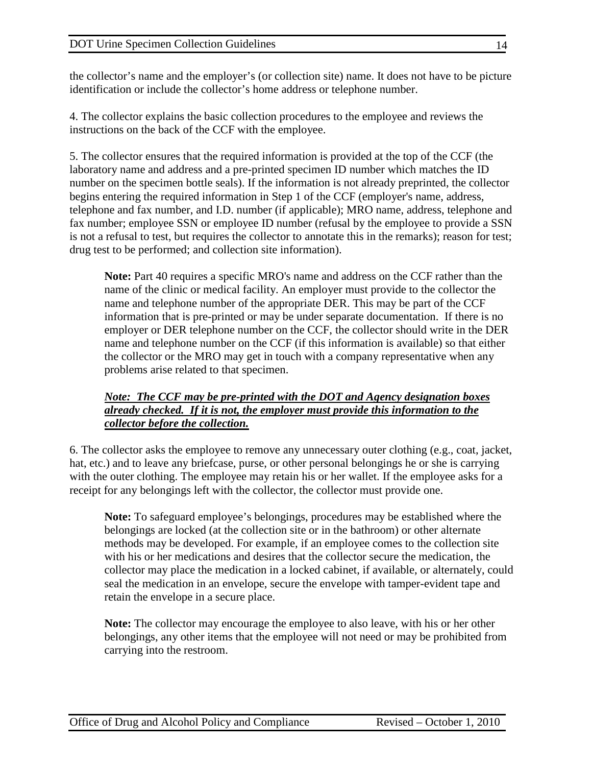the collector's name and the employer's (or collection site) name. It does not have to be picture identification or include the collector's home address or telephone number.

4. The collector explains the basic collection procedures to the employee and reviews the instructions on the back of the CCF with the employee.

5. The collector ensures that the required information is provided at the top of the CCF (the laboratory name and address and a pre-printed specimen ID number which matches the ID number on the specimen bottle seals). If the information is not already preprinted, the collector begins entering the required information in Step 1 of the CCF (employer's name, address, telephone and fax number, and I.D. number (if applicable); MRO name, address, telephone and fax number; employee SSN or employee ID number (refusal by the employee to provide a SSN is not a refusal to test, but requires the collector to annotate this in the remarks); reason for test; drug test to be performed; and collection site information).

> **Note:** Part 40 requires a specific MRO's name and address on the CCF rather than the name of the clinic or medical facility. An employer must provide to the collector the name and telephone number of the appropriate DER. This may be part of the CCF information that is pre-printed or may be under separate documentation. If there is no employer or DER telephone number on the CCF, the collector should write in the DER name and telephone number on the CCF (if this information is available) so that either the collector or the MRO may get in touch with a company representative when any problems arise related to that specimen.
>
> ***Note: The CCF may be pre-printed with the DOT and Agency designation boxes already checked. If it is not, the employer must provide this information to the collector before the collection.***

6. The collector asks the employee to remove any unnecessary outer clothing (e.g., coat, jacket, hat, etc.) and to leave any briefcase, purse, or other personal belongings he or she is carrying with the outer clothing. The employee may retain his or her wallet. If the employee asks for a receipt for any belongings left with the collector, the collector must provide one.

> **Note:** To safeguard employee's belongings, procedures may be established where the belongings are locked (at the collection site or in the bathroom) or other alternate methods may be developed. For example, if an employee comes to the collection site with his or her medications and desires that the collector secure the medication, the collector may place the medication in a locked cabinet, if available, or alternately, could seal the medication in an envelope, secure the envelope with tamper-evident tape and retain the envelope in a secure place.
>
> **Note:** The collector may encourage the employee to also leave, with his or her other belongings, any other items that the employee will not need or may be prohibited from carrying into the restroom.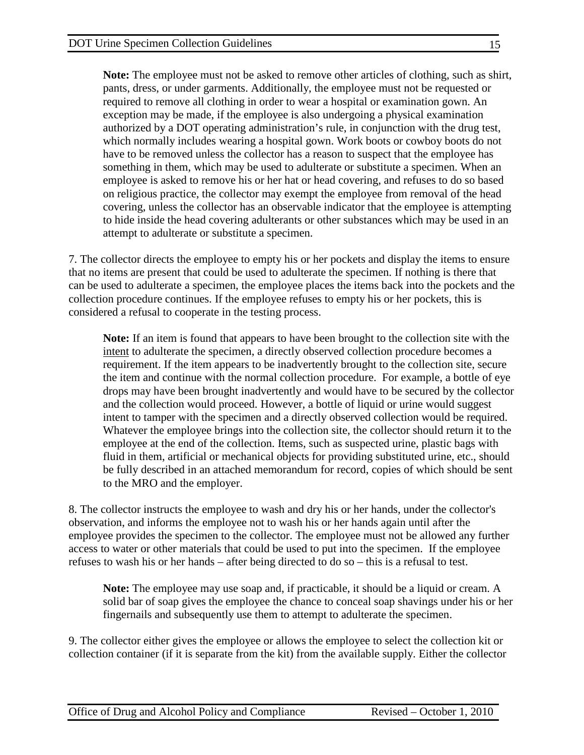**Note:** The employee must not be asked to remove other articles of clothing, such as shirt, pants, dress, or under garments. Additionally, the employee must not be requested or required to remove all clothing in order to wear a hospital or examination gown. An exception may be made, if the employee is also undergoing a physical examination authorized by a DOT operating administration's rule, in conjunction with the drug test, which normally includes wearing a hospital gown. Work boots or cowboy boots do not have to be removed unless the collector has a reason to suspect that the employee has something in them, which may be used to adulterate or substitute a specimen. When an employee is asked to remove his or her hat or head covering, and refuses to do so based on religious practice, the collector may exempt the employee from removal of the head covering, unless the collector has an observable indicator that the employee is attempting to hide inside the head covering adulterants or other substances which may be used in an attempt to adulterate or substitute a specimen.

7. The collector directs the employee to empty his or her pockets and display the items to ensure that no items are present that could be used to adulterate the specimen. If nothing is there that can be used to adulterate a specimen, the employee places the items back into the pockets and the collection procedure continues. If the employee refuses to empty his or her pockets, this is considered a refusal to cooperate in the testing process.

**Note:** If an item is found that appears to have been brought to the collection site with the intent to adulterate the specimen, a directly observed collection procedure becomes a requirement. If the item appears to be inadvertently brought to the collection site, secure the item and continue with the normal collection procedure. For example, a bottle of eye drops may have been brought inadvertently and would have to be secured by the collector and the collection would proceed. However, a bottle of liquid or urine would suggest intent to tamper with the specimen and a directly observed collection would be required. Whatever the employee brings into the collection site, the collector should return it to the employee at the end of the collection. Items, such as suspected urine, plastic bags with fluid in them, artificial or mechanical objects for providing substituted urine, etc., should be fully described in an attached memorandum for record, copies of which should be sent to the MRO and the employer.

8. The collector instructs the employee to wash and dry his or her hands, under the collector's observation, and informs the employee not to wash his or her hands again until after the employee provides the specimen to the collector. The employee must not be allowed any further access to water or other materials that could be used to put into the specimen. If the employee refuses to wash his or her hands – after being directed to do so – this is a refusal to test.

**Note:** The employee may use soap and, if practicable, it should be a liquid or cream. A solid bar of soap gives the employee the chance to conceal soap shavings under his or her fingernails and subsequently use them to attempt to adulterate the specimen.

9. The collector either gives the employee or allows the employee to select the collection kit or collection container (if it is separate from the kit) from the available supply. Either the collector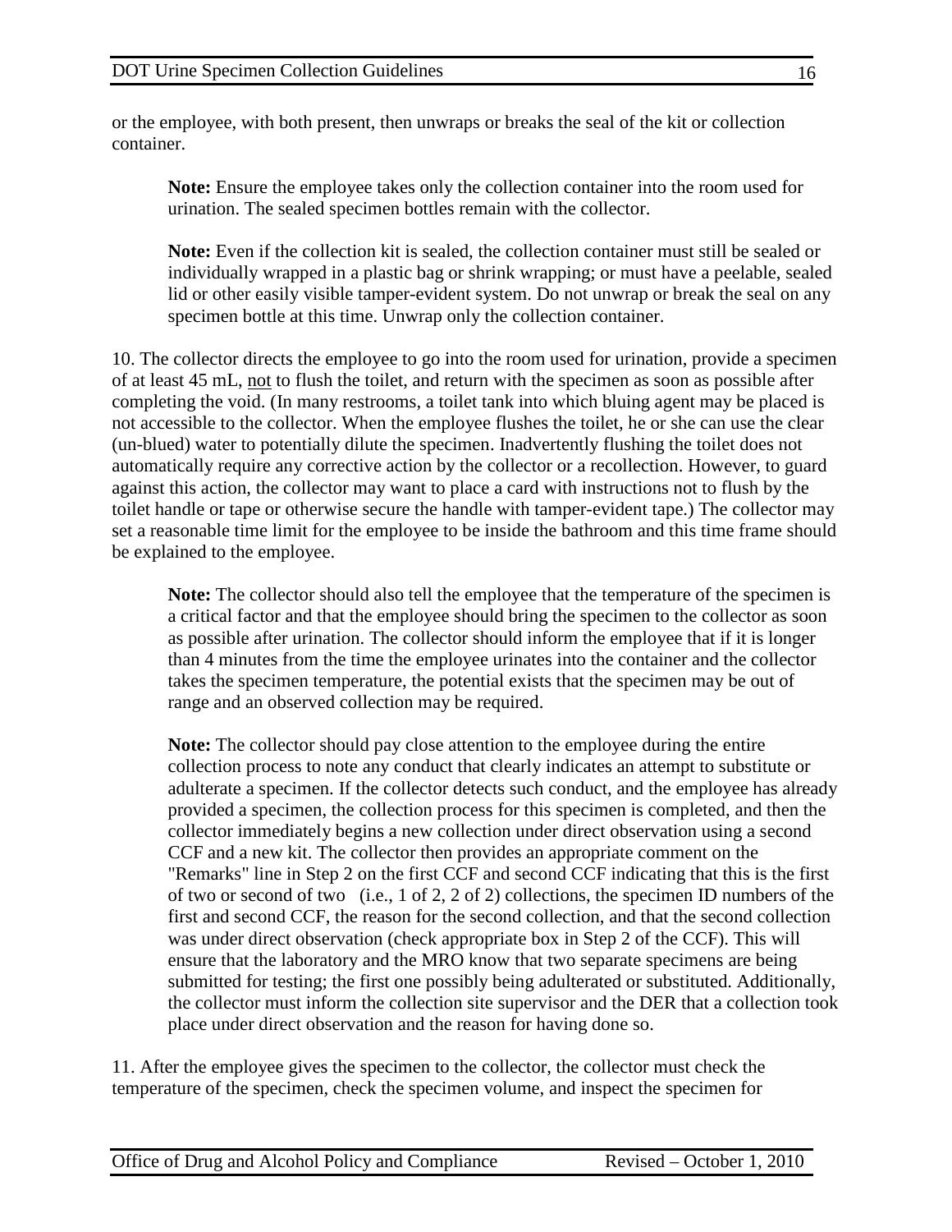or the employee, with both present, then unwraps or breaks the seal of the kit or collection container.

> **Note:** Ensure the employee takes only the collection container into the room used for urination. The sealed specimen bottles remain with the collector.
>
> **Note:** Even if the collection kit is sealed, the collection container must still be sealed or individually wrapped in a plastic bag or shrink wrapping; or must have a peelable, sealed lid or other easily visible tamper-evident system. Do not unwrap or break the seal on any specimen bottle at this time. Unwrap only the collection container.

10. The collector directs the employee to go into the room used for urination, provide a specimen of at least 45 mL, <u>not</u> to flush the toilet, and return with the specimen as soon as possible after completing the void. (In many restrooms, a toilet tank into which bluing agent may be placed is not accessible to the collector. When the employee flushes the toilet, he or she can use the clear (un-blued) water to potentially dilute the specimen. Inadvertently flushing the toilet does not automatically require any corrective action by the collector or a recollection. However, to guard against this action, the collector may want to place a card with instructions not to flush by the toilet handle or tape or otherwise secure the handle with tamper-evident tape.) The collector may set a reasonable time limit for the employee to be inside the bathroom and this time frame should be explained to the employee.

> **Note:** The collector should also tell the employee that the temperature of the specimen is a critical factor and that the employee should bring the specimen to the collector as soon as possible after urination. The collector should inform the employee that if it is longer than 4 minutes from the time the employee urinates into the container and the collector takes the specimen temperature, the potential exists that the specimen may be out of range and an observed collection may be required.
>
> **Note:** The collector should pay close attention to the employee during the entire collection process to note any conduct that clearly indicates an attempt to substitute or adulterate a specimen. If the collector detects such conduct, and the employee has already provided a specimen, the collection process for this specimen is completed, and then the collector immediately begins a new collection under direct observation using a second CCF and a new kit. The collector then provides an appropriate comment on the "Remarks" line in Step 2 on the first CCF and second CCF indicating that this is the first of two or second of two (i.e., 1 of 2, 2 of 2) collections, the specimen ID numbers of the first and second CCF, the reason for the second collection, and that the second collection was under direct observation (check appropriate box in Step 2 of the CCF). This will ensure that the laboratory and the MRO know that two separate specimens are being submitted for testing; the first one possibly being adulterated or substituted. Additionally, the collector must inform the collection site supervisor and the DER that a collection took place under direct observation and the reason for having done so.

11. After the employee gives the specimen to the collector, the collector must check the temperature of the specimen, check the specimen volume, and inspect the specimen for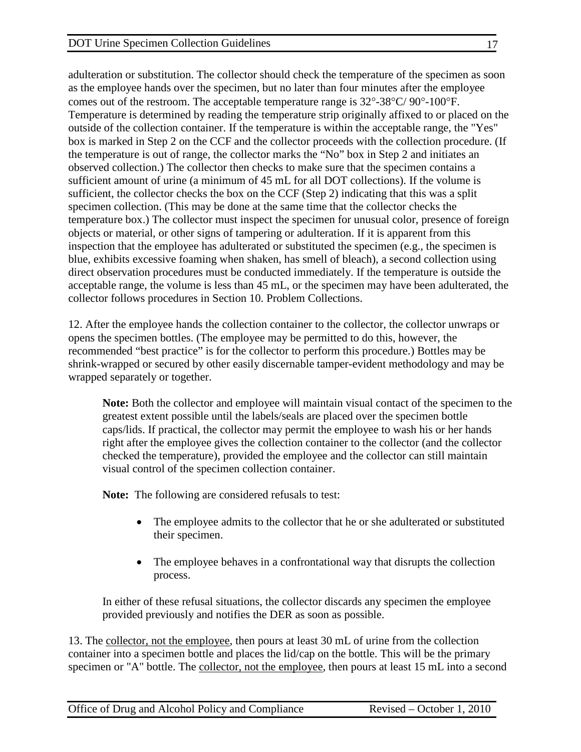adulteration or substitution. The collector should check the temperature of the specimen as soon as the employee hands over the specimen, but no later than four minutes after the employee comes out of the restroom. The acceptable temperature range is 32°-38°C/ 90°-100°F. Temperature is determined by reading the temperature strip originally affixed to or placed on the outside of the collection container. If the temperature is within the acceptable range, the "Yes" box is marked in Step 2 on the CCF and the collector proceeds with the collection procedure. (If the temperature is out of range, the collector marks the "No" box in Step 2 and initiates an observed collection.) The collector then checks to make sure that the specimen contains a sufficient amount of urine (a minimum of 45 mL for all DOT collections). If the volume is sufficient, the collector checks the box on the CCF (Step 2) indicating that this was a split specimen collection. (This may be done at the same time that the collector checks the temperature box.) The collector must inspect the specimen for unusual color, presence of foreign objects or material, or other signs of tampering or adulteration. If it is apparent from this inspection that the employee has adulterated or substituted the specimen (e.g., the specimen is blue, exhibits excessive foaming when shaken, has smell of bleach), a second collection using direct observation procedures must be conducted immediately. If the temperature is outside the acceptable range, the volume is less than 45 mL, or the specimen may have been adulterated, the collector follows procedures in Section 10. Problem Collections.

12. After the employee hands the collection container to the collector, the collector unwraps or opens the specimen bottles. (The employee may be permitted to do this, however, the recommended "best practice" is for the collector to perform this procedure.) Bottles may be shrink-wrapped or secured by other easily discernable tamper-evident methodology and may be wrapped separately or together.

> **Note:** Both the collector and employee will maintain visual contact of the specimen to the greatest extent possible until the labels/seals are placed over the specimen bottle caps/lids. If practical, the collector may permit the employee to wash his or her hands right after the employee gives the collection container to the collector (and the collector checked the temperature), provided the employee and the collector can still maintain visual control of the specimen collection container.
>
> **Note:** The following are considered refusals to test:
>
> - The employee admits to the collector that he or she adulterated or substituted their specimen.
> - The employee behaves in a confrontational way that disrupts the collection process.
>
> In either of these refusal situations, the collector discards any specimen the employee provided previously and notifies the DER as soon as possible.

13. The <u>collector, not the employee</u>, then pours at least 30 mL of urine from the collection container into a specimen bottle and places the lid/cap on the bottle. This will be the primary specimen or "A" bottle. The <u>collector, not the employee</u>, then pours at least 15 mL into a second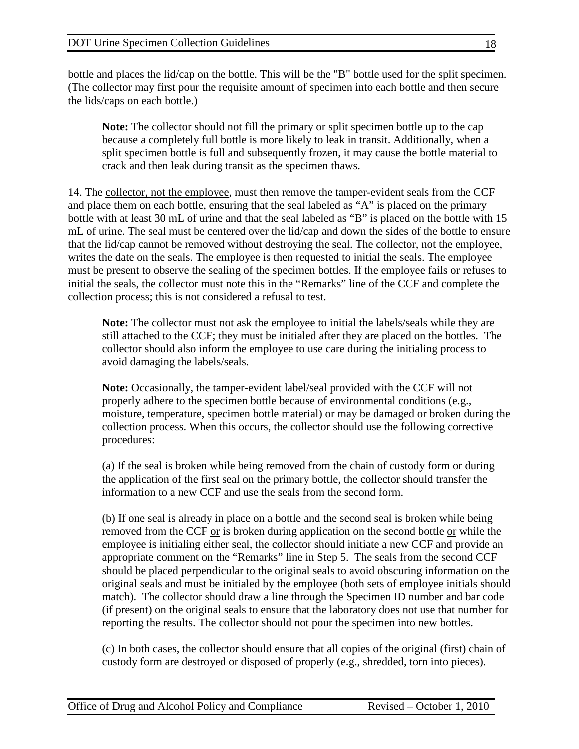bottle and places the lid/cap on the bottle. This will be the "B" bottle used for the split specimen. (The collector may first pour the requisite amount of specimen into each bottle and then secure the lids/caps on each bottle.)

> **Note:** The collector should not fill the primary or split specimen bottle up to the cap because a completely full bottle is more likely to leak in transit. Additionally, when a split specimen bottle is full and subsequently frozen, it may cause the bottle material to crack and then leak during transit as the specimen thaws.

14. The collector, not the employee, must then remove the tamper-evident seals from the CCF and place them on each bottle, ensuring that the seal labeled as "A" is placed on the primary bottle with at least 30 mL of urine and that the seal labeled as "B" is placed on the bottle with 15 mL of urine. The seal must be centered over the lid/cap and down the sides of the bottle to ensure that the lid/cap cannot be removed without destroying the seal. The collector, not the employee, writes the date on the seals. The employee is then requested to initial the seals. The employee must be present to observe the sealing of the specimen bottles. If the employee fails or refuses to initial the seals, the collector must note this in the "Remarks" line of the CCF and complete the collection process; this is not considered a refusal to test.

> **Note:** The collector must not ask the employee to initial the labels/seals while they are still attached to the CCF; they must be initialed after they are placed on the bottles. The collector should also inform the employee to use care during the initialing process to avoid damaging the labels/seals.

> **Note:** Occasionally, the tamper-evident label/seal provided with the CCF will not properly adhere to the specimen bottle because of environmental conditions (e.g., moisture, temperature, specimen bottle material) or may be damaged or broken during the collection process. When this occurs, the collector should use the following corrective procedures:

> (a) If the seal is broken while being removed from the chain of custody form or during the application of the first seal on the primary bottle, the collector should transfer the information to a new CCF and use the seals from the second form.

> (b) If one seal is already in place on a bottle and the second seal is broken while being removed from the CCF or is broken during application on the second bottle or while the employee is initialing either seal, the collector should initiate a new CCF and provide an appropriate comment on the "Remarks" line in Step 5. The seals from the second CCF should be placed perpendicular to the original seals to avoid obscuring information on the original seals and must be initialed by the employee (both sets of employee initials should match). The collector should draw a line through the Specimen ID number and bar code (if present) on the original seals to ensure that the laboratory does not use that number for reporting the results. The collector should not pour the specimen into new bottles.

> (c) In both cases, the collector should ensure that all copies of the original (first) chain of custody form are destroyed or disposed of properly (e.g., shredded, torn into pieces).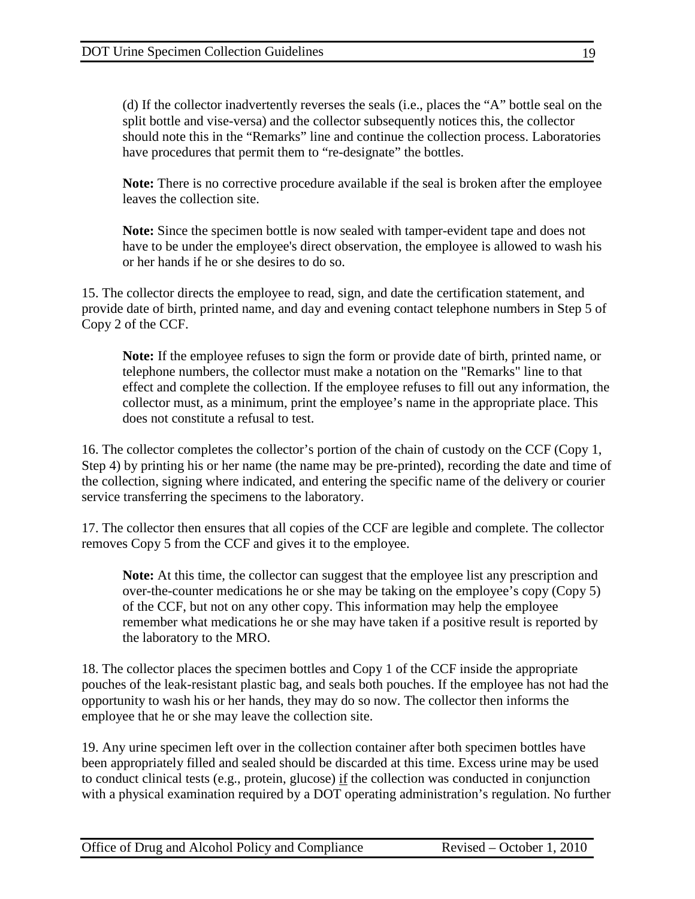(d) If the collector inadvertently reverses the seals (i.e., places the "A" bottle seal on the split bottle and vise-versa) and the collector subsequently notices this, the collector should note this in the "Remarks" line and continue the collection process. Laboratories have procedures that permit them to "re-designate" the bottles.

**Note:** There is no corrective procedure available if the seal is broken after the employee leaves the collection site.

**Note:** Since the specimen bottle is now sealed with tamper-evident tape and does not have to be under the employee's direct observation, the employee is allowed to wash his or her hands if he or she desires to do so.

15. The collector directs the employee to read, sign, and date the certification statement, and provide date of birth, printed name, and day and evening contact telephone numbers in Step 5 of Copy 2 of the CCF.

**Note:** If the employee refuses to sign the form or provide date of birth, printed name, or telephone numbers, the collector must make a notation on the "Remarks" line to that effect and complete the collection. If the employee refuses to fill out any information, the collector must, as a minimum, print the employee's name in the appropriate place. This does not constitute a refusal to test.

16. The collector completes the collector's portion of the chain of custody on the CCF (Copy 1, Step 4) by printing his or her name (the name may be pre-printed), recording the date and time of the collection, signing where indicated, and entering the specific name of the delivery or courier service transferring the specimens to the laboratory.

17. The collector then ensures that all copies of the CCF are legible and complete. The collector removes Copy 5 from the CCF and gives it to the employee.

**Note:** At this time, the collector can suggest that the employee list any prescription and over-the-counter medications he or she may be taking on the employee's copy (Copy 5) of the CCF, but not on any other copy. This information may help the employee remember what medications he or she may have taken if a positive result is reported by the laboratory to the MRO.

18. The collector places the specimen bottles and Copy 1 of the CCF inside the appropriate pouches of the leak-resistant plastic bag, and seals both pouches. If the employee has not had the opportunity to wash his or her hands, they may do so now. The collector then informs the employee that he or she may leave the collection site.

19. Any urine specimen left over in the collection container after both specimen bottles have been appropriately filled and sealed should be discarded at this time. Excess urine may be used to conduct clinical tests (e.g., protein, glucose) if the collection was conducted in conjunction with a physical examination required by a DOT operating administration's regulation. No further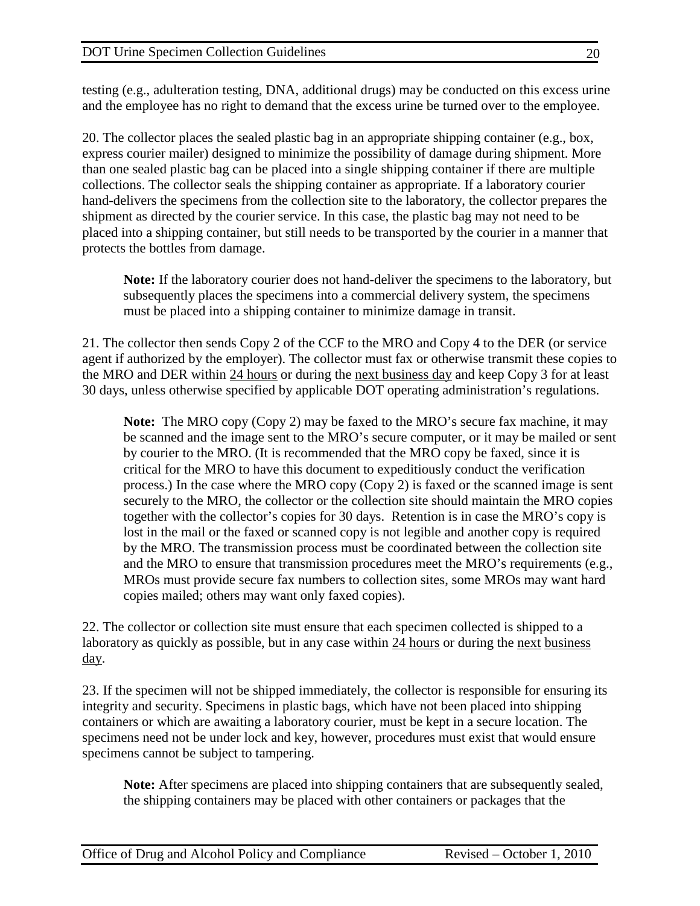testing (e.g., adulteration testing, DNA, additional drugs) may be conducted on this excess urine and the employee has no right to demand that the excess urine be turned over to the employee.

20. The collector places the sealed plastic bag in an appropriate shipping container (e.g., box, express courier mailer) designed to minimize the possibility of damage during shipment. More than one sealed plastic bag can be placed into a single shipping container if there are multiple collections. The collector seals the shipping container as appropriate. If a laboratory courier hand-delivers the specimens from the collection site to the laboratory, the collector prepares the shipment as directed by the courier service. In this case, the plastic bag may not need to be placed into a shipping container, but still needs to be transported by the courier in a manner that protects the bottles from damage.

> **Note:** If the laboratory courier does not hand-deliver the specimens to the laboratory, but subsequently places the specimens into a commercial delivery system, the specimens must be placed into a shipping container to minimize damage in transit.

21. The collector then sends Copy 2 of the CCF to the MRO and Copy 4 to the DER (or service agent if authorized by the employer). The collector must fax or otherwise transmit these copies to the MRO and DER within <u>24 hours</u> or during the <u>next business day</u> and keep Copy 3 for at least 30 days, unless otherwise specified by applicable DOT operating administration's regulations.

> **Note:** The MRO copy (Copy 2) may be faxed to the MRO's secure fax machine, it may be scanned and the image sent to the MRO's secure computer, or it may be mailed or sent by courier to the MRO. (It is recommended that the MRO copy be faxed, since it is critical for the MRO to have this document to expeditiously conduct the verification process.) In the case where the MRO copy (Copy 2) is faxed or the scanned image is sent securely to the MRO, the collector or the collection site should maintain the MRO copies together with the collector's copies for 30 days. Retention is in case the MRO's copy is lost in the mail or the faxed or scanned copy is not legible and another copy is required by the MRO. The transmission process must be coordinated between the collection site and the MRO to ensure that transmission procedures meet the MRO's requirements (e.g., MROs must provide secure fax numbers to collection sites, some MROs may want hard copies mailed; others may want only faxed copies).

22. The collector or collection site must ensure that each specimen collected is shipped to a laboratory as quickly as possible, but in any case within <u>24 hours</u> or during the <u>next business day</u>.

23. If the specimen will not be shipped immediately, the collector is responsible for ensuring its integrity and security. Specimens in plastic bags, which have not been placed into shipping containers or which are awaiting a laboratory courier, must be kept in a secure location. The specimens need not be under lock and key, however, procedures must exist that would ensure specimens cannot be subject to tampering.

> **Note:** After specimens are placed into shipping containers that are subsequently sealed, the shipping containers may be placed with other containers or packages that the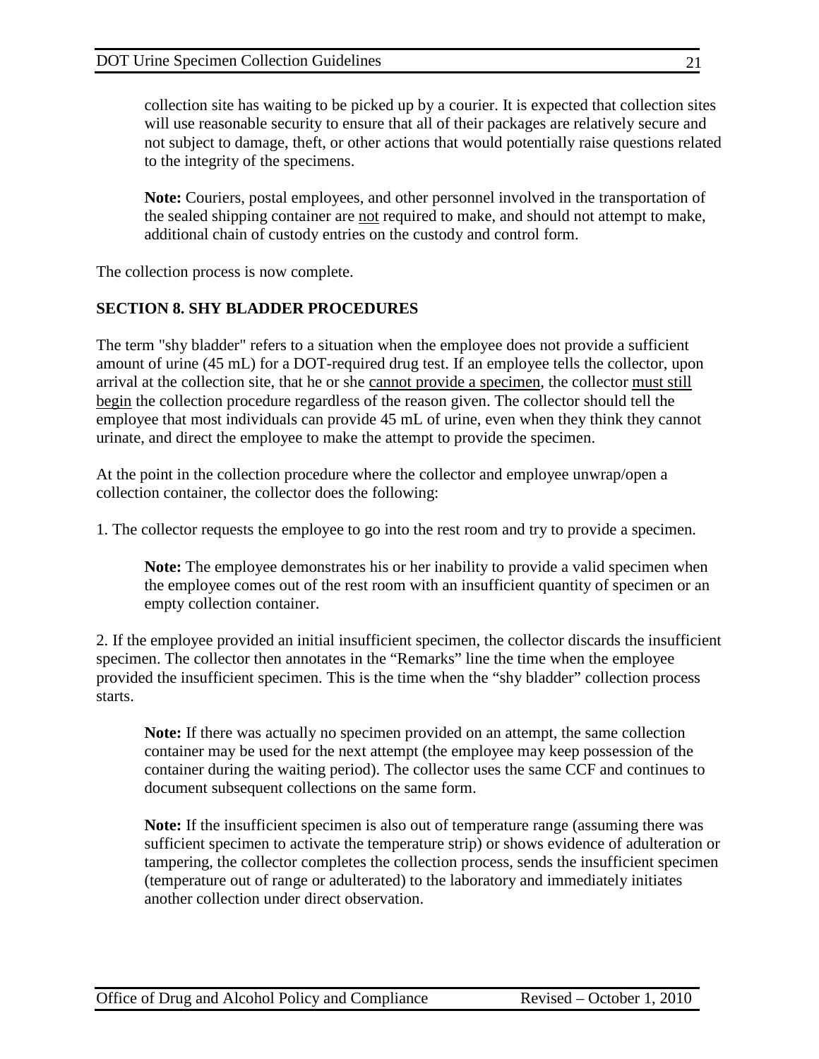collection site has waiting to be picked up by a courier. It is expected that collection sites will use reasonable security to ensure that all of their packages are relatively secure and not subject to damage, theft, or other actions that would potentially raise questions related to the integrity of the specimens.

> **Note:** Couriers, postal employees, and other personnel involved in the transportation of the sealed shipping container are not required to make, and should not attempt to make, additional chain of custody entries on the custody and control form.

The collection process is now complete.

## SECTION 8. SHY BLADDER PROCEDURES

The term "shy bladder" refers to a situation when the employee does not provide a sufficient amount of urine (45 mL) for a DOT-required drug test. If an employee tells the collector, upon arrival at the collection site, that he or she cannot provide a specimen, the collector must still begin the collection procedure regardless of the reason given. The collector should tell the employee that most individuals can provide 45 mL of urine, even when they think they cannot urinate, and direct the employee to make the attempt to provide the specimen.

At the point in the collection procedure where the collector and employee unwrap/open a collection container, the collector does the following:

1. The collector requests the employee to go into the rest room and try to provide a specimen.

> **Note:** The employee demonstrates his or her inability to provide a valid specimen when the employee comes out of the rest room with an insufficient quantity of specimen or an empty collection container.

2. If the employee provided an initial insufficient specimen, the collector discards the insufficient specimen. The collector then annotates in the "Remarks" line the time when the employee provided the insufficient specimen. This is the time when the "shy bladder" collection process starts.

> **Note:** If there was actually no specimen provided on an attempt, the same collection container may be used for the next attempt (the employee may keep possession of the container during the waiting period). The collector uses the same CCF and continues to document subsequent collections on the same form.

> **Note:** If the insufficient specimen is also out of temperature range (assuming there was sufficient specimen to activate the temperature strip) or shows evidence of adulteration or tampering, the collector completes the collection process, sends the insufficient specimen (temperature out of range or adulterated) to the laboratory and immediately initiates another collection under direct observation.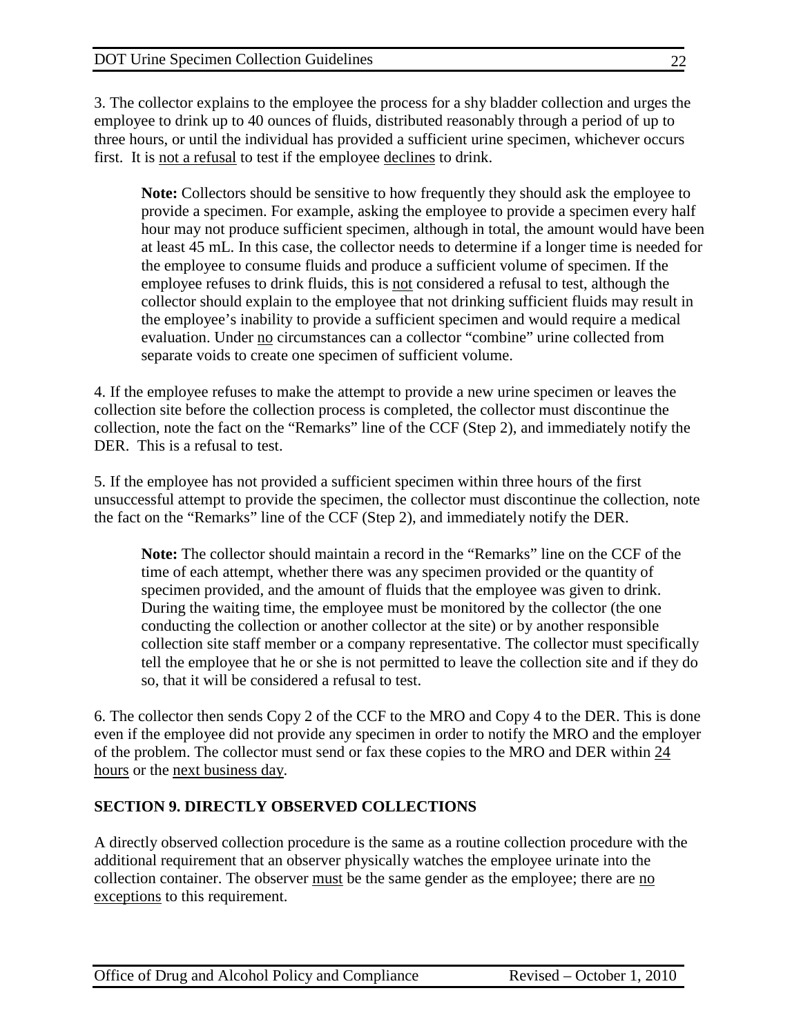3. The collector explains to the employee the process for a shy bladder collection and urges the employee to drink up to 40 ounces of fluids, distributed reasonably through a period of up to three hours, or until the individual has provided a sufficient urine specimen, whichever occurs first. It is not a refusal to test if the employee declines to drink.

> **Note:** Collectors should be sensitive to how frequently they should ask the employee to provide a specimen. For example, asking the employee to provide a specimen every half hour may not produce sufficient specimen, although in total, the amount would have been at least 45 mL. In this case, the collector needs to determine if a longer time is needed for the employee to consume fluids and produce a sufficient volume of specimen. If the employee refuses to drink fluids, this is not considered a refusal to test, although the collector should explain to the employee that not drinking sufficient fluids may result in the employee's inability to provide a sufficient specimen and would require a medical evaluation. Under no circumstances can a collector "combine" urine collected from separate voids to create one specimen of sufficient volume.

4. If the employee refuses to make the attempt to provide a new urine specimen or leaves the collection site before the collection process is completed, the collector must discontinue the collection, note the fact on the "Remarks" line of the CCF (Step 2), and immediately notify the DER. This is a refusal to test.

5. If the employee has not provided a sufficient specimen within three hours of the first unsuccessful attempt to provide the specimen, the collector must discontinue the collection, note the fact on the "Remarks" line of the CCF (Step 2), and immediately notify the DER.

> **Note:** The collector should maintain a record in the "Remarks" line on the CCF of the time of each attempt, whether there was any specimen provided or the quantity of specimen provided, and the amount of fluids that the employee was given to drink. During the waiting time, the employee must be monitored by the collector (the one conducting the collection or another collector at the site) or by another responsible collection site staff member or a company representative. The collector must specifically tell the employee that he or she is not permitted to leave the collection site and if they do so, that it will be considered a refusal to test.

6. The collector then sends Copy 2 of the CCF to the MRO and Copy 4 to the DER. This is done even if the employee did not provide any specimen in order to notify the MRO and the employer of the problem. The collector must send or fax these copies to the MRO and DER within 24 hours or the next business day.

## SECTION 9. DIRECTLY OBSERVED COLLECTIONS

A directly observed collection procedure is the same as a routine collection procedure with the additional requirement that an observer physically watches the employee urinate into the collection container. The observer must be the same gender as the employee; there are no exceptions to this requirement.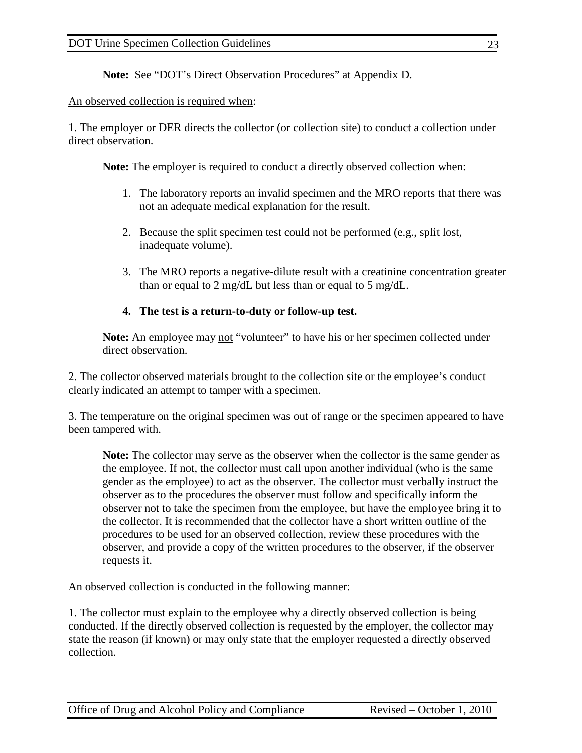**Note:** See "DOT's Direct Observation Procedures" at Appendix D.

<u>An observed collection is required when</u>:

1. The employer or DER directs the collector (or collection site) to conduct a collection under direct observation.

> **Note:** The employer is <u>required</u> to conduct a directly observed collection when:
>
> 1. The laboratory reports an invalid specimen and the MRO reports that there was not an adequate medical explanation for the result.
> 2. Because the split specimen test could not be performed (e.g., split lost, inadequate volume).
> 3. The MRO reports a negative-dilute result with a creatinine concentration greater than or equal to 2 mg/dL but less than or equal to 5 mg/dL.
> 4. **The test is a return-to-duty or follow-up test.**
>
> **Note:** An employee may <u>not</u> "volunteer" to have his or her specimen collected under direct observation.

2. The collector observed materials brought to the collection site or the employee's conduct clearly indicated an attempt to tamper with a specimen.

3. The temperature on the original specimen was out of range or the specimen appeared to have been tampered with.

> **Note:** The collector may serve as the observer when the collector is the same gender as the employee. If not, the collector must call upon another individual (who is the same gender as the employee) to act as the observer. The collector must verbally instruct the observer as to the procedures the observer must follow and specifically inform the observer not to take the specimen from the employee, but have the employee bring it to the collector. It is recommended that the collector have a short written outline of the procedures to be used for an observed collection, review these procedures with the observer, and provide a copy of the written procedures to the observer, if the observer requests it.

<u>An observed collection is conducted in the following manner</u>:

1. The collector must explain to the employee why a directly observed collection is being conducted. If the directly observed collection is requested by the employer, the collector may state the reason (if known) or may only state that the employer requested a directly observed collection.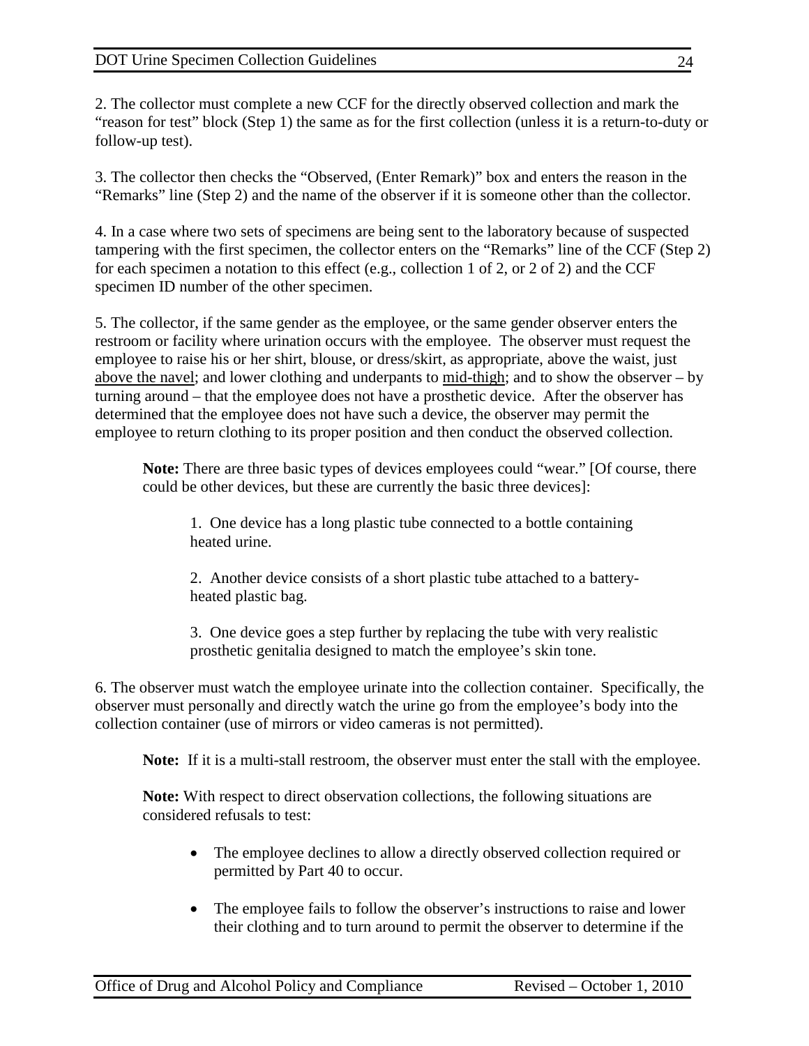2. The collector must complete a new CCF for the directly observed collection and mark the "reason for test" block (Step 1) the same as for the first collection (unless it is a return-to-duty or follow-up test).

3. The collector then checks the "Observed, (Enter Remark)" box and enters the reason in the "Remarks" line (Step 2) and the name of the observer if it is someone other than the collector.

4. In a case where two sets of specimens are being sent to the laboratory because of suspected tampering with the first specimen, the collector enters on the "Remarks" line of the CCF (Step 2) for each specimen a notation to this effect (e.g., collection 1 of 2, or 2 of 2) and the CCF specimen ID number of the other specimen.

5. The collector, if the same gender as the employee, or the same gender observer enters the restroom or facility where urination occurs with the employee. The observer must request the employee to raise his or her shirt, blouse, or dress/skirt, as appropriate, above the waist, just <u>above the navel</u>; and lower clothing and underpants to <u>mid-thigh</u>; and to show the observer – by turning around – that the employee does not have a prosthetic device. After the observer has determined that the employee does not have such a device, the observer may permit the employee to return clothing to its proper position and then conduct the observed collection.

> **Note:** There are three basic types of devices employees could "wear." [Of course, there could be other devices, but these are currently the basic three devices]:
>
> 1. One device has a long plastic tube connected to a bottle containing heated urine.
>
> 2. Another device consists of a short plastic tube attached to a battery-heated plastic bag.
>
> 3. One device goes a step further by replacing the tube with very realistic prosthetic genitalia designed to match the employee's skin tone.

6. The observer must watch the employee urinate into the collection container. Specifically, the observer must personally and directly watch the urine go from the employee's body into the collection container (use of mirrors or video cameras is not permitted).

> **Note:** If it is a multi-stall restroom, the observer must enter the stall with the employee.
>
> **Note:** With respect to direct observation collections, the following situations are considered refusals to test:
>
> - The employee declines to allow a directly observed collection required or permitted by Part 40 to occur.
>
> - The employee fails to follow the observer's instructions to raise and lower their clothing and to turn around to permit the observer to determine if the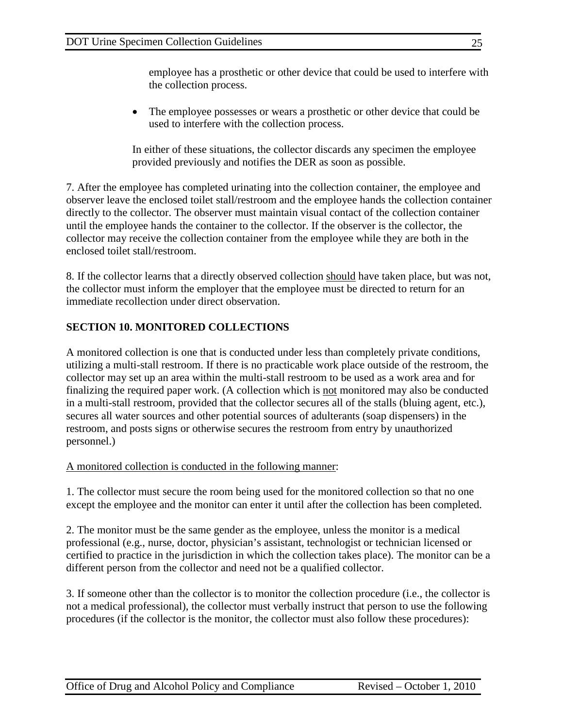employee has a prosthetic or other device that could be used to interfere with the collection process.

- The employee possesses or wears a prosthetic or other device that could be used to interfere with the collection process.

In either of these situations, the collector discards any specimen the employee provided previously and notifies the DER as soon as possible.

7. After the employee has completed urinating into the collection container, the employee and observer leave the enclosed toilet stall/restroom and the employee hands the collection container directly to the collector. The observer must maintain visual contact of the collection container until the employee hands the container to the collector. If the observer is the collector, the collector may receive the collection container from the employee while they are both in the enclosed toilet stall/restroom.

8. If the collector learns that a directly observed collection <u>should</u> have taken place, but was not, the collector must inform the employer that the employee must be directed to return for an immediate recollection under direct observation.

## SECTION 10. MONITORED COLLECTIONS

A monitored collection is one that is conducted under less than completely private conditions, utilizing a multi-stall restroom. If there is no practicable work place outside of the restroom, the collector may set up an area within the multi-stall restroom to be used as a work area and for finalizing the required paper work. (A collection which is <u>not</u> monitored may also be conducted in a multi-stall restroom, provided that the collector secures all of the stalls (bluing agent, etc.), secures all water sources and other potential sources of adulterants (soap dispensers) in the restroom, and posts signs or otherwise secures the restroom from entry by unauthorized personnel.)

<u>A monitored collection is conducted in the following manner</u>:

1. The collector must secure the room being used for the monitored collection so that no one except the employee and the monitor can enter it until after the collection has been completed.

2. The monitor must be the same gender as the employee, unless the monitor is a medical professional (e.g., nurse, doctor, physician's assistant, technologist or technician licensed or certified to practice in the jurisdiction in which the collection takes place). The monitor can be a different person from the collector and need not be a qualified collector.

3. If someone other than the collector is to monitor the collection procedure (i.e., the collector is not a medical professional), the collector must verbally instruct that person to use the following procedures (if the collector is the monitor, the collector must also follow these procedures):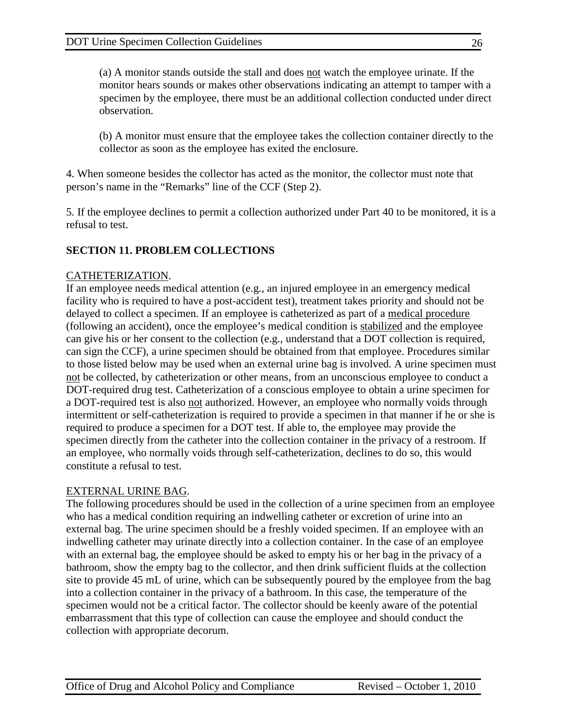(a) A monitor stands outside the stall and does not watch the employee urinate. If the monitor hears sounds or makes other observations indicating an attempt to tamper with a specimen by the employee, there must be an additional collection conducted under direct observation.

(b) A monitor must ensure that the employee takes the collection container directly to the collector as soon as the employee has exited the enclosure.

4. When someone besides the collector has acted as the monitor, the collector must note that person's name in the "Remarks" line of the CCF (Step 2).

5. If the employee declines to permit a collection authorized under Part 40 to be monitored, it is a refusal to test.

## SECTION 11. PROBLEM COLLECTIONS

### CATHETERIZATION.

If an employee needs medical attention (e.g., an injured employee in an emergency medical facility who is required to have a post-accident test), treatment takes priority and should not be delayed to collect a specimen. If an employee is catheterized as part of a medical procedure (following an accident), once the employee's medical condition is stabilized and the employee can give his or her consent to the collection (e.g., understand that a DOT collection is required, can sign the CCF), a urine specimen should be obtained from that employee. Procedures similar to those listed below may be used when an external urine bag is involved. A urine specimen must not be collected, by catheterization or other means, from an unconscious employee to conduct a DOT-required drug test. Catheterization of a conscious employee to obtain a urine specimen for a DOT-required test is also not authorized. However, an employee who normally voids through intermittent or self-catheterization is required to provide a specimen in that manner if he or she is required to produce a specimen for a DOT test. If able to, the employee may provide the specimen directly from the catheter into the collection container in the privacy of a restroom. If an employee, who normally voids through self-catheterization, declines to do so, this would constitute a refusal to test.

### EXTERNAL URINE BAG.

The following procedures should be used in the collection of a urine specimen from an employee who has a medical condition requiring an indwelling catheter or excretion of urine into an external bag. The urine specimen should be a freshly voided specimen. If an employee with an indwelling catheter may urinate directly into a collection container. In the case of an employee with an external bag, the employee should be asked to empty his or her bag in the privacy of a bathroom, show the empty bag to the collector, and then drink sufficient fluids at the collection site to provide 45 mL of urine, which can be subsequently poured by the employee from the bag into a collection container in the privacy of a bathroom. In this case, the temperature of the specimen would not be a critical factor. The collector should be keenly aware of the potential embarrassment that this type of collection can cause the employee and should conduct the collection with appropriate decorum.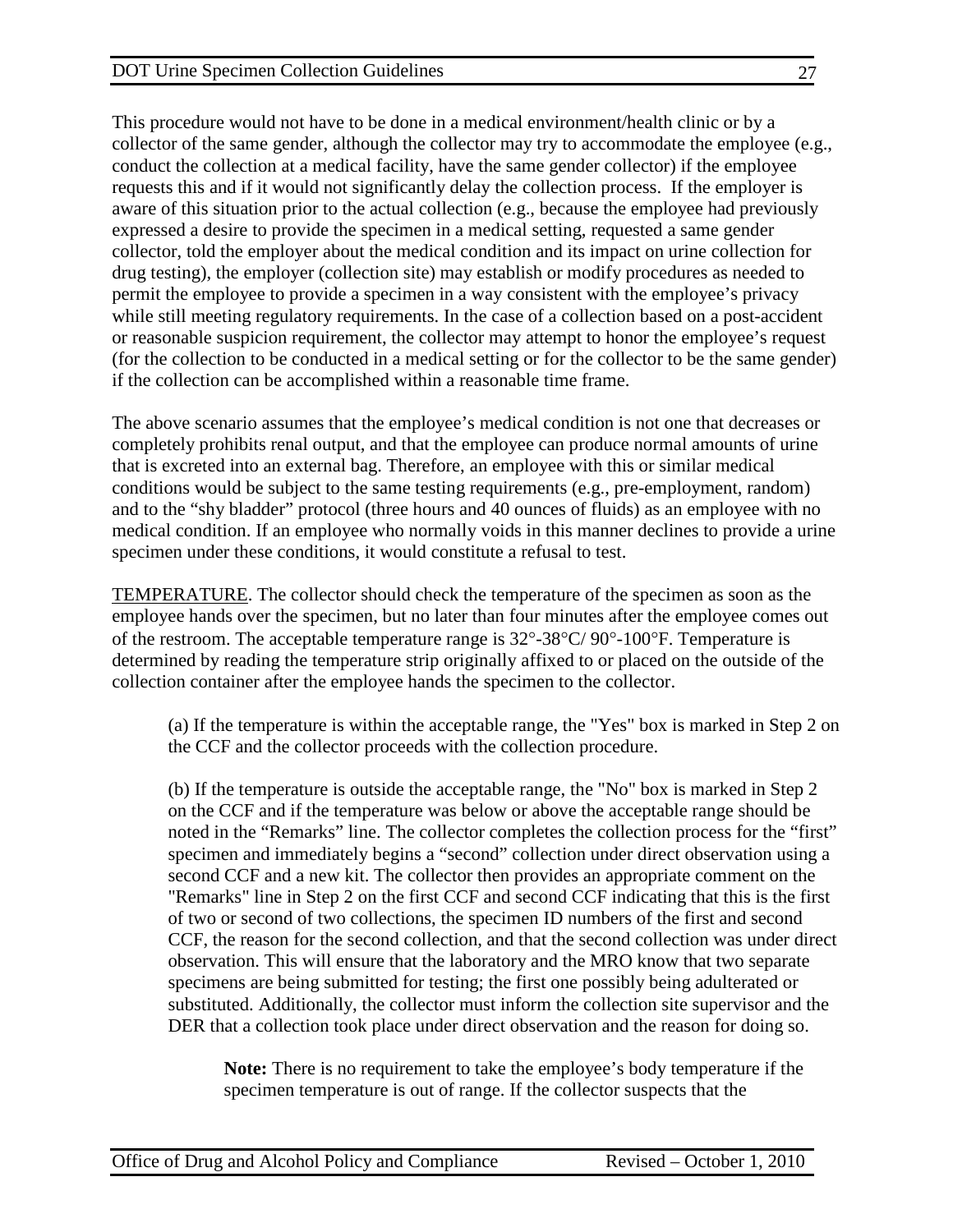This procedure would not have to be done in a medical environment/health clinic or by a collector of the same gender, although the collector may try to accommodate the employee (e.g., conduct the collection at a medical facility, have the same gender collector) if the employee requests this and if it would not significantly delay the collection process. If the employer is aware of this situation prior to the actual collection (e.g., because the employee had previously expressed a desire to provide the specimen in a medical setting, requested a same gender collector, told the employer about the medical condition and its impact on urine collection for drug testing), the employer (collection site) may establish or modify procedures as needed to permit the employee to provide a specimen in a way consistent with the employee's privacy while still meeting regulatory requirements. In the case of a collection based on a post-accident or reasonable suspicion requirement, the collector may attempt to honor the employee's request (for the collection to be conducted in a medical setting or for the collector to be the same gender) if the collection can be accomplished within a reasonable time frame.

The above scenario assumes that the employee's medical condition is not one that decreases or completely prohibits renal output, and that the employee can produce normal amounts of urine that is excreted into an external bag. Therefore, an employee with this or similar medical conditions would be subject to the same testing requirements (e.g., pre-employment, random) and to the "shy bladder" protocol (three hours and 40 ounces of fluids) as an employee with no medical condition. If an employee who normally voids in this manner declines to provide a urine specimen under these conditions, it would constitute a refusal to test.

<u>TEMPERATURE</u>. The collector should check the temperature of the specimen as soon as the employee hands over the specimen, but no later than four minutes after the employee comes out of the restroom. The acceptable temperature range is 32°-38°C/ 90°-100°F. Temperature is determined by reading the temperature strip originally affixed to or placed on the outside of the collection container after the employee hands the specimen to the collector.

(a) If the temperature is within the acceptable range, the "Yes" box is marked in Step 2 on the CCF and the collector proceeds with the collection procedure.

(b) If the temperature is outside the acceptable range, the "No" box is marked in Step 2 on the CCF and if the temperature was below or above the acceptable range should be noted in the "Remarks" line. The collector completes the collection process for the "first" specimen and immediately begins a "second" collection under direct observation using a second CCF and a new kit. The collector then provides an appropriate comment on the "Remarks" line in Step 2 on the first CCF and second CCF indicating that this is the first of two or second of two collections, the specimen ID numbers of the first and second CCF, the reason for the second collection, and that the second collection was under direct observation. This will ensure that the laboratory and the MRO know that two separate specimens are being submitted for testing; the first one possibly being adulterated or substituted. Additionally, the collector must inform the collection site supervisor and the DER that a collection took place under direct observation and the reason for doing so.

**Note:** There is no requirement to take the employee's body temperature if the specimen temperature is out of range. If the collector suspects that the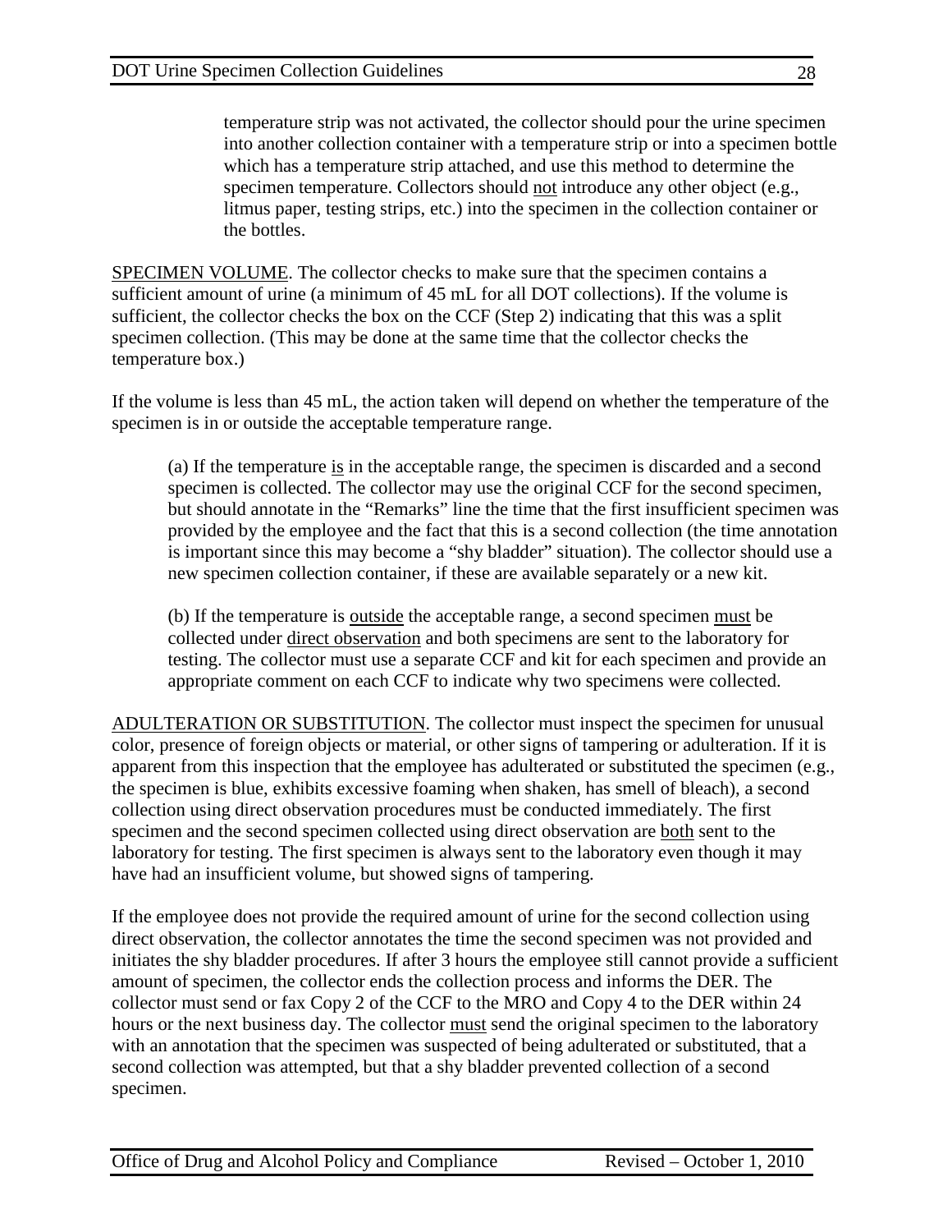temperature strip was not activated, the collector should pour the urine specimen into another collection container with a temperature strip or into a specimen bottle which has a temperature strip attached, and use this method to determine the specimen temperature. Collectors should not introduce any other object (e.g., litmus paper, testing strips, etc.) into the specimen in the collection container or the bottles.

SPECIMEN VOLUME. The collector checks to make sure that the specimen contains a sufficient amount of urine (a minimum of 45 mL for all DOT collections). If the volume is sufficient, the collector checks the box on the CCF (Step 2) indicating that this was a split specimen collection. (This may be done at the same time that the collector checks the temperature box.)

If the volume is less than 45 mL, the action taken will depend on whether the temperature of the specimen is in or outside the acceptable temperature range.

(a) If the temperature is in the acceptable range, the specimen is discarded and a second specimen is collected. The collector may use the original CCF for the second specimen, but should annotate in the "Remarks" line the time that the first insufficient specimen was provided by the employee and the fact that this is a second collection (the time annotation is important since this may become a "shy bladder" situation). The collector should use a new specimen collection container, if these are available separately or a new kit.

(b) If the temperature is outside the acceptable range, a second specimen must be collected under direct observation and both specimens are sent to the laboratory for testing. The collector must use a separate CCF and kit for each specimen and provide an appropriate comment on each CCF to indicate why two specimens were collected.

ADULTERATION OR SUBSTITUTION. The collector must inspect the specimen for unusual color, presence of foreign objects or material, or other signs of tampering or adulteration. If it is apparent from this inspection that the employee has adulterated or substituted the specimen (e.g., the specimen is blue, exhibits excessive foaming when shaken, has smell of bleach), a second collection using direct observation procedures must be conducted immediately. The first specimen and the second specimen collected using direct observation are both sent to the laboratory for testing. The first specimen is always sent to the laboratory even though it may have had an insufficient volume, but showed signs of tampering.

If the employee does not provide the required amount of urine for the second collection using direct observation, the collector annotates the time the second specimen was not provided and initiates the shy bladder procedures. If after 3 hours the employee still cannot provide a sufficient amount of specimen, the collector ends the collection process and informs the DER. The collector must send or fax Copy 2 of the CCF to the MRO and Copy 4 to the DER within 24 hours or the next business day. The collector must send the original specimen to the laboratory with an annotation that the specimen was suspected of being adulterated or substituted, that a second collection was attempted, but that a shy bladder prevented collection of a second specimen.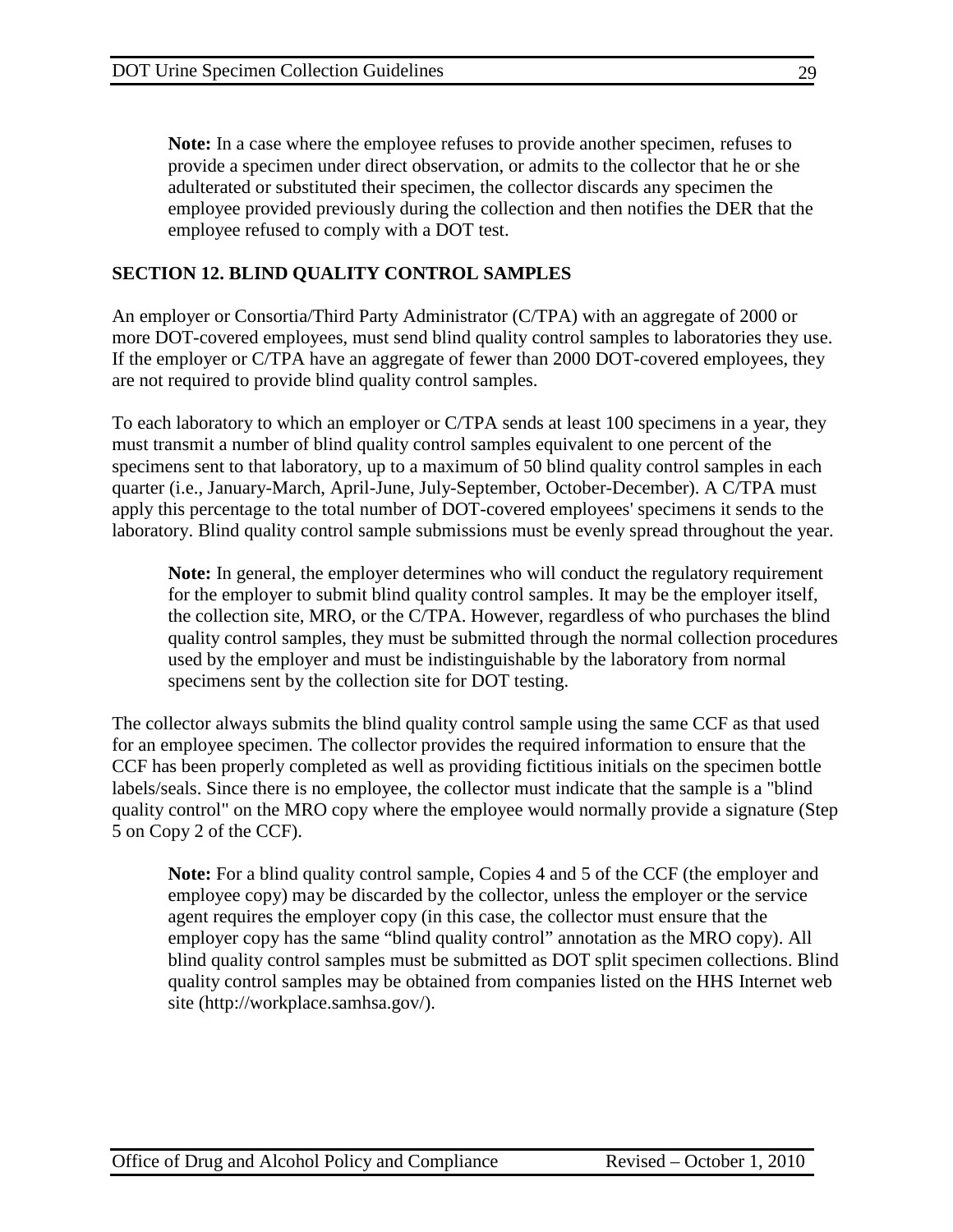**Note:** In a case where the employee refuses to provide another specimen, refuses to provide a specimen under direct observation, or admits to the collector that he or she adulterated or substituted their specimen, the collector discards any specimen the employee provided previously during the collection and then notifies the DER that the employee refused to comply with a DOT test.

## SECTION 12. BLIND QUALITY CONTROL SAMPLES

An employer or Consortia/Third Party Administrator (C/TPA) with an aggregate of 2000 or more DOT-covered employees, must send blind quality control samples to laboratories they use. If the employer or C/TPA have an aggregate of fewer than 2000 DOT-covered employees, they are not required to provide blind quality control samples.

To each laboratory to which an employer or C/TPA sends at least 100 specimens in a year, they must transmit a number of blind quality control samples equivalent to one percent of the specimens sent to that laboratory, up to a maximum of 50 blind quality control samples in each quarter (i.e., January-March, April-June, July-September, October-December). A C/TPA must apply this percentage to the total number of DOT-covered employees' specimens it sends to the laboratory. Blind quality control sample submissions must be evenly spread throughout the year.

**Note:** In general, the employer determines who will conduct the regulatory requirement for the employer to submit blind quality control samples. It may be the employer itself, the collection site, MRO, or the C/TPA. However, regardless of who purchases the blind quality control samples, they must be submitted through the normal collection procedures used by the employer and must be indistinguishable by the laboratory from normal specimens sent by the collection site for DOT testing.

The collector always submits the blind quality control sample using the same CCF as that used for an employee specimen. The collector provides the required information to ensure that the CCF has been properly completed as well as providing fictitious initials on the specimen bottle labels/seals. Since there is no employee, the collector must indicate that the sample is a "blind quality control" on the MRO copy where the employee would normally provide a signature (Step 5 on Copy 2 of the CCF).

**Note:** For a blind quality control sample, Copies 4 and 5 of the CCF (the employer and employee copy) may be discarded by the collector, unless the employer or the service agent requires the employer copy (in this case, the collector must ensure that the employer copy has the same "blind quality control" annotation as the MRO copy). All blind quality control samples must be submitted as DOT split specimen collections. Blind quality control samples may be obtained from companies listed on the HHS Internet web site (http://workplace.samhsa.gov/).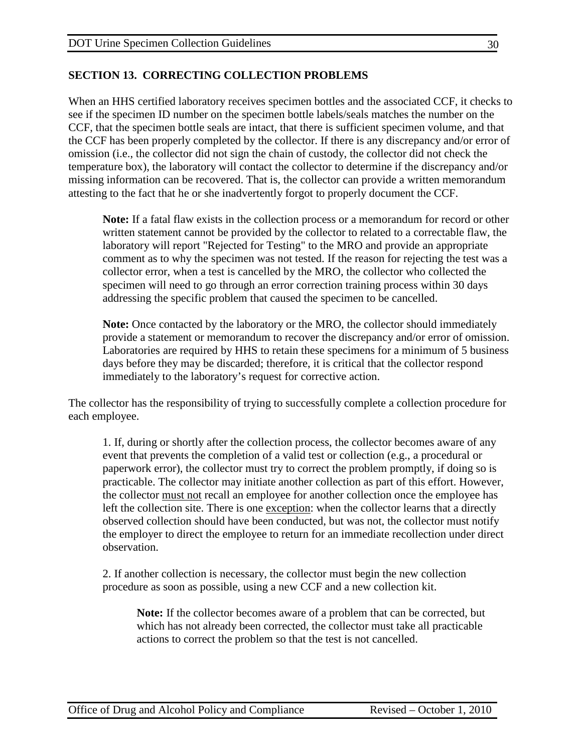## SECTION 13. CORRECTING COLLECTION PROBLEMS

When an HHS certified laboratory receives specimen bottles and the associated CCF, it checks to see if the specimen ID number on the specimen bottle labels/seals matches the number on the CCF, that the specimen bottle seals are intact, that there is sufficient specimen volume, and that the CCF has been properly completed by the collector. If there is any discrepancy and/or error of omission (i.e., the collector did not sign the chain of custody, the collector did not check the temperature box), the laboratory will contact the collector to determine if the discrepancy and/or missing information can be recovered. That is, the collector can provide a written memorandum attesting to the fact that he or she inadvertently forgot to properly document the CCF.

> **Note:** If a fatal flaw exists in the collection process or a memorandum for record or other written statement cannot be provided by the collector to related to a correctable flaw, the laboratory will report "Rejected for Testing" to the MRO and provide an appropriate comment as to why the specimen was not tested. If the reason for rejecting the test was a collector error, when a test is cancelled by the MRO, the collector who collected the specimen will need to go through an error correction training process within 30 days addressing the specific problem that caused the specimen to be cancelled.

> **Note:** Once contacted by the laboratory or the MRO, the collector should immediately provide a statement or memorandum to recover the discrepancy and/or error of omission. Laboratories are required by HHS to retain these specimens for a minimum of 5 business days before they may be discarded; therefore, it is critical that the collector respond immediately to the laboratory's request for corrective action.

The collector has the responsibility of trying to successfully complete a collection procedure for each employee.

1. If, during or shortly after the collection process, the collector becomes aware of any event that prevents the completion of a valid test or collection (e.g., a procedural or paperwork error), the collector must try to correct the problem promptly, if doing so is practicable. The collector may initiate another collection as part of this effort. However, the collector <u>must not</u> recall an employee for another collection once the employee has left the collection site. There is one <u>exception</u>: when the collector learns that a directly observed collection should have been conducted, but was not, the collector must notify the employer to direct the employee to return for an immediate recollection under direct observation.

2. If another collection is necessary, the collector must begin the new collection procedure as soon as possible, using a new CCF and a new collection kit.

   > **Note:** If the collector becomes aware of a problem that can be corrected, but which has not already been corrected, the collector must take all practicable actions to correct the problem so that the test is not cancelled.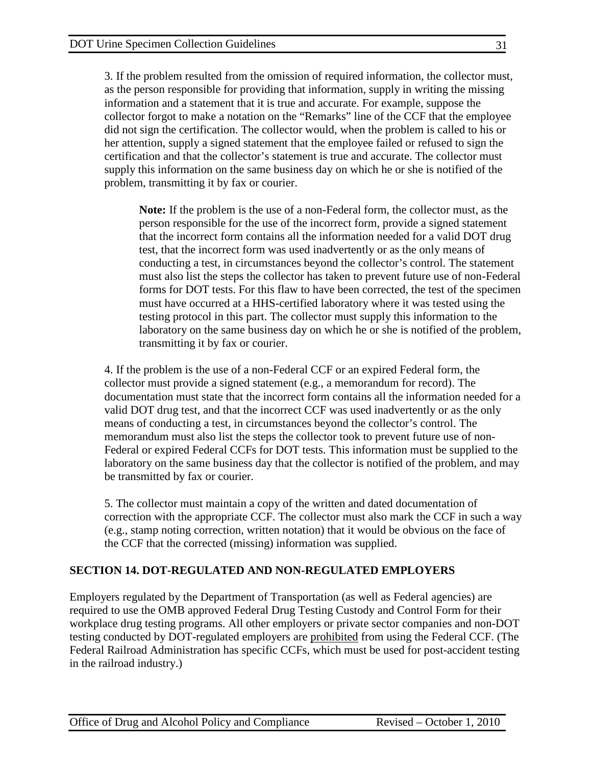3. If the problem resulted from the omission of required information, the collector must, as the person responsible for providing that information, supply in writing the missing information and a statement that it is true and accurate. For example, suppose the collector forgot to make a notation on the "Remarks" line of the CCF that the employee did not sign the certification. The collector would, when the problem is called to his or her attention, supply a signed statement that the employee failed or refused to sign the certification and that the collector's statement is true and accurate. The collector must supply this information on the same business day on which he or she is notified of the problem, transmitting it by fax or courier.

> **Note:** If the problem is the use of a non-Federal form, the collector must, as the person responsible for the use of the incorrect form, provide a signed statement that the incorrect form contains all the information needed for a valid DOT drug test, that the incorrect form was used inadvertently or as the only means of conducting a test, in circumstances beyond the collector's control. The statement must also list the steps the collector has taken to prevent future use of non-Federal forms for DOT tests. For this flaw to have been corrected, the test of the specimen must have occurred at a HHS-certified laboratory where it was tested using the testing protocol in this part. The collector must supply this information to the laboratory on the same business day on which he or she is notified of the problem, transmitting it by fax or courier.

4. If the problem is the use of a non-Federal CCF or an expired Federal form, the collector must provide a signed statement (e.g., a memorandum for record). The documentation must state that the incorrect form contains all the information needed for a valid DOT drug test, and that the incorrect CCF was used inadvertently or as the only means of conducting a test, in circumstances beyond the collector's control. The memorandum must also list the steps the collector took to prevent future use of non-Federal or expired Federal CCFs for DOT tests. This information must be supplied to the laboratory on the same business day that the collector is notified of the problem, and may be transmitted by fax or courier.

5. The collector must maintain a copy of the written and dated documentation of correction with the appropriate CCF. The collector must also mark the CCF in such a way (e.g., stamp noting correction, written notation) that it would be obvious on the face of the CCF that the corrected (missing) information was supplied.

## SECTION 14. DOT-REGULATED AND NON-REGULATED EMPLOYERS

Employers regulated by the Department of Transportation (as well as Federal agencies) are required to use the OMB approved Federal Drug Testing Custody and Control Form for their workplace drug testing programs. All other employers or private sector companies and non-DOT testing conducted by DOT-regulated employers are <u>prohibited</u> from using the Federal CCF. (The Federal Railroad Administration has specific CCFs, which must be used for post-accident testing in the railroad industry.)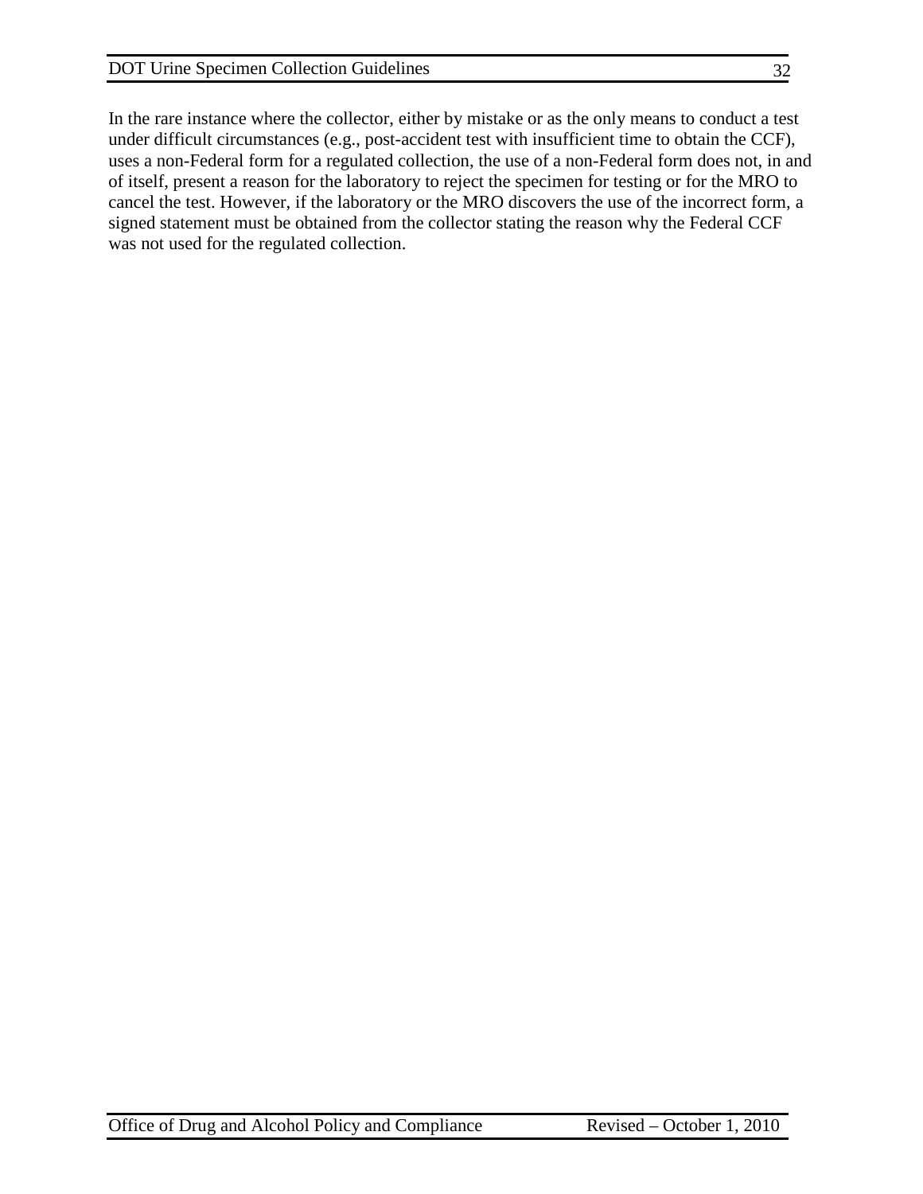In the rare instance where the collector, either by mistake or as the only means to conduct a test under difficult circumstances (e.g., post-accident test with insufficient time to obtain the CCF), uses a non-Federal form for a regulated collection, the use of a non-Federal form does not, in and of itself, present a reason for the laboratory to reject the specimen for testing or for the MRO to cancel the test. However, if the laboratory or the MRO discovers the use of the incorrect form, a signed statement must be obtained from the collector stating the reason why the Federal CCF was not used for the regulated collection.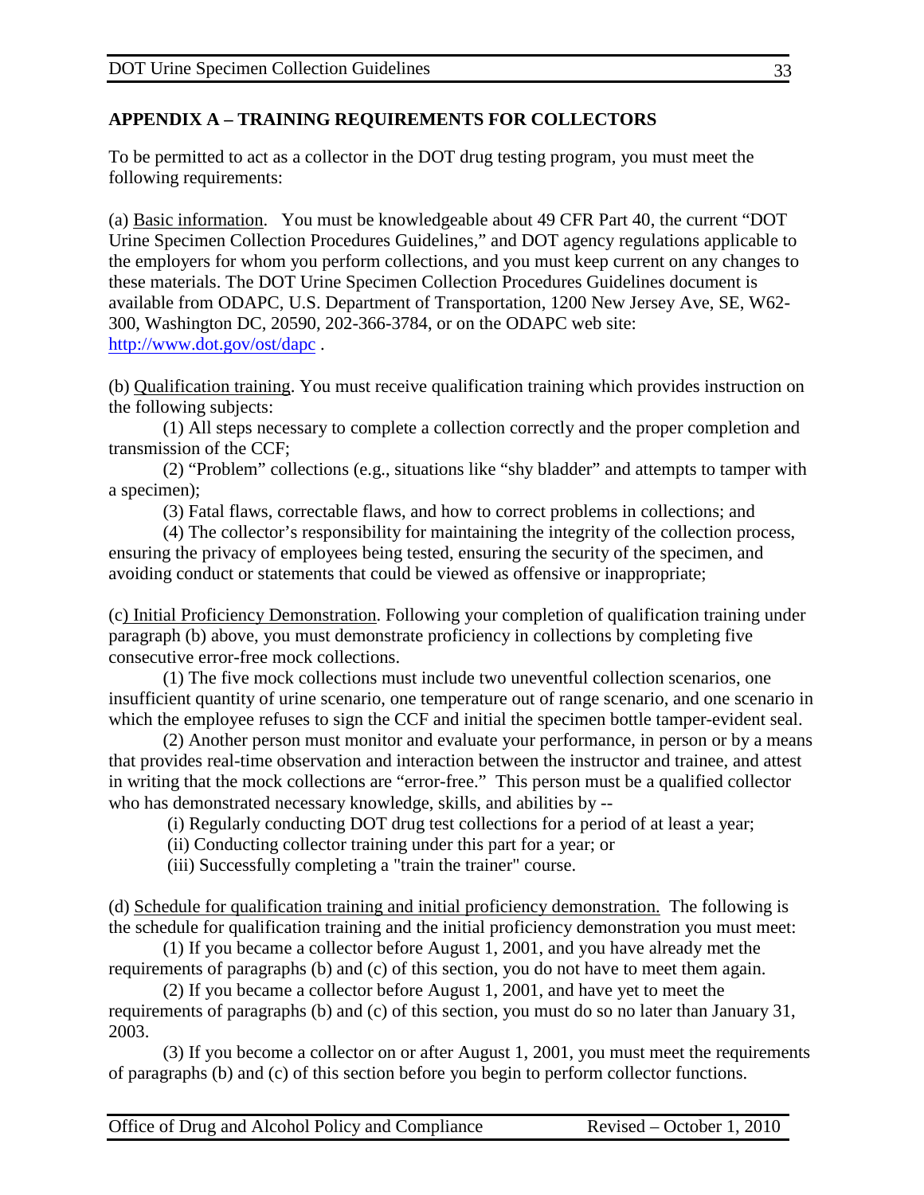## APPENDIX A – TRAINING REQUIREMENTS FOR COLLECTORS

To be permitted to act as a collector in the DOT drug testing program, you must meet the following requirements:

(a) Basic information. You must be knowledgeable about 49 CFR Part 40, the current "DOT Urine Specimen Collection Procedures Guidelines," and DOT agency regulations applicable to the employers for whom you perform collections, and you must keep current on any changes to these materials. The DOT Urine Specimen Collection Procedures Guidelines document is available from ODAPC, U.S. Department of Transportation, 1200 New Jersey Ave, SE, W62-300, Washington DC, 20590, 202-366-3784, or on the ODAPC web site: http://www.dot.gov/ost/dapc .

(b) Qualification training. You must receive qualification training which provides instruction on the following subjects:

(1) All steps necessary to complete a collection correctly and the proper completion and transmission of the CCF;

(2) "Problem" collections (e.g., situations like "shy bladder" and attempts to tamper with a specimen);

(3) Fatal flaws, correctable flaws, and how to correct problems in collections; and

(4) The collector's responsibility for maintaining the integrity of the collection process, ensuring the privacy of employees being tested, ensuring the security of the specimen, and avoiding conduct or statements that could be viewed as offensive or inappropriate;

(c) Initial Proficiency Demonstration. Following your completion of qualification training under paragraph (b) above, you must demonstrate proficiency in collections by completing five consecutive error-free mock collections.

(1) The five mock collections must include two uneventful collection scenarios, one insufficient quantity of urine scenario, one temperature out of range scenario, and one scenario in which the employee refuses to sign the CCF and initial the specimen bottle tamper-evident seal.

(2) Another person must monitor and evaluate your performance, in person or by a means that provides real-time observation and interaction between the instructor and trainee, and attest in writing that the mock collections are "error-free." This person must be a qualified collector who has demonstrated necessary knowledge, skills, and abilities by --

(i) Regularly conducting DOT drug test collections for a period of at least a year;

(ii) Conducting collector training under this part for a year; or

(iii) Successfully completing a "train the trainer" course.

(d) Schedule for qualification training and initial proficiency demonstration. The following is the schedule for qualification training and the initial proficiency demonstration you must meet:

(1) If you became a collector before August 1, 2001, and you have already met the requirements of paragraphs (b) and (c) of this section, you do not have to meet them again.

(2) If you became a collector before August 1, 2001, and have yet to meet the requirements of paragraphs (b) and (c) of this section, you must do so no later than January 31, 2003.

(3) If you become a collector on or after August 1, 2001, you must meet the requirements of paragraphs (b) and (c) of this section before you begin to perform collector functions.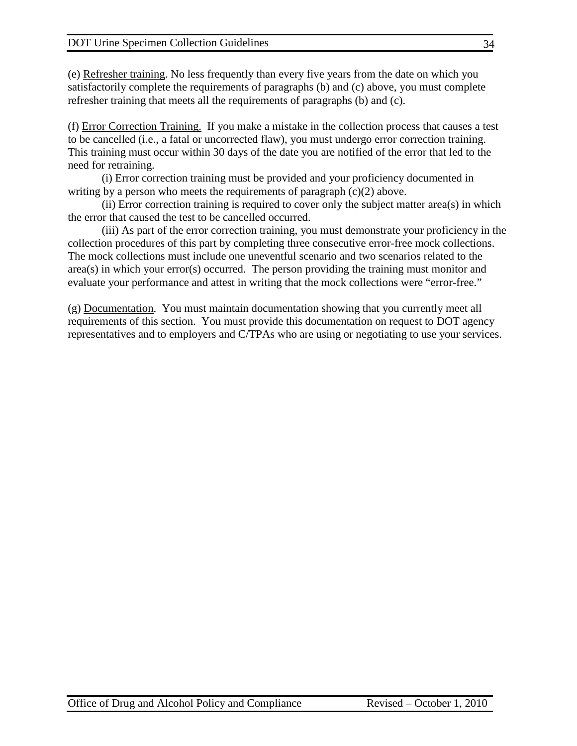(e) Refresher training. No less frequently than every five years from the date on which you satisfactorily complete the requirements of paragraphs (b) and (c) above, you must complete refresher training that meets all the requirements of paragraphs (b) and (c).

(f) Error Correction Training. If you make a mistake in the collection process that causes a test to be cancelled (i.e., a fatal or uncorrected flaw), you must undergo error correction training. This training must occur within 30 days of the date you are notified of the error that led to the need for retraining.

(i) Error correction training must be provided and your proficiency documented in writing by a person who meets the requirements of paragraph (c)(2) above.

(ii) Error correction training is required to cover only the subject matter area(s) in which the error that caused the test to be cancelled occurred.

(iii) As part of the error correction training, you must demonstrate your proficiency in the collection procedures of this part by completing three consecutive error-free mock collections. The mock collections must include one uneventful scenario and two scenarios related to the area(s) in which your error(s) occurred. The person providing the training must monitor and evaluate your performance and attest in writing that the mock collections were "error-free."

(g) Documentation. You must maintain documentation showing that you currently meet all requirements of this section. You must provide this documentation on request to DOT agency representatives and to employers and C/TPAs who are using or negotiating to use your services.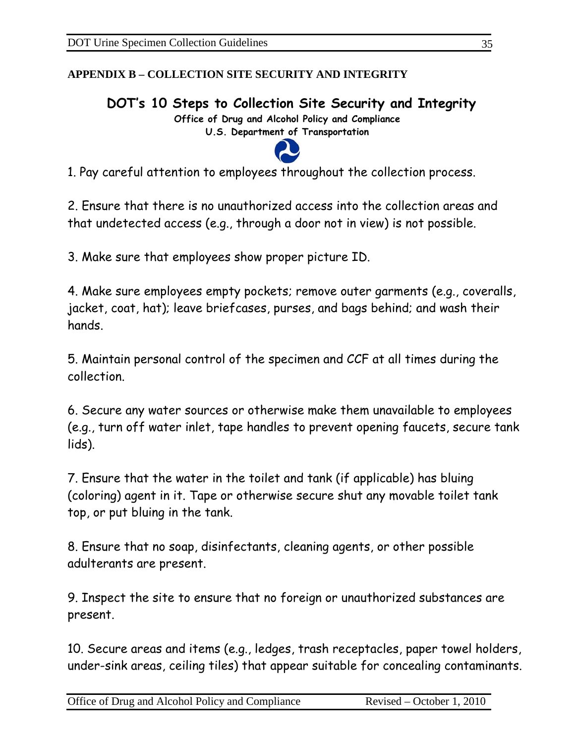**APPENDIX B – COLLECTION SITE SECURITY AND INTEGRITY**

## DOT's 10 Steps to Collection Site Security and Integrity

**Office of Drug and Alcohol Policy and Compliance**
**U.S. Department of Transportation**

1. Pay careful attention to employees throughout the collection process.

2. Ensure that there is no unauthorized access into the collection areas and that undetected access (e.g., through a door not in view) is not possible.

3. Make sure that employees show proper picture ID.

4. Make sure employees empty pockets; remove outer garments (e.g., coveralls, jacket, coat, hat); leave briefcases, purses, and bags behind; and wash their hands.

5. Maintain personal control of the specimen and CCF at all times during the collection.

6. Secure any water sources or otherwise make them unavailable to employees (e.g., turn off water inlet, tape handles to prevent opening faucets, secure tank lids).

7. Ensure that the water in the toilet and tank (if applicable) has bluing (coloring) agent in it. Tape or otherwise secure shut any movable toilet tank top, or put bluing in the tank.

8. Ensure that no soap, disinfectants, cleaning agents, or other possible adulterants are present.

9. Inspect the site to ensure that no foreign or unauthorized substances are present.

10. Secure areas and items (e.g., ledges, trash receptacles, paper towel holders, under-sink areas, ceiling tiles) that appear suitable for concealing contaminants.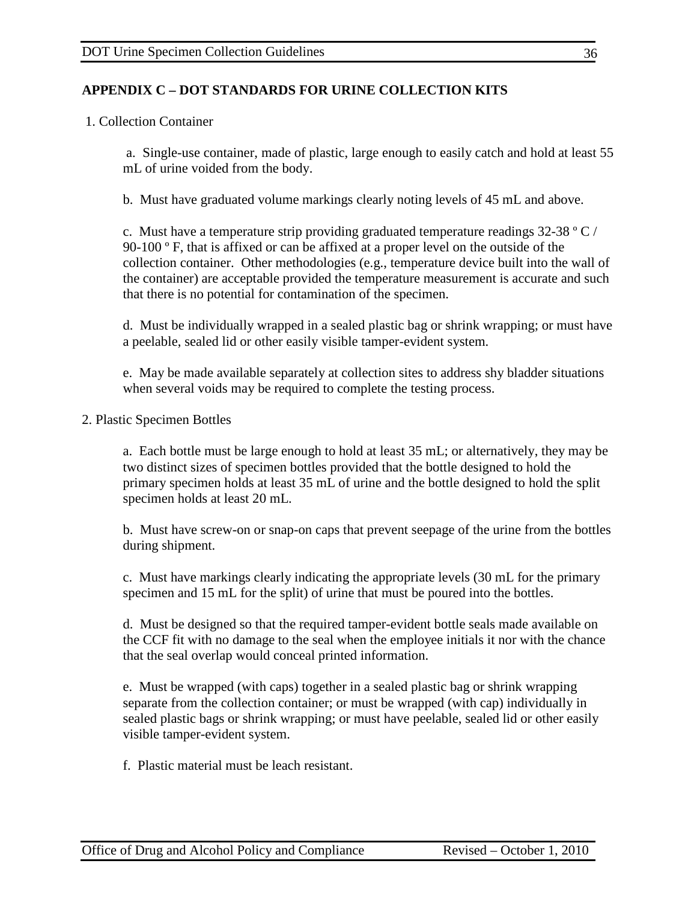## APPENDIX C – DOT STANDARDS FOR URINE COLLECTION KITS

1. Collection Container

   a. Single-use container, made of plastic, large enough to easily catch and hold at least 55 mL of urine voided from the body.

   b. Must have graduated volume markings clearly noting levels of 45 mL and above.

   c. Must have a temperature strip providing graduated temperature readings 32-38 º C / 90-100 º F, that is affixed or can be affixed at a proper level on the outside of the collection container. Other methodologies (e.g., temperature device built into the wall of the container) are acceptable provided the temperature measurement is accurate and such that there is no potential for contamination of the specimen.

   d. Must be individually wrapped in a sealed plastic bag or shrink wrapping; or must have a peelable, sealed lid or other easily visible tamper-evident system.

   e. May be made available separately at collection sites to address shy bladder situations when several voids may be required to complete the testing process.

2. Plastic Specimen Bottles

   a. Each bottle must be large enough to hold at least 35 mL; or alternatively, they may be two distinct sizes of specimen bottles provided that the bottle designed to hold the primary specimen holds at least 35 mL of urine and the bottle designed to hold the split specimen holds at least 20 mL.

   b. Must have screw-on or snap-on caps that prevent seepage of the urine from the bottles during shipment.

   c. Must have markings clearly indicating the appropriate levels (30 mL for the primary specimen and 15 mL for the split) of urine that must be poured into the bottles.

   d. Must be designed so that the required tamper-evident bottle seals made available on the CCF fit with no damage to the seal when the employee initials it nor with the chance that the seal overlap would conceal printed information.

   e. Must be wrapped (with caps) together in a sealed plastic bag or shrink wrapping separate from the collection container; or must be wrapped (with cap) individually in sealed plastic bags or shrink wrapping; or must have peelable, sealed lid or other easily visible tamper-evident system.

   f. Plastic material must be leach resistant.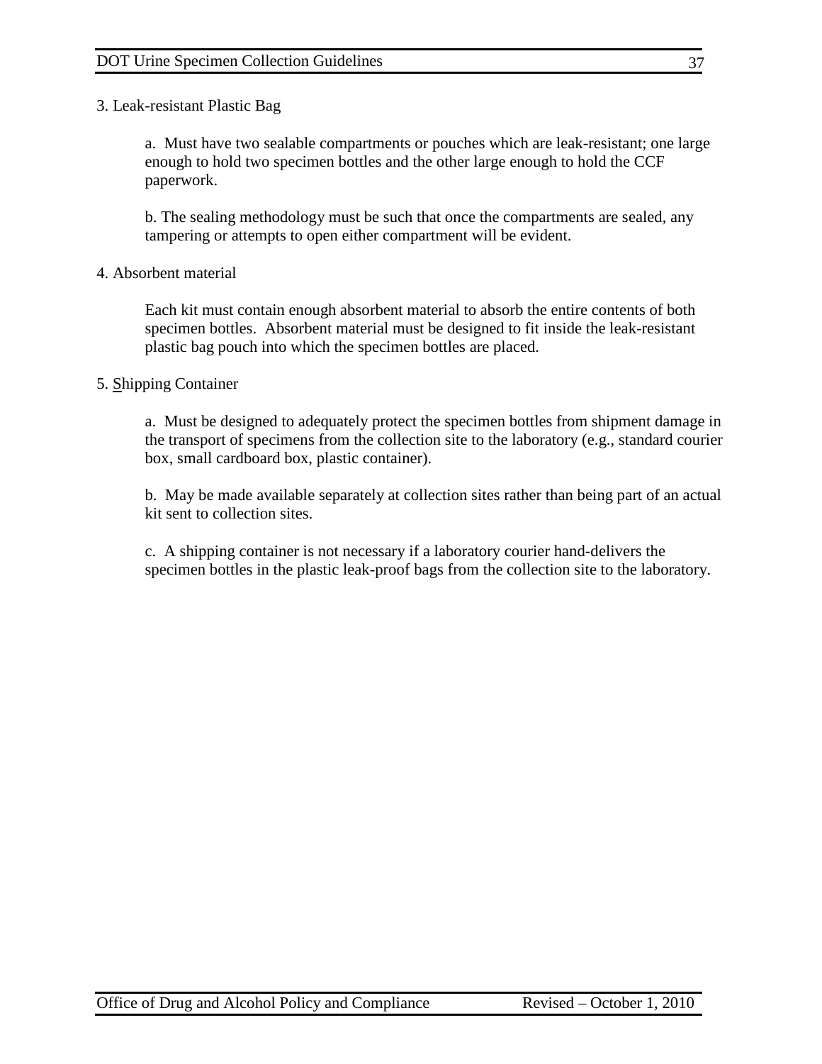3. Leak-resistant Plastic Bag

a. Must have two sealable compartments or pouches which are leak-resistant; one large enough to hold two specimen bottles and the other large enough to hold the CCF paperwork.

b. The sealing methodology must be such that once the compartments are sealed, any tampering or attempts to open either compartment will be evident.

4. Absorbent material

Each kit must contain enough absorbent material to absorb the entire contents of both specimen bottles. Absorbent material must be designed to fit inside the leak-resistant plastic bag pouch into which the specimen bottles are placed.

5. Shipping Container

a. Must be designed to adequately protect the specimen bottles from shipment damage in the transport of specimens from the collection site to the laboratory (e.g., standard courier box, small cardboard box, plastic container).

b. May be made available separately at collection sites rather than being part of an actual kit sent to collection sites.

c. A shipping container is not necessary if a laboratory courier hand-delivers the specimen bottles in the plastic leak-proof bags from the collection site to the laboratory.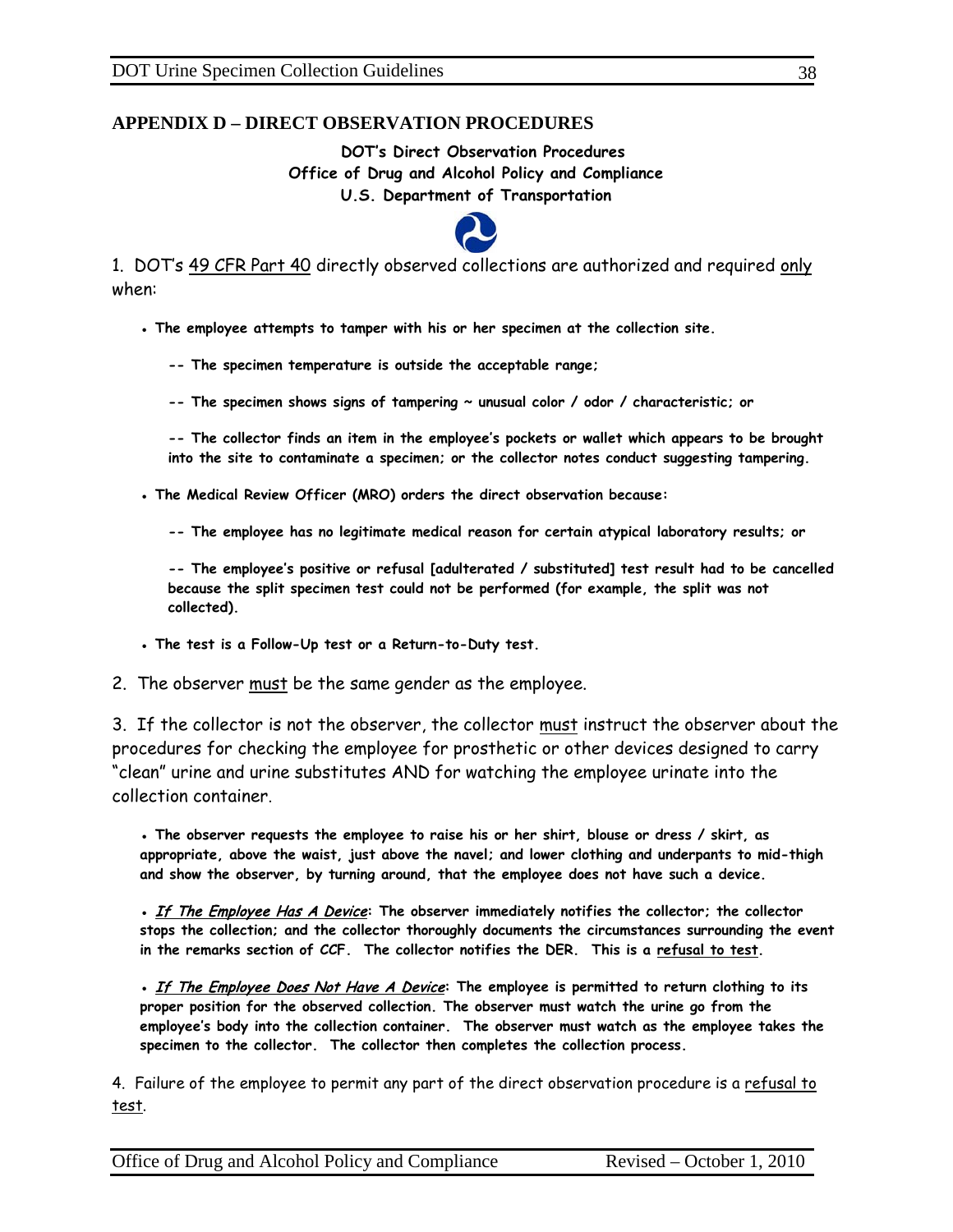## APPENDIX D – DIRECT OBSERVATION PROCEDURES

**DOT's Direct Observation Procedures**
**Office of Drug and Alcohol Policy and Compliance**
**U.S. Department of Transportation**

1. DOT's 49 CFR Part 40 directly observed collections are authorized and required only when:

- **The employee attempts to tamper with his or her specimen at the collection site.**

  **-- The specimen temperature is outside the acceptable range;**

  **-- The specimen shows signs of tampering ~ unusual color / odor / characteristic; or**

  **-- The collector finds an item in the employee's pockets or wallet which appears to be brought into the site to contaminate a specimen; or the collector notes conduct suggesting tampering.**

- **The Medical Review Officer (MRO) orders the direct observation because:**

  **-- The employee has no legitimate medical reason for certain atypical laboratory results; or**

  **-- The employee's positive or refusal [adulterated / substituted] test result had to be cancelled because the split specimen test could not be performed (for example, the split was not collected).**

- **The test is a Follow-Up test or a Return-to-Duty test.**

2. The observer must be the same gender as the employee.

3. If the collector is not the observer, the collector must instruct the observer about the procedures for checking the employee for prosthetic or other devices designed to carry "clean" urine and urine substitutes AND for watching the employee urinate into the collection container.

- **The observer requests the employee to raise his or her shirt, blouse or dress / skirt, as appropriate, above the waist, just above the navel; and lower clothing and underpants to mid-thigh and show the observer, by turning around, that the employee does not have such a device.**

- ***If The Employee Has A Device*: The observer immediately notifies the collector; the collector stops the collection; and the collector thoroughly documents the circumstances surrounding the event in the remarks section of CCF. The collector notifies the DER. This is a refusal to test.**

- ***If The Employee Does Not Have A Device*: The employee is permitted to return clothing to its proper position for the observed collection. The observer must watch the urine go from the employee's body into the collection container. The observer must watch as the employee takes the specimen to the collector. The collector then completes the collection process.**

4. Failure of the employee to permit any part of the direct observation procedure is a refusal to test.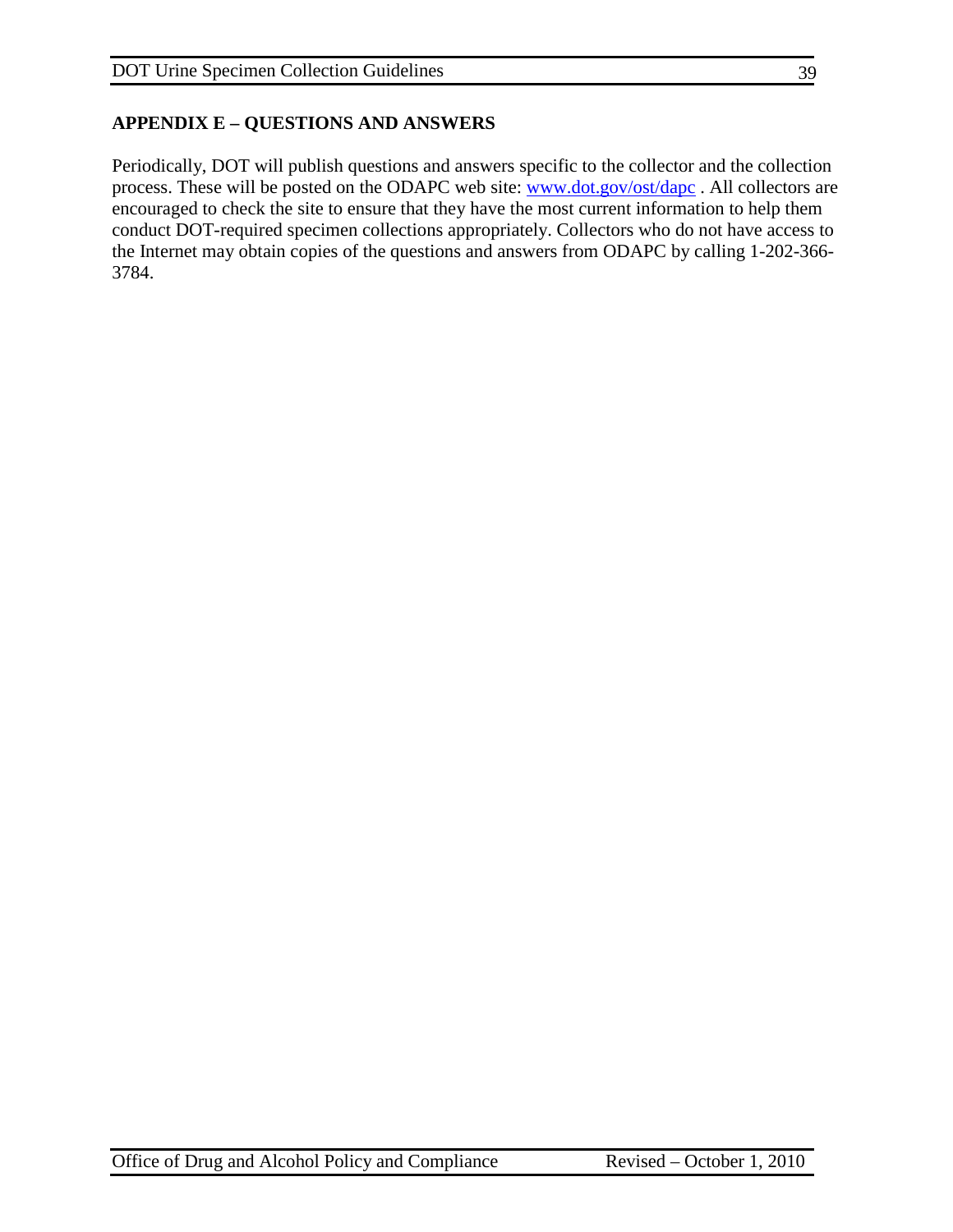## APPENDIX E – QUESTIONS AND ANSWERS

Periodically, DOT will publish questions and answers specific to the collector and the collection process. These will be posted on the ODAPC web site: [www.dot.gov/ost/dapc](http://www.dot.gov/ost/dapc) . All collectors are encouraged to check the site to ensure that they have the most current information to help them conduct DOT-required specimen collections appropriately. Collectors who do not have access to the Internet may obtain copies of the questions and answers from ODAPC by calling 1-202-366-3784.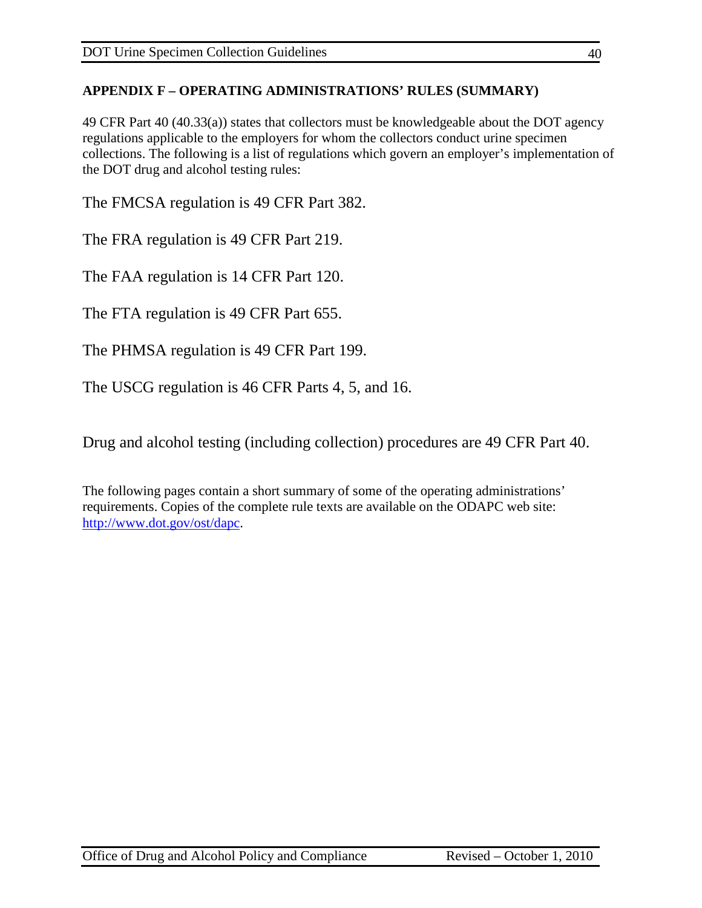## APPENDIX F – OPERATING ADMINISTRATIONS' RULES (SUMMARY)

49 CFR Part 40 (40.33(a)) states that collectors must be knowledgeable about the DOT agency regulations applicable to the employers for whom the collectors conduct urine specimen collections. The following is a list of regulations which govern an employer's implementation of the DOT drug and alcohol testing rules:

The FMCSA regulation is 49 CFR Part 382.

The FRA regulation is 49 CFR Part 219.

The FAA regulation is 14 CFR Part 120.

The FTA regulation is 49 CFR Part 655.

The PHMSA regulation is 49 CFR Part 199.

The USCG regulation is 46 CFR Parts 4, 5, and 16.

Drug and alcohol testing (including collection) procedures are 49 CFR Part 40.

The following pages contain a short summary of some of the operating administrations' requirements. Copies of the complete rule texts are available on the ODAPC web site: [http://www.dot.gov/ost/dapc](http://www.dot.gov/ost/dapc).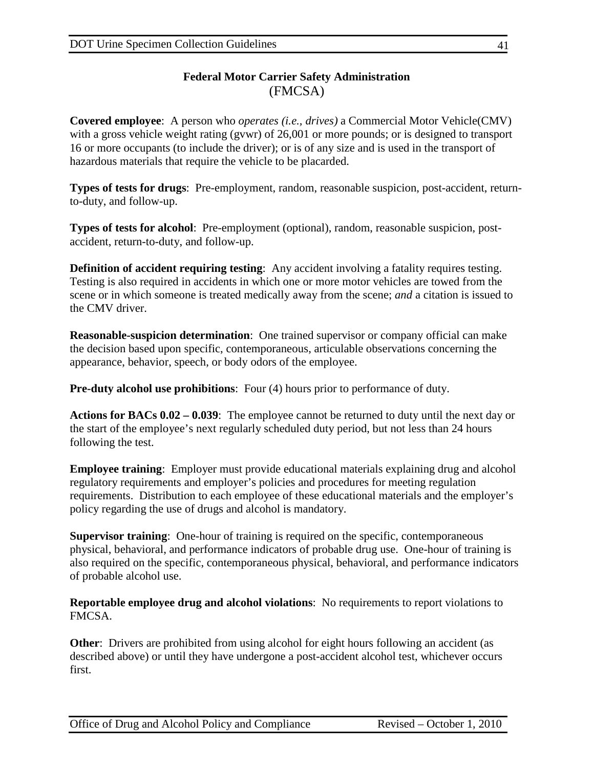## Federal Motor Carrier Safety Administration
(FMCSA)

**Covered employee**: A person who *operates (i.e., drives)* a Commercial Motor Vehicle(CMV) with a gross vehicle weight rating (gvwr) of 26,001 or more pounds; or is designed to transport 16 or more occupants (to include the driver); or is of any size and is used in the transport of hazardous materials that require the vehicle to be placarded.

**Types of tests for drugs**: Pre-employment, random, reasonable suspicion, post-accident, return-to-duty, and follow-up.

**Types of tests for alcohol**: Pre-employment (optional), random, reasonable suspicion, post-accident, return-to-duty, and follow-up.

**Definition of accident requiring testing**: Any accident involving a fatality requires testing. Testing is also required in accidents in which one or more motor vehicles are towed from the scene or in which someone is treated medically away from the scene; *and* a citation is issued to the CMV driver.

**Reasonable-suspicion determination**: One trained supervisor or company official can make the decision based upon specific, contemporaneous, articulable observations concerning the appearance, behavior, speech, or body odors of the employee.

**Pre-duty alcohol use prohibitions**: Four (4) hours prior to performance of duty.

**Actions for BACs 0.02 – 0.039**: The employee cannot be returned to duty until the next day or the start of the employee's next regularly scheduled duty period, but not less than 24 hours following the test.

**Employee training**: Employer must provide educational materials explaining drug and alcohol regulatory requirements and employer's policies and procedures for meeting regulation requirements. Distribution to each employee of these educational materials and the employer's policy regarding the use of drugs and alcohol is mandatory.

**Supervisor training**: One-hour of training is required on the specific, contemporaneous physical, behavioral, and performance indicators of probable drug use. One-hour of training is also required on the specific, contemporaneous physical, behavioral, and performance indicators of probable alcohol use.

**Reportable employee drug and alcohol violations**: No requirements to report violations to FMCSA.

**Other**: Drivers are prohibited from using alcohol for eight hours following an accident (as described above) or until they have undergone a post-accident alcohol test, whichever occurs first.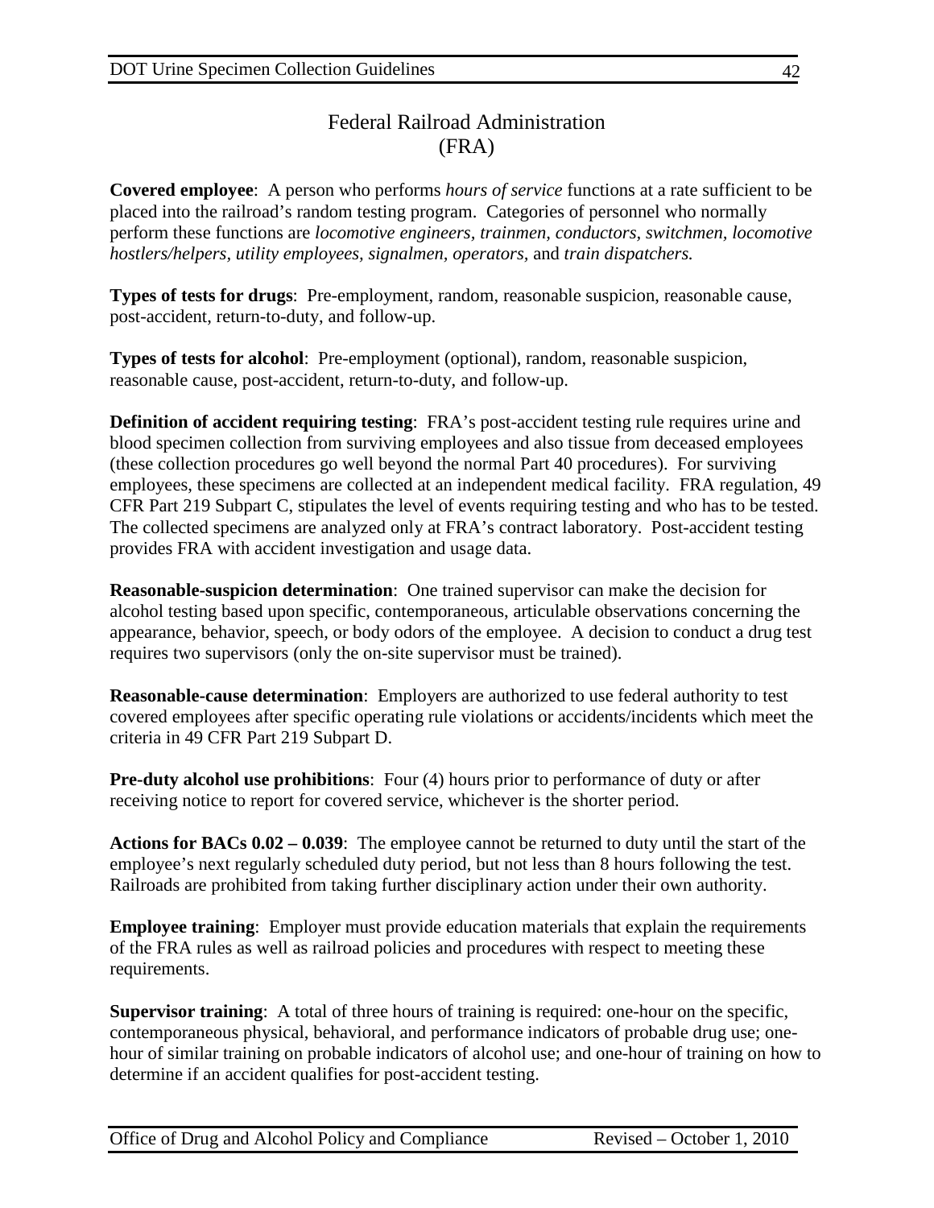# Federal Railroad Administration (FRA)

**Covered employee**: A person who performs *hours of service* functions at a rate sufficient to be placed into the railroad's random testing program. Categories of personnel who normally perform these functions are *locomotive engineers, trainmen, conductors, switchmen, locomotive hostlers/helpers, utility employees, signalmen, operators,* and *train dispatchers.*

**Types of tests for drugs**: Pre-employment, random, reasonable suspicion, reasonable cause, post-accident, return-to-duty, and follow-up.

**Types of tests for alcohol**: Pre-employment (optional), random, reasonable suspicion, reasonable cause, post-accident, return-to-duty, and follow-up.

**Definition of accident requiring testing**: FRA's post-accident testing rule requires urine and blood specimen collection from surviving employees and also tissue from deceased employees (these collection procedures go well beyond the normal Part 40 procedures). For surviving employees, these specimens are collected at an independent medical facility. FRA regulation, 49 CFR Part 219 Subpart C, stipulates the level of events requiring testing and who has to be tested. The collected specimens are analyzed only at FRA's contract laboratory. Post-accident testing provides FRA with accident investigation and usage data.

**Reasonable-suspicion determination**: One trained supervisor can make the decision for alcohol testing based upon specific, contemporaneous, articulable observations concerning the appearance, behavior, speech, or body odors of the employee. A decision to conduct a drug test requires two supervisors (only the on-site supervisor must be trained).

**Reasonable-cause determination**: Employers are authorized to use federal authority to test covered employees after specific operating rule violations or accidents/incidents which meet the criteria in 49 CFR Part 219 Subpart D.

**Pre-duty alcohol use prohibitions**: Four (4) hours prior to performance of duty or after receiving notice to report for covered service, whichever is the shorter period.

**Actions for BACs 0.02 – 0.039**: The employee cannot be returned to duty until the start of the employee's next regularly scheduled duty period, but not less than 8 hours following the test. Railroads are prohibited from taking further disciplinary action under their own authority.

**Employee training**: Employer must provide education materials that explain the requirements of the FRA rules as well as railroad policies and procedures with respect to meeting these requirements.

**Supervisor training**: A total of three hours of training is required: one-hour on the specific, contemporaneous physical, behavioral, and performance indicators of probable drug use; one-hour of similar training on probable indicators of alcohol use; and one-hour of training on how to determine if an accident qualifies for post-accident testing.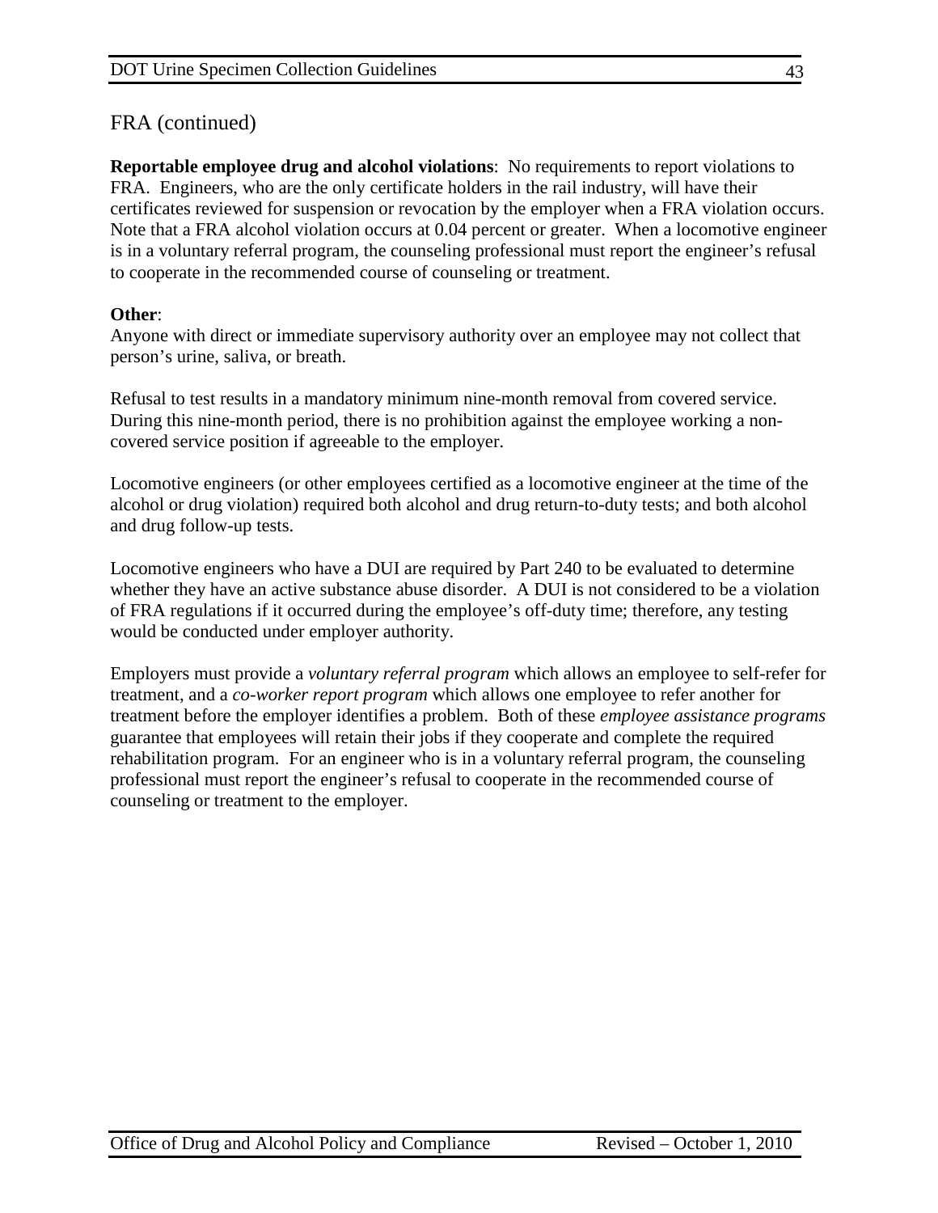## FRA (continued)

**Reportable employee drug and alcohol violations**: No requirements to report violations to FRA. Engineers, who are the only certificate holders in the rail industry, will have their certificates reviewed for suspension or revocation by the employer when a FRA violation occurs. Note that a FRA alcohol violation occurs at 0.04 percent or greater. When a locomotive engineer is in a voluntary referral program, the counseling professional must report the engineer's refusal to cooperate in the recommended course of counseling or treatment.

**Other**:
Anyone with direct or immediate supervisory authority over an employee may not collect that person's urine, saliva, or breath.

Refusal to test results in a mandatory minimum nine-month removal from covered service. During this nine-month period, there is no prohibition against the employee working a non-covered service position if agreeable to the employer.

Locomotive engineers (or other employees certified as a locomotive engineer at the time of the alcohol or drug violation) required both alcohol and drug return-to-duty tests; and both alcohol and drug follow-up tests.

Locomotive engineers who have a DUI are required by Part 240 to be evaluated to determine whether they have an active substance abuse disorder. A DUI is not considered to be a violation of FRA regulations if it occurred during the employee's off-duty time; therefore, any testing would be conducted under employer authority.

Employers must provide a *voluntary referral program* which allows an employee to self-refer for treatment, and a *co-worker report program* which allows one employee to refer another for treatment before the employer identifies a problem. Both of these *employee assistance programs* guarantee that employees will retain their jobs if they cooperate and complete the required rehabilitation program. For an engineer who is in a voluntary referral program, the counseling professional must report the engineer's refusal to cooperate in the recommended course of counseling or treatment to the employer.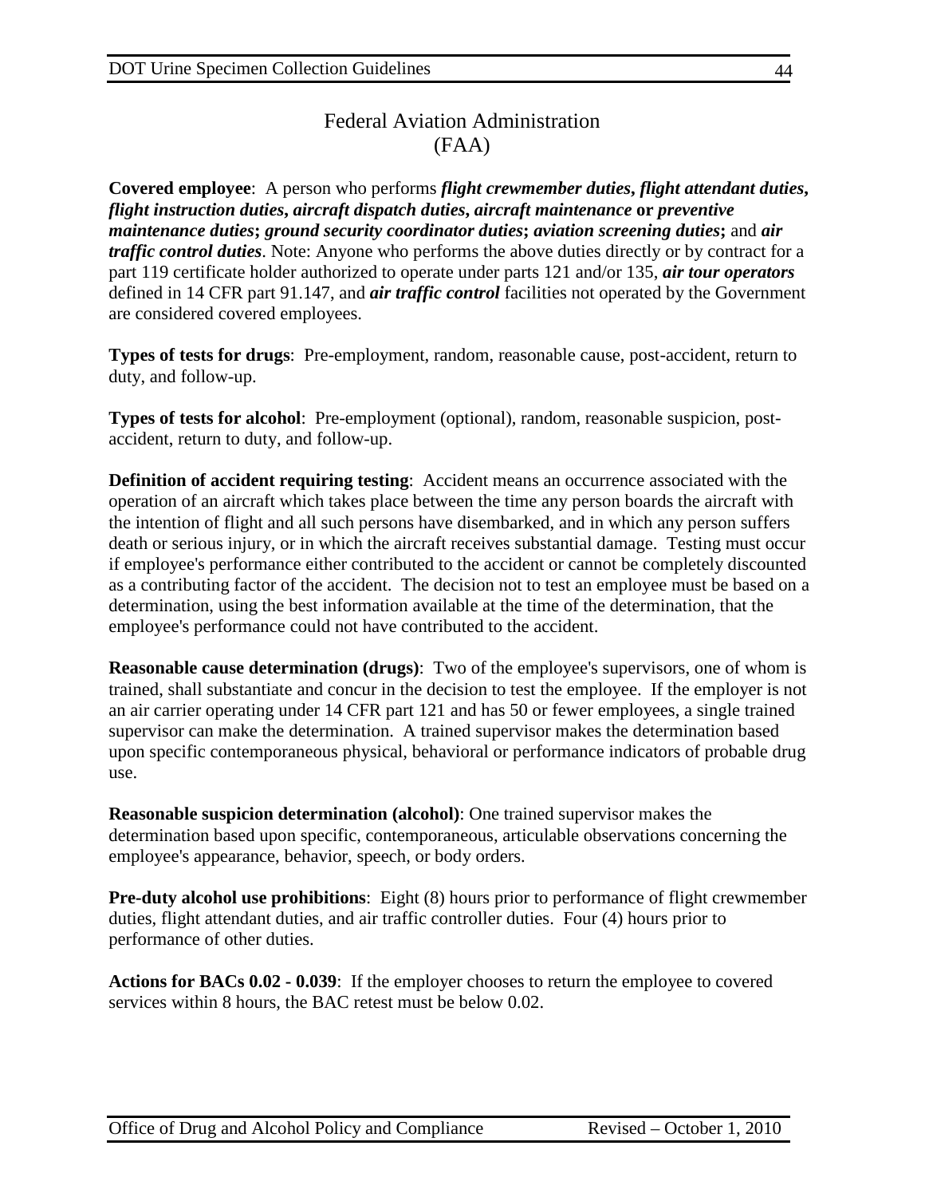# Federal Aviation Administration (FAA)

**Covered employee**: A person who performs ***flight crewmember duties, flight attendant duties, flight instruction duties, aircraft dispatch duties, aircraft maintenance* or *preventive maintenance duties*; *ground security coordinator duties*; *aviation screening duties*;** and ***air traffic control duties***. Note: Anyone who performs the above duties directly or by contract for a part 119 certificate holder authorized to operate under parts 121 and/or 135, ***air tour operators*** defined in 14 CFR part 91.147, and ***air traffic control*** facilities not operated by the Government are considered covered employees.

**Types of tests for drugs**: Pre-employment, random, reasonable cause, post-accident, return to duty, and follow-up.

**Types of tests for alcohol**: Pre-employment (optional), random, reasonable suspicion, post-accident, return to duty, and follow-up.

**Definition of accident requiring testing**: Accident means an occurrence associated with the operation of an aircraft which takes place between the time any person boards the aircraft with the intention of flight and all such persons have disembarked, and in which any person suffers death or serious injury, or in which the aircraft receives substantial damage. Testing must occur if employee's performance either contributed to the accident or cannot be completely discounted as a contributing factor of the accident. The decision not to test an employee must be based on a determination, using the best information available at the time of the determination, that the employee's performance could not have contributed to the accident.

**Reasonable cause determination (drugs)**: Two of the employee's supervisors, one of whom is trained, shall substantiate and concur in the decision to test the employee. If the employer is not an air carrier operating under 14 CFR part 121 and has 50 or fewer employees, a single trained supervisor can make the determination. A trained supervisor makes the determination based upon specific contemporaneous physical, behavioral or performance indicators of probable drug use.

**Reasonable suspicion determination (alcohol)**: One trained supervisor makes the determination based upon specific, contemporaneous, articulable observations concerning the employee's appearance, behavior, speech, or body orders.

**Pre-duty alcohol use prohibitions**: Eight (8) hours prior to performance of flight crewmember duties, flight attendant duties, and air traffic controller duties. Four (4) hours prior to performance of other duties.

**Actions for BACs 0.02 - 0.039**: If the employer chooses to return the employee to covered services within 8 hours, the BAC retest must be below 0.02.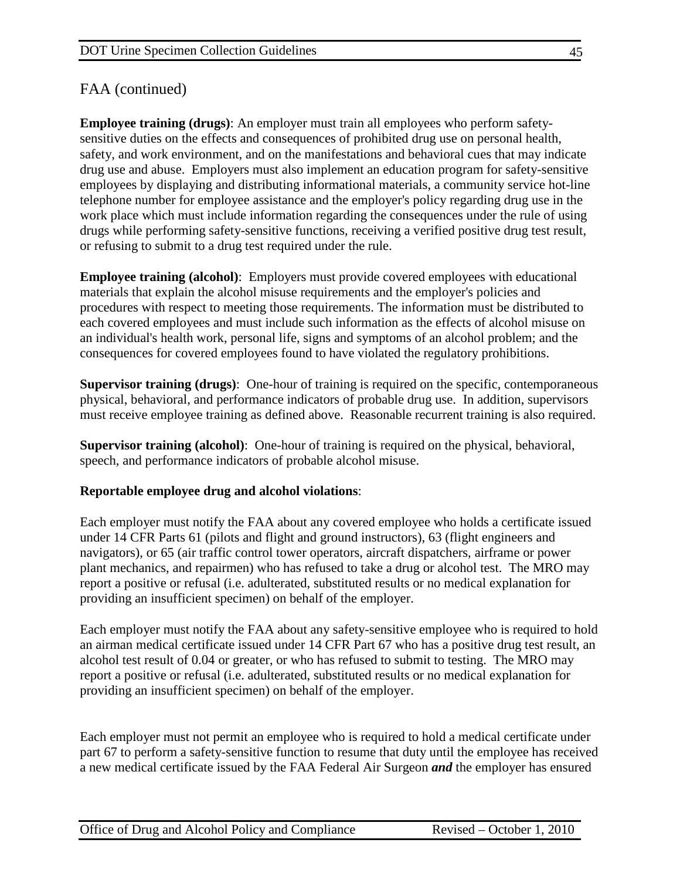## FAA (continued)

**Employee training (drugs)**: An employer must train all employees who perform safety-sensitive duties on the effects and consequences of prohibited drug use on personal health, safety, and work environment, and on the manifestations and behavioral cues that may indicate drug use and abuse. Employers must also implement an education program for safety-sensitive employees by displaying and distributing informational materials, a community service hot-line telephone number for employee assistance and the employer's policy regarding drug use in the work place which must include information regarding the consequences under the rule of using drugs while performing safety-sensitive functions, receiving a verified positive drug test result, or refusing to submit to a drug test required under the rule.

**Employee training (alcohol)**: Employers must provide covered employees with educational materials that explain the alcohol misuse requirements and the employer's policies and procedures with respect to meeting those requirements. The information must be distributed to each covered employees and must include such information as the effects of alcohol misuse on an individual's health work, personal life, signs and symptoms of an alcohol problem; and the consequences for covered employees found to have violated the regulatory prohibitions.

**Supervisor training (drugs)**: One-hour of training is required on the specific, contemporaneous physical, behavioral, and performance indicators of probable drug use. In addition, supervisors must receive employee training as defined above. Reasonable recurrent training is also required.

**Supervisor training (alcohol)**: One-hour of training is required on the physical, behavioral, speech, and performance indicators of probable alcohol misuse.

**Reportable employee drug and alcohol violations**:

Each employer must notify the FAA about any covered employee who holds a certificate issued under 14 CFR Parts 61 (pilots and flight and ground instructors), 63 (flight engineers and navigators), or 65 (air traffic control tower operators, aircraft dispatchers, airframe or power plant mechanics, and repairmen) who has refused to take a drug or alcohol test. The MRO may report a positive or refusal (i.e. adulterated, substituted results or no medical explanation for providing an insufficient specimen) on behalf of the employer.

Each employer must notify the FAA about any safety-sensitive employee who is required to hold an airman medical certificate issued under 14 CFR Part 67 who has a positive drug test result, an alcohol test result of 0.04 or greater, or who has refused to submit to testing. The MRO may report a positive or refusal (i.e. adulterated, substituted results or no medical explanation for providing an insufficient specimen) on behalf of the employer.

Each employer must not permit an employee who is required to hold a medical certificate under part 67 to perform a safety-sensitive function to resume that duty until the employee has received a new medical certificate issued by the FAA Federal Air Surgeon ***and*** the employer has ensured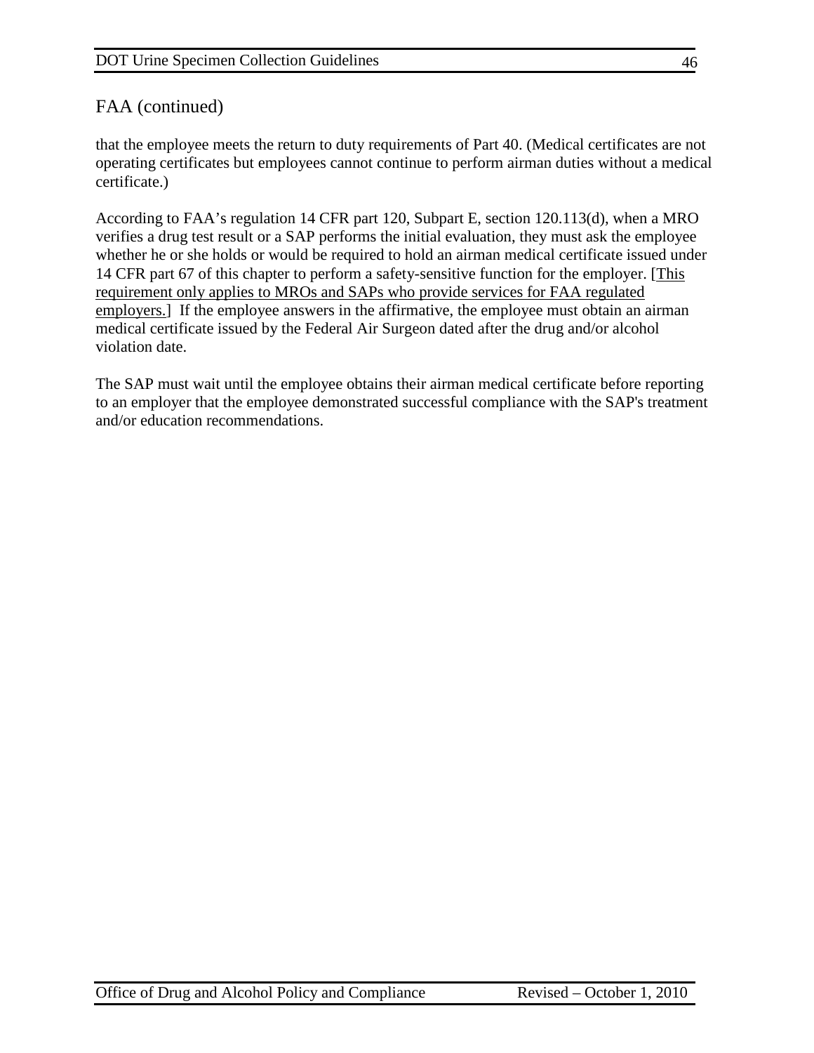## FAA (continued)

that the employee meets the return to duty requirements of Part 40. (Medical certificates are not operating certificates but employees cannot continue to perform airman duties without a medical certificate.)

According to FAA's regulation 14 CFR part 120, Subpart E, section 120.113(d), when a MRO verifies a drug test result or a SAP performs the initial evaluation, they must ask the employee whether he or she holds or would be required to hold an airman medical certificate issued under 14 CFR part 67 of this chapter to perform a safety-sensitive function for the employer. [This requirement only applies to MROs and SAPs who provide services for FAA regulated employers.] If the employee answers in the affirmative, the employee must obtain an airman medical certificate issued by the Federal Air Surgeon dated after the drug and/or alcohol violation date.

The SAP must wait until the employee obtains their airman medical certificate before reporting to an employer that the employee demonstrated successful compliance with the SAP's treatment and/or education recommendations.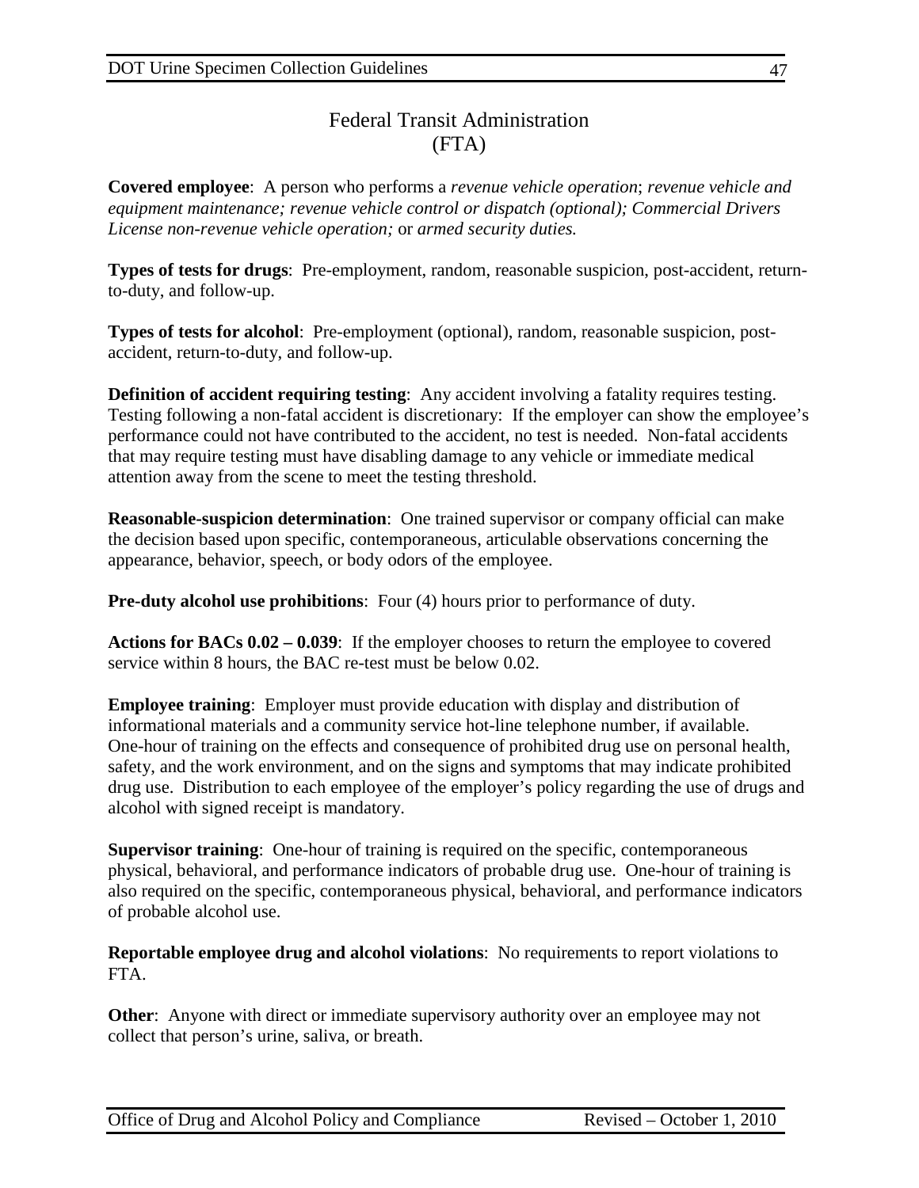## Federal Transit Administration (FTA)

**Covered employee**: A person who performs a *revenue vehicle operation*; *revenue vehicle and equipment maintenance; revenue vehicle control or dispatch (optional); Commercial Drivers License non-revenue vehicle operation;* or *armed security duties.*

**Types of tests for drugs**: Pre-employment, random, reasonable suspicion, post-accident, return-to-duty, and follow-up.

**Types of tests for alcohol**: Pre-employment (optional), random, reasonable suspicion, post-accident, return-to-duty, and follow-up.

**Definition of accident requiring testing**: Any accident involving a fatality requires testing. Testing following a non-fatal accident is discretionary: If the employer can show the employee's performance could not have contributed to the accident, no test is needed. Non-fatal accidents that may require testing must have disabling damage to any vehicle or immediate medical attention away from the scene to meet the testing threshold.

**Reasonable-suspicion determination**: One trained supervisor or company official can make the decision based upon specific, contemporaneous, articulable observations concerning the appearance, behavior, speech, or body odors of the employee.

**Pre-duty alcohol use prohibitions**: Four (4) hours prior to performance of duty.

**Actions for BACs 0.02 – 0.039**: If the employer chooses to return the employee to covered service within 8 hours, the BAC re-test must be below 0.02.

**Employee training**: Employer must provide education with display and distribution of informational materials and a community service hot-line telephone number, if available. One-hour of training on the effects and consequence of prohibited drug use on personal health, safety, and the work environment, and on the signs and symptoms that may indicate prohibited drug use. Distribution to each employee of the employer's policy regarding the use of drugs and alcohol with signed receipt is mandatory.

**Supervisor training**: One-hour of training is required on the specific, contemporaneous physical, behavioral, and performance indicators of probable drug use. One-hour of training is also required on the specific, contemporaneous physical, behavioral, and performance indicators of probable alcohol use.

**Reportable employee drug and alcohol violations**: No requirements to report violations to FTA.

**Other**: Anyone with direct or immediate supervisory authority over an employee may not collect that person's urine, saliva, or breath.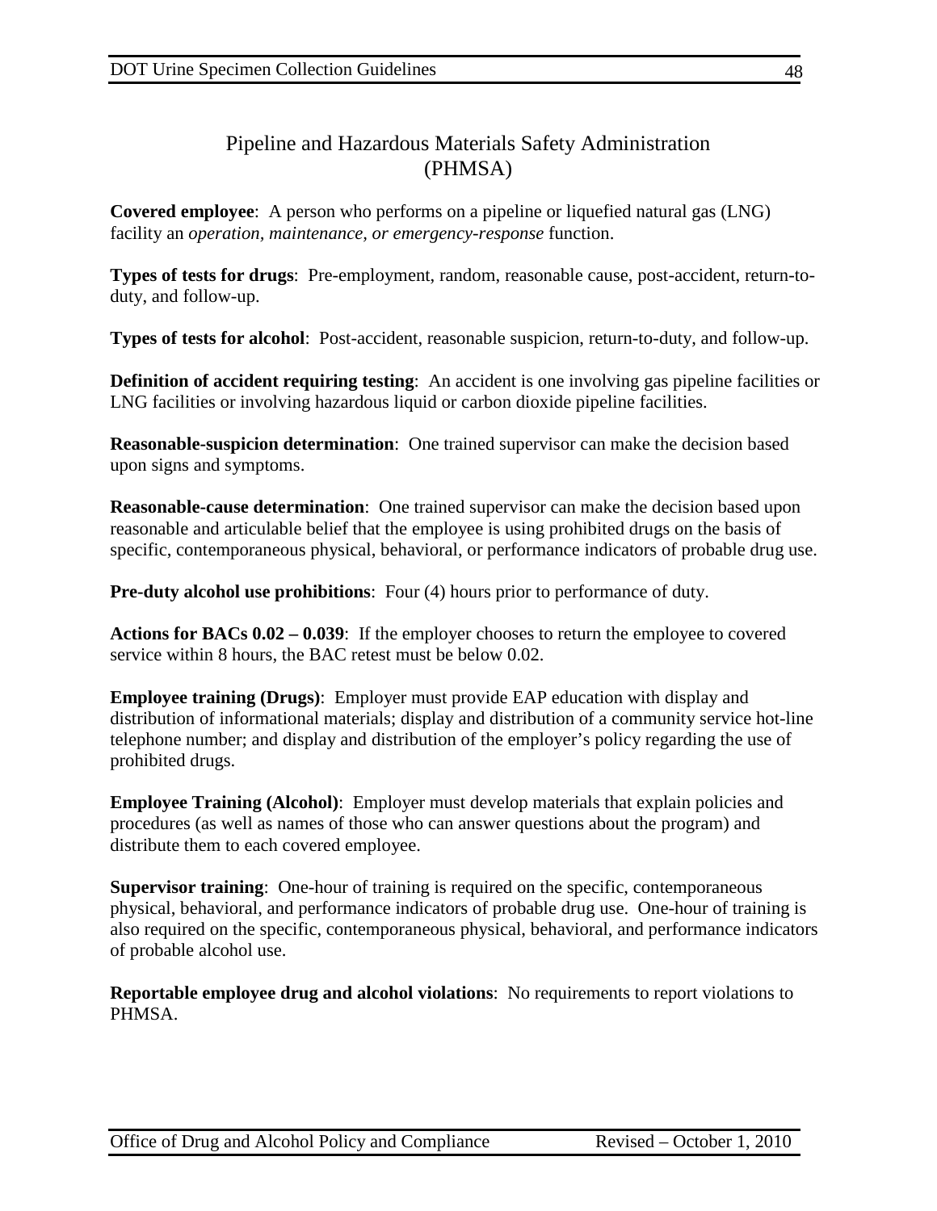## Pipeline and Hazardous Materials Safety Administration (PHMSA)

**Covered employee**: A person who performs on a pipeline or liquefied natural gas (LNG) facility an *operation, maintenance, or emergency-response* function.

**Types of tests for drugs**: Pre-employment, random, reasonable cause, post-accident, return-to-duty, and follow-up.

**Types of tests for alcohol**: Post-accident, reasonable suspicion, return-to-duty, and follow-up.

**Definition of accident requiring testing**: An accident is one involving gas pipeline facilities or LNG facilities or involving hazardous liquid or carbon dioxide pipeline facilities.

**Reasonable-suspicion determination**: One trained supervisor can make the decision based upon signs and symptoms.

**Reasonable-cause determination**: One trained supervisor can make the decision based upon reasonable and articulable belief that the employee is using prohibited drugs on the basis of specific, contemporaneous physical, behavioral, or performance indicators of probable drug use.

**Pre-duty alcohol use prohibitions**: Four (4) hours prior to performance of duty.

**Actions for BACs 0.02 – 0.039**: If the employer chooses to return the employee to covered service within 8 hours, the BAC retest must be below 0.02.

**Employee training (Drugs)**: Employer must provide EAP education with display and distribution of informational materials; display and distribution of a community service hot-line telephone number; and display and distribution of the employer's policy regarding the use of prohibited drugs.

**Employee Training (Alcohol)**: Employer must develop materials that explain policies and procedures (as well as names of those who can answer questions about the program) and distribute them to each covered employee.

**Supervisor training**: One-hour of training is required on the specific, contemporaneous physical, behavioral, and performance indicators of probable drug use. One-hour of training is also required on the specific, contemporaneous physical, behavioral, and performance indicators of probable alcohol use.

**Reportable employee drug and alcohol violations**: No requirements to report violations to PHMSA.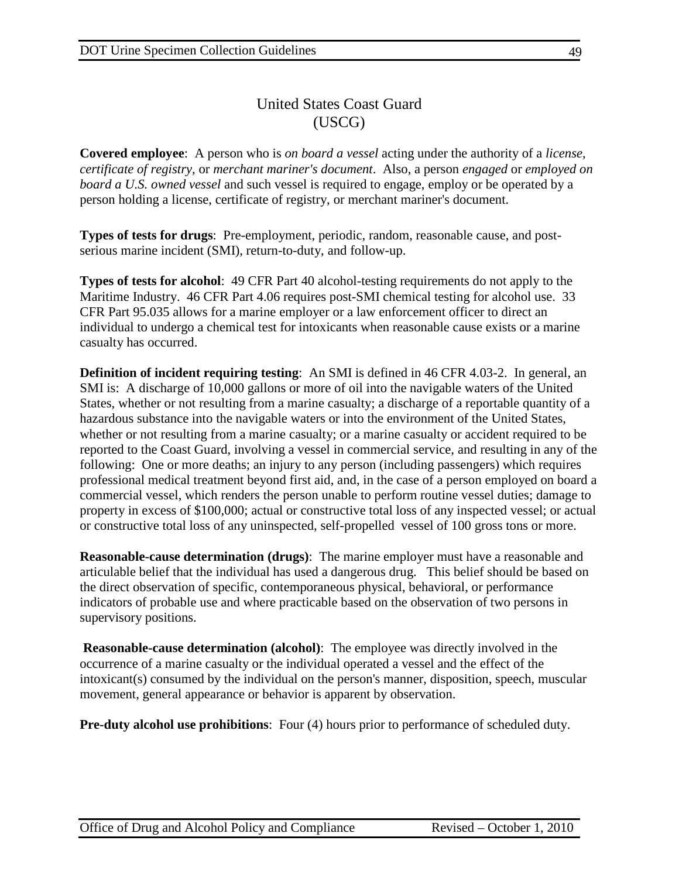# United States Coast Guard (USCG)

**Covered employee**: A person who is *on board a vessel* acting under the authority of a *license*, *certificate of registry*, or *merchant mariner's document*. Also, a person *engaged* or *employed on board a U.S. owned vessel* and such vessel is required to engage, employ or be operated by a person holding a license, certificate of registry, or merchant mariner's document.

**Types of tests for drugs**: Pre-employment, periodic, random, reasonable cause, and post-serious marine incident (SMI), return-to-duty, and follow-up.

**Types of tests for alcohol**: 49 CFR Part 40 alcohol-testing requirements do not apply to the Maritime Industry. 46 CFR Part 4.06 requires post-SMI chemical testing for alcohol use. 33 CFR Part 95.035 allows for a marine employer or a law enforcement officer to direct an individual to undergo a chemical test for intoxicants when reasonable cause exists or a marine casualty has occurred.

**Definition of incident requiring testing**: An SMI is defined in 46 CFR 4.03-2. In general, an SMI is: A discharge of 10,000 gallons or more of oil into the navigable waters of the United States, whether or not resulting from a marine casualty; a discharge of a reportable quantity of a hazardous substance into the navigable waters or into the environment of the United States, whether or not resulting from a marine casualty; or a marine casualty or accident required to be reported to the Coast Guard, involving a vessel in commercial service, and resulting in any of the following: One or more deaths; an injury to any person (including passengers) which requires professional medical treatment beyond first aid, and, in the case of a person employed on board a commercial vessel, which renders the person unable to perform routine vessel duties; damage to property in excess of $100,000; actual or constructive total loss of any inspected vessel; or actual or constructive total loss of any uninspected, self-propelled vessel of 100 gross tons or more.

**Reasonable-cause determination (drugs)**: The marine employer must have a reasonable and articulable belief that the individual has used a dangerous drug. This belief should be based on the direct observation of specific, contemporaneous physical, behavioral, or performance indicators of probable use and where practicable based on the observation of two persons in supervisory positions.

**Reasonable-cause determination (alcohol)**: The employee was directly involved in the occurrence of a marine casualty or the individual operated a vessel and the effect of the intoxicant(s) consumed by the individual on the person's manner, disposition, speech, muscular movement, general appearance or behavior is apparent by observation.

**Pre-duty alcohol use prohibitions**: Four (4) hours prior to performance of scheduled duty.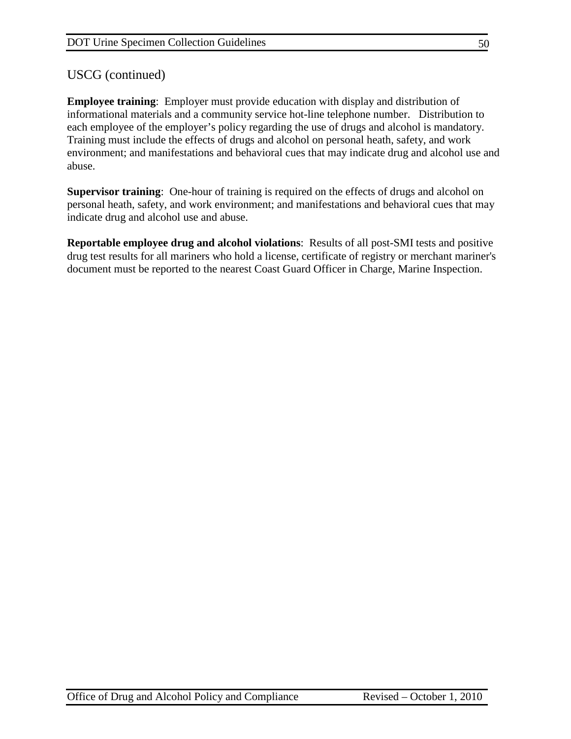## USCG (continued)

**Employee training**: Employer must provide education with display and distribution of informational materials and a community service hot-line telephone number. Distribution to each employee of the employer's policy regarding the use of drugs and alcohol is mandatory. Training must include the effects of drugs and alcohol on personal heath, safety, and work environment; and manifestations and behavioral cues that may indicate drug and alcohol use and abuse.

**Supervisor training**: One-hour of training is required on the effects of drugs and alcohol on personal heath, safety, and work environment; and manifestations and behavioral cues that may indicate drug and alcohol use and abuse.

**Reportable employee drug and alcohol violations**: Results of all post-SMI tests and positive drug test results for all mariners who hold a license, certificate of registry or merchant mariner's document must be reported to the nearest Coast Guard Officer in Charge, Marine Inspection.